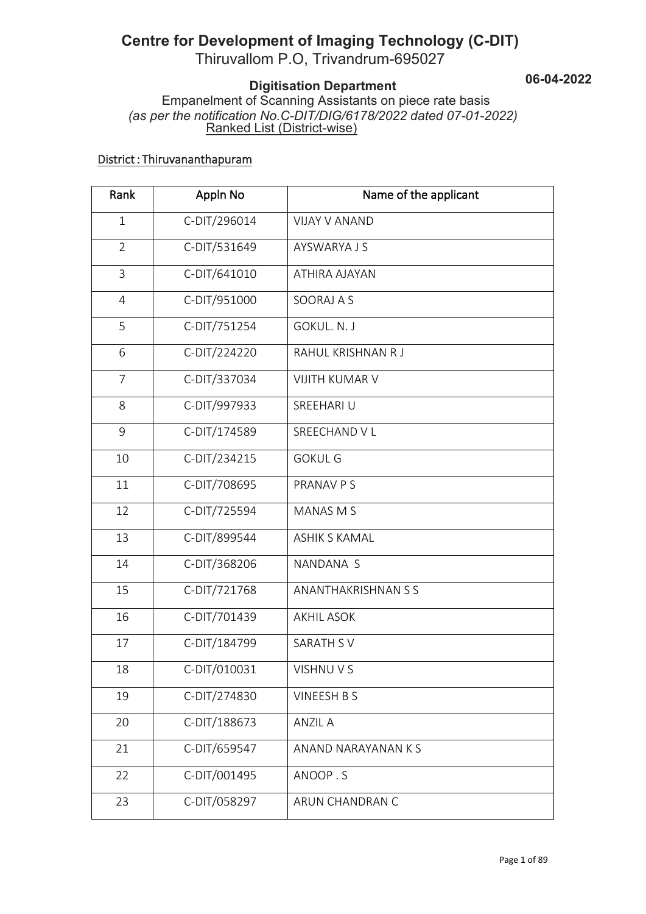# Centre for Development of Imaging Technology (C-DIT)

Thiruvallom P.O, Trivandrum-695027

**06-04-2022**

## Digitisation Department

Empanelment of Scanning Assistants on piece rate basis

*(as per the notification No.C-DIT/DIG/6178/2022 dated 07-01-2022)*

Ranked List (District-wise)

### District : Thiruvananthapuram

| Rank | Appln No | Name of the applicant |
|---|---|---|
| 1 | C-DIT/296014 | VIJAY V ANAND |
| 2 | C-DIT/531649 | AYSWARYA J S |
| 3 | C-DIT/641010 | ATHIRA AJAYAN |
| 4 | C-DIT/951000 | SOORAJ A S |
| 5 | C-DIT/751254 | GOKUL. N. J |
| 6 | C-DIT/224220 | RAHUL KRISHNAN R J |
| 7 | C-DIT/337034 | VIJITH KUMAR V |
| 8 | C-DIT/997933 | SREEHARI U |
| 9 | C-DIT/174589 | SREECHAND V L |
| 10 | C-DIT/234215 | GOKUL G |
| 11 | C-DIT/708695 | PRANAV P S |
| 12 | C-DIT/725594 | MANAS M S |
| 13 | C-DIT/899544 | ASHIK S KAMAL |
| 14 | C-DIT/368206 | NANDANA S |
| 15 | C-DIT/721768 | ANANTHAKRISHNAN S S |
| 16 | C-DIT/701439 | AKHIL ASOK |
| 17 | C-DIT/184799 | SARATH S V |
| 18 | C-DIT/010031 | VISHNU V S |
| 19 | C-DIT/274830 | VINEESH B S |
| 20 | C-DIT/188673 | ANZIL A |
| 21 | C-DIT/659547 | ANAND NARAYANAN K S |
| 22 | C-DIT/001495 | ANOOP . S |
| 23 | C-DIT/058297 | ARUN CHANDRAN C |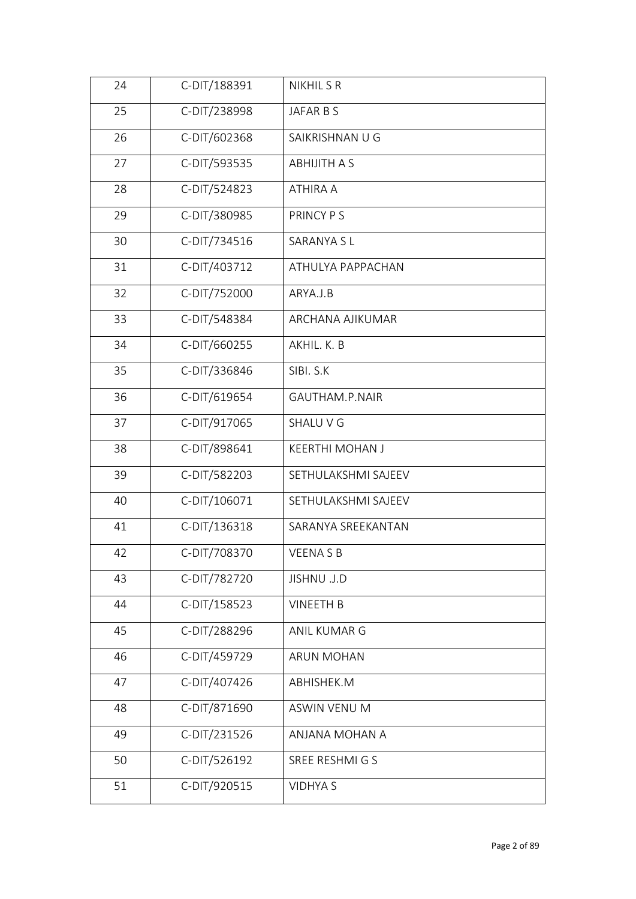| 24 | C-DIT/188391 | NIKHIL S R |
|---|---|---|
| 25 | C-DIT/238998 | JAFAR B S |
| 26 | C-DIT/602368 | SAIKRISHNAN U G |
| 27 | C-DIT/593535 | ABHIJITH A S |
| 28 | C-DIT/524823 | ATHIRA A |
| 29 | C-DIT/380985 | PRINCY P S |
| 30 | C-DIT/734516 | SARANYA S L |
| 31 | C-DIT/403712 | ATHULYA PAPPACHAN |
| 32 | C-DIT/752000 | ARYA.J.B |
| 33 | C-DIT/548384 | ARCHANA AJIKUMAR |
| 34 | C-DIT/660255 | AKHIL. K. B |
| 35 | C-DIT/336846 | SIBI. S.K |
| 36 | C-DIT/619654 | GAUTHAM.P.NAIR |
| 37 | C-DIT/917065 | SHALU V G |
| 38 | C-DIT/898641 | KEERTHI MOHAN J |
| 39 | C-DIT/582203 | SETHULAKSHMI SAJEEV |
| 40 | C-DIT/106071 | SETHULAKSHMI SAJEEV |
| 41 | C-DIT/136318 | SARANYA SREEKANTAN |
| 42 | C-DIT/708370 | VEENA S B |
| 43 | C-DIT/782720 | JISHNU .J.D |
| 44 | C-DIT/158523 | VINEETH B |
| 45 | C-DIT/288296 | ANIL KUMAR G |
| 46 | C-DIT/459729 | ARUN MOHAN |
| 47 | C-DIT/407426 | ABHISHEK.M |
| 48 | C-DIT/871690 | ASWIN VENU M |
| 49 | C-DIT/231526 | ANJANA MOHAN A |
| 50 | C-DIT/526192 | SREE RESHMI G S |
| 51 | C-DIT/920515 | VIDHYA S |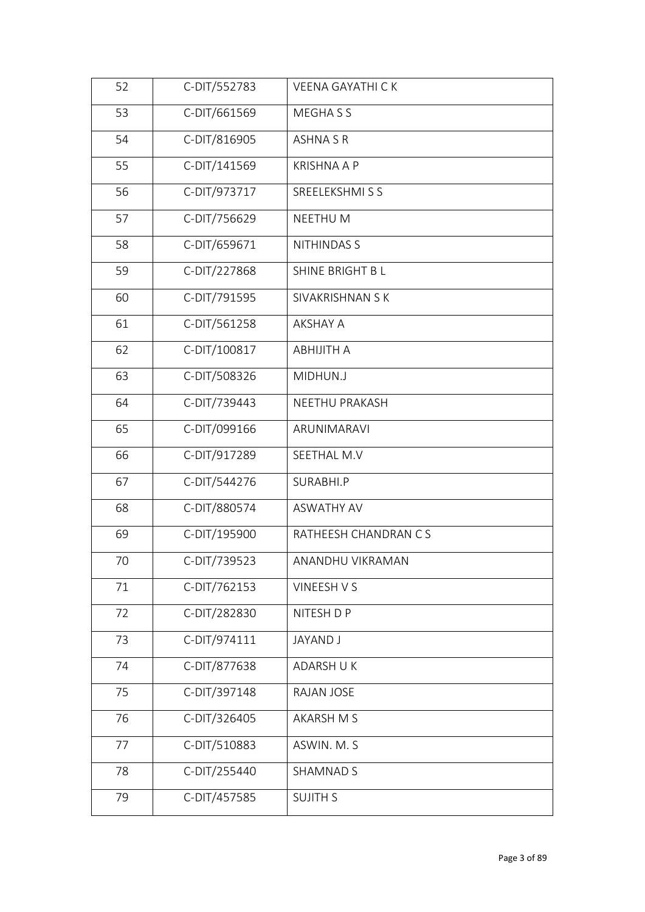| 52 | C-DIT/552783 | VEENA GAYATHI C K |
|---|---|---|
| 53 | C-DIT/661569 | MEGHA S S |
| 54 | C-DIT/816905 | ASHNA S R |
| 55 | C-DIT/141569 | KRISHNA A P |
| 56 | C-DIT/973717 | SREELEKSHMI S S |
| 57 | C-DIT/756629 | NEETHU M |
| 58 | C-DIT/659671 | NITHINDAS S |
| 59 | C-DIT/227868 | SHINE BRIGHT B L |
| 60 | C-DIT/791595 | SIVAKRISHNAN S K |
| 61 | C-DIT/561258 | AKSHAY A |
| 62 | C-DIT/100817 | ABHIJITH A |
| 63 | C-DIT/508326 | MIDHUN.J |
| 64 | C-DIT/739443 | NEETHU PRAKASH |
| 65 | C-DIT/099166 | ARUNIMARAVI |
| 66 | C-DIT/917289 | SEETHAL M.V |
| 67 | C-DIT/544276 | SURABHI.P |
| 68 | C-DIT/880574 | ASWATHY AV |
| 69 | C-DIT/195900 | RATHEESH CHANDRAN C S |
| 70 | C-DIT/739523 | ANANDHU VIKRAMAN |
| 71 | C-DIT/762153 | VINEESH V S |
| 72 | C-DIT/282830 | NITESH D P |
| 73 | C-DIT/974111 | JAYAND J |
| 74 | C-DIT/877638 | ADARSH U K |
| 75 | C-DIT/397148 | RAJAN JOSE |
| 76 | C-DIT/326405 | AKARSH M S |
| 77 | C-DIT/510883 | ASWIN. M. S |
| 78 | C-DIT/255440 | SHAMNAD S |
| 79 | C-DIT/457585 | SUJITH S |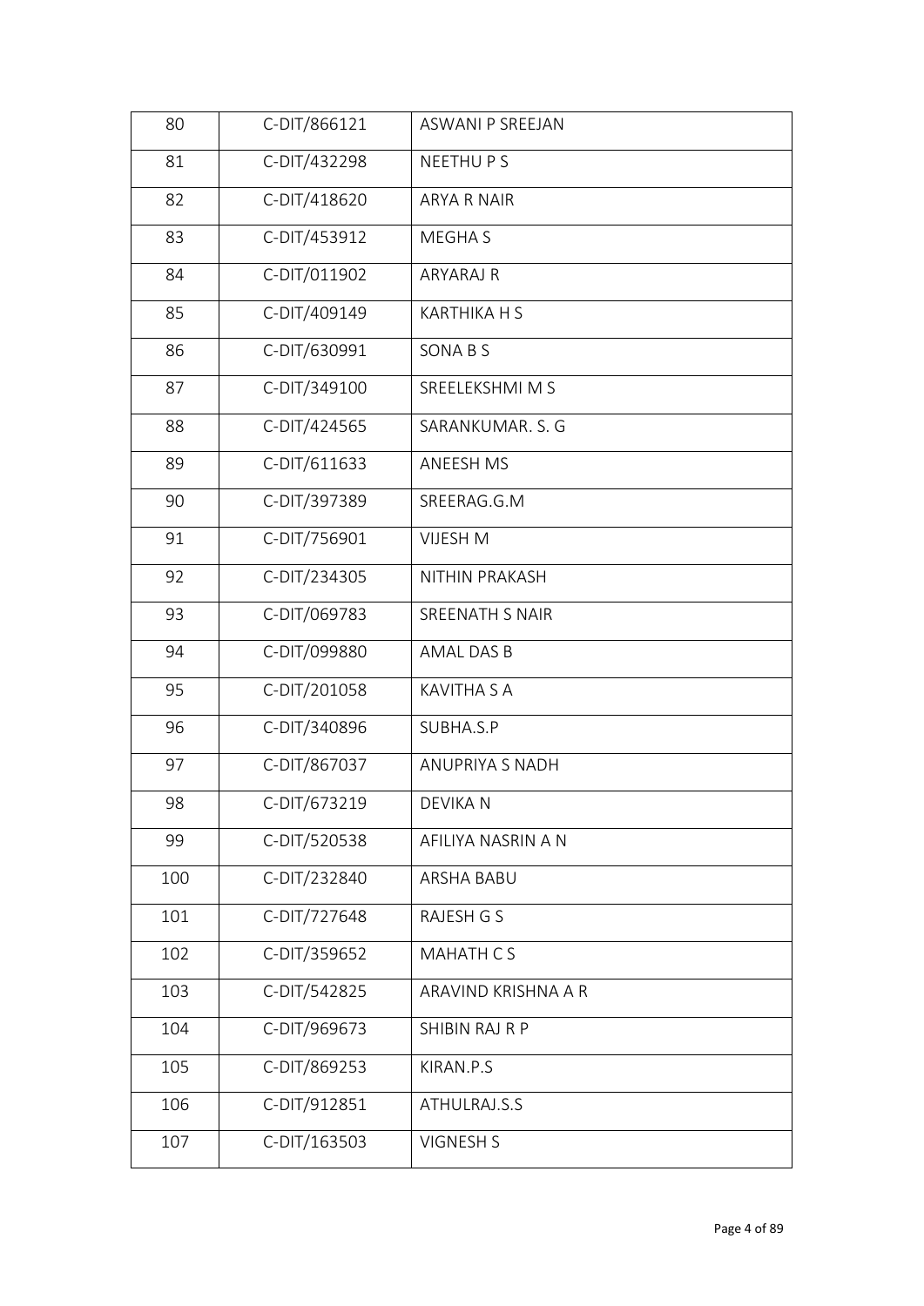| 80 | C-DIT/866121 | ASWANI P SREEJAN |
|---|---|---|
| 81 | C-DIT/432298 | NEETHU P S |
| 82 | C-DIT/418620 | ARYA R NAIR |
| 83 | C-DIT/453912 | MEGHA S |
| 84 | C-DIT/011902 | ARYARAJ R |
| 85 | C-DIT/409149 | KARTHIKA H S |
| 86 | C-DIT/630991 | SONA B S |
| 87 | C-DIT/349100 | SREELEKSHMI M S |
| 88 | C-DIT/424565 | SARANKUMAR. S. G |
| 89 | C-DIT/611633 | ANEESH MS |
| 90 | C-DIT/397389 | SREERAG.G.M |
| 91 | C-DIT/756901 | VIJESH M |
| 92 | C-DIT/234305 | NITHIN PRAKASH |
| 93 | C-DIT/069783 | SREENATH S NAIR |
| 94 | C-DIT/099880 | AMAL DAS B |
| 95 | C-DIT/201058 | KAVITHA S A |
| 96 | C-DIT/340896 | SUBHA.S.P |
| 97 | C-DIT/867037 | ANUPRIYA S NADH |
| 98 | C-DIT/673219 | DEVIKA N |
| 99 | C-DIT/520538 | AFILIYA NASRIN A N |
| 100 | C-DIT/232840 | ARSHA BABU |
| 101 | C-DIT/727648 | RAJESH G S |
| 102 | C-DIT/359652 | MAHATH C S |
| 103 | C-DIT/542825 | ARAVIND KRISHNA A R |
| 104 | C-DIT/969673 | SHIBIN RAJ R P |
| 105 | C-DIT/869253 | KIRAN.P.S |
| 106 | C-DIT/912851 | ATHULRAJ.S.S |
| 107 | C-DIT/163503 | VIGNESH S |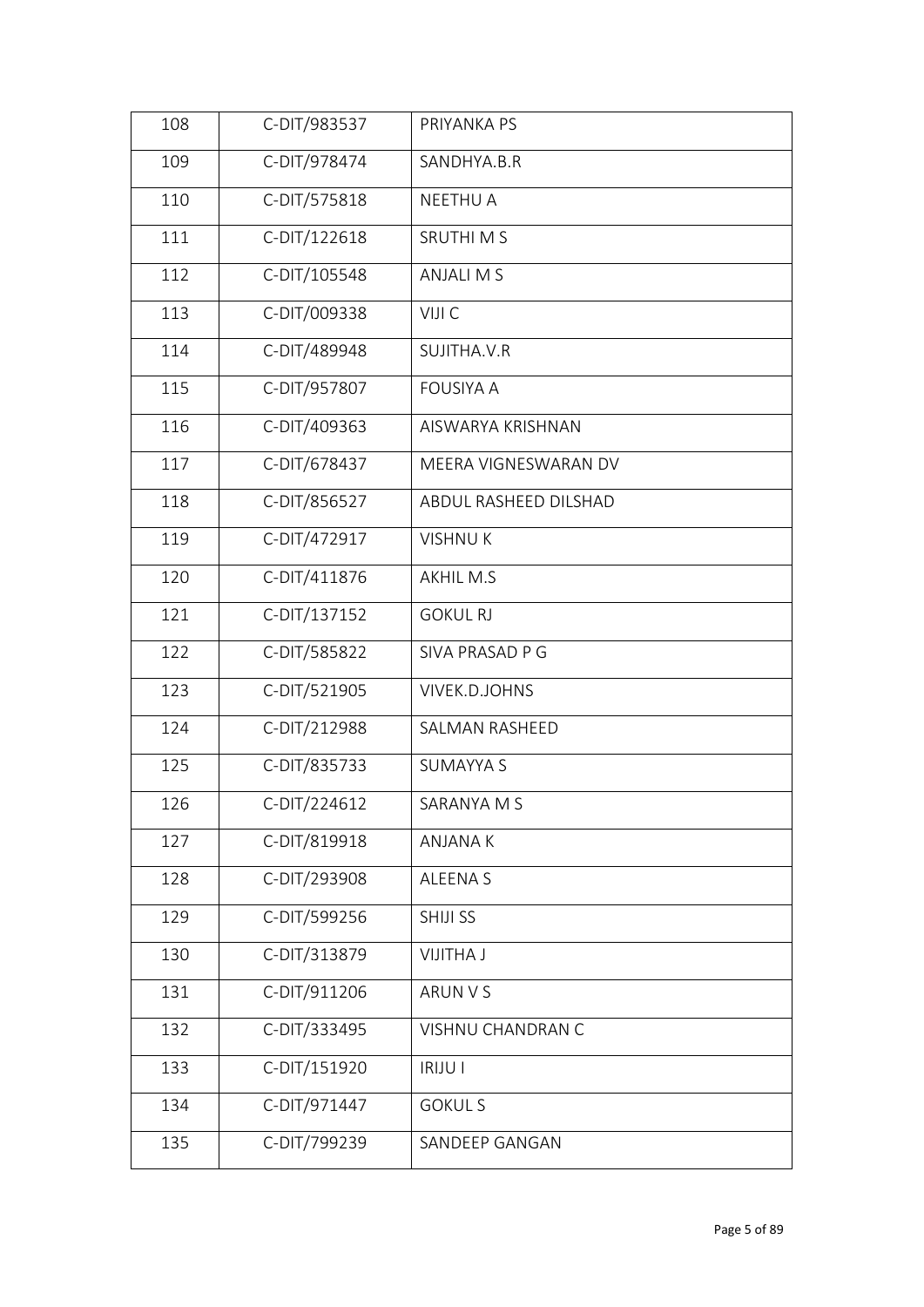| 108 | C-DIT/983537 | PRIYANKA PS |
|---|---|---|
| 109 | C-DIT/978474 | SANDHYA.B.R |
| 110 | C-DIT/575818 | NEETHU A |
| 111 | C-DIT/122618 | SRUTHI M S |
| 112 | C-DIT/105548 | ANJALI M S |
| 113 | C-DIT/009338 | VIJI C |
| 114 | C-DIT/489948 | SUJITHA.V.R |
| 115 | C-DIT/957807 | FOUSIYA A |
| 116 | C-DIT/409363 | AISWARYA KRISHNAN |
| 117 | C-DIT/678437 | MEERA VIGNESWARAN DV |
| 118 | C-DIT/856527 | ABDUL RASHEED DILSHAD |
| 119 | C-DIT/472917 | VISHNU K |
| 120 | C-DIT/411876 | AKHIL M.S |
| 121 | C-DIT/137152 | GOKUL RJ |
| 122 | C-DIT/585822 | SIVA PRASAD P G |
| 123 | C-DIT/521905 | VIVEK.D.JOHNS |
| 124 | C-DIT/212988 | SALMAN RASHEED |
| 125 | C-DIT/835733 | SUMAYYA S |
| 126 | C-DIT/224612 | SARANYA M S |
| 127 | C-DIT/819918 | ANJANA K |
| 128 | C-DIT/293908 | ALEENA S |
| 129 | C-DIT/599256 | SHIJI SS |
| 130 | C-DIT/313879 | VIJITHA J |
| 131 | C-DIT/911206 | ARUN V S |
| 132 | C-DIT/333495 | VISHNU CHANDRAN C |
| 133 | C-DIT/151920 | IRIJU I |
| 134 | C-DIT/971447 | GOKUL S |
| 135 | C-DIT/799239 | SANDEEP GANGAN |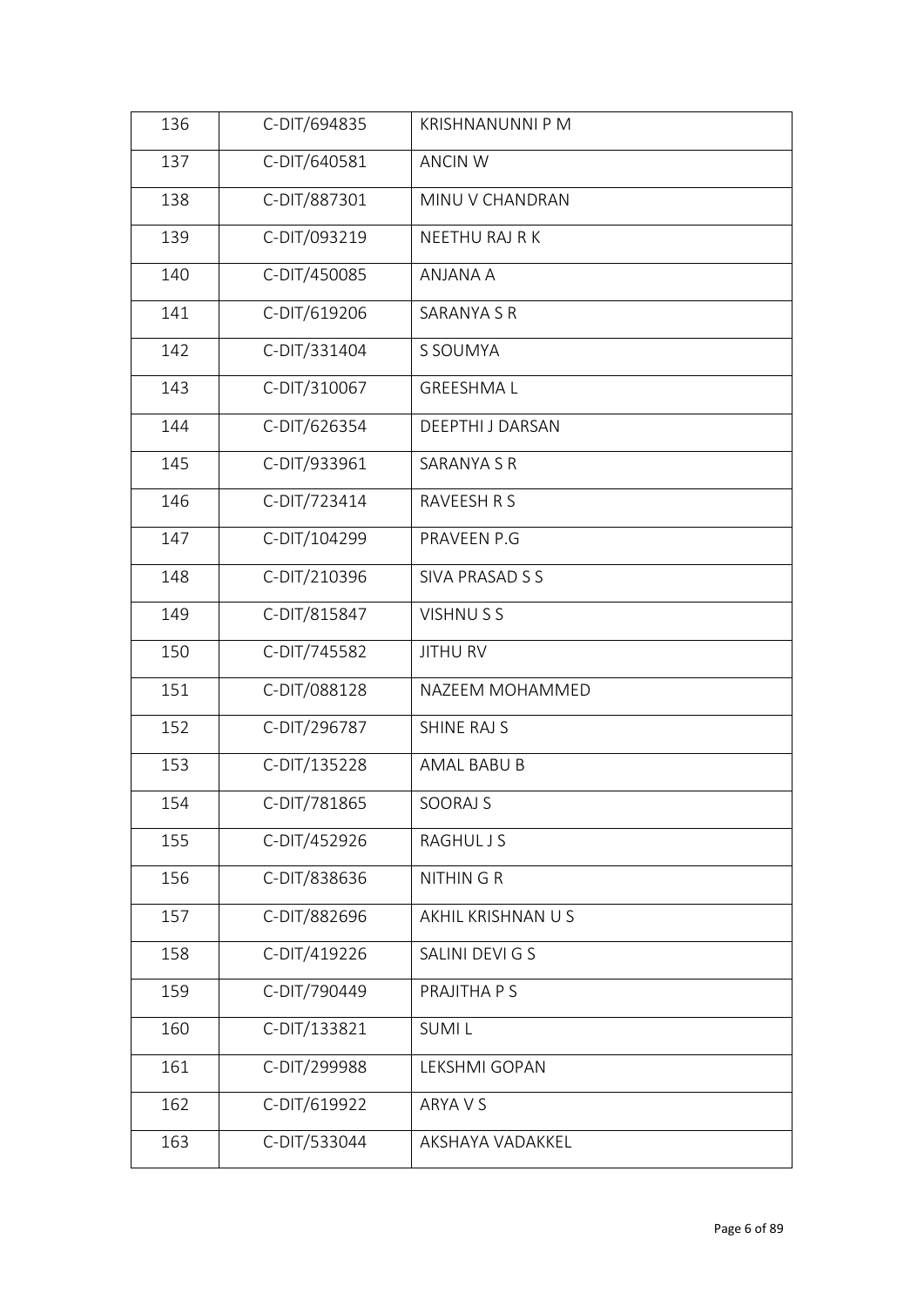| 136 | C-DIT/694835 | KRISHNANUNNI P M |
|---|---|---|
| 137 | C-DIT/640581 | ANCIN W |
| 138 | C-DIT/887301 | MINU V CHANDRAN |
| 139 | C-DIT/093219 | NEETHU RAJ R K |
| 140 | C-DIT/450085 | ANJANA A |
| 141 | C-DIT/619206 | SARANYA S R |
| 142 | C-DIT/331404 | S SOUMYA |
| 143 | C-DIT/310067 | GREESHMA L |
| 144 | C-DIT/626354 | DEEPTHI J DARSAN |
| 145 | C-DIT/933961 | SARANYA S R |
| 146 | C-DIT/723414 | RAVEESH R S |
| 147 | C-DIT/104299 | PRAVEEN P.G |
| 148 | C-DIT/210396 | SIVA PRASAD S S |
| 149 | C-DIT/815847 | VISHNU S S |
| 150 | C-DIT/745582 | JITHU RV |
| 151 | C-DIT/088128 | NAZEEM MOHAMMED |
| 152 | C-DIT/296787 | SHINE RAJ S |
| 153 | C-DIT/135228 | AMAL BABU B |
| 154 | C-DIT/781865 | SOORAJ S |
| 155 | C-DIT/452926 | RAGHUL J S |
| 156 | C-DIT/838636 | NITHIN G R |
| 157 | C-DIT/882696 | AKHIL KRISHNAN U S |
| 158 | C-DIT/419226 | SALINI DEVI G S |
| 159 | C-DIT/790449 | PRAJITHA P S |
| 160 | C-DIT/133821 | SUMI L |
| 161 | C-DIT/299988 | LEKSHMI GOPAN |
| 162 | C-DIT/619922 | ARYA V S |
| 163 | C-DIT/533044 | AKSHAYA VADAKKEL |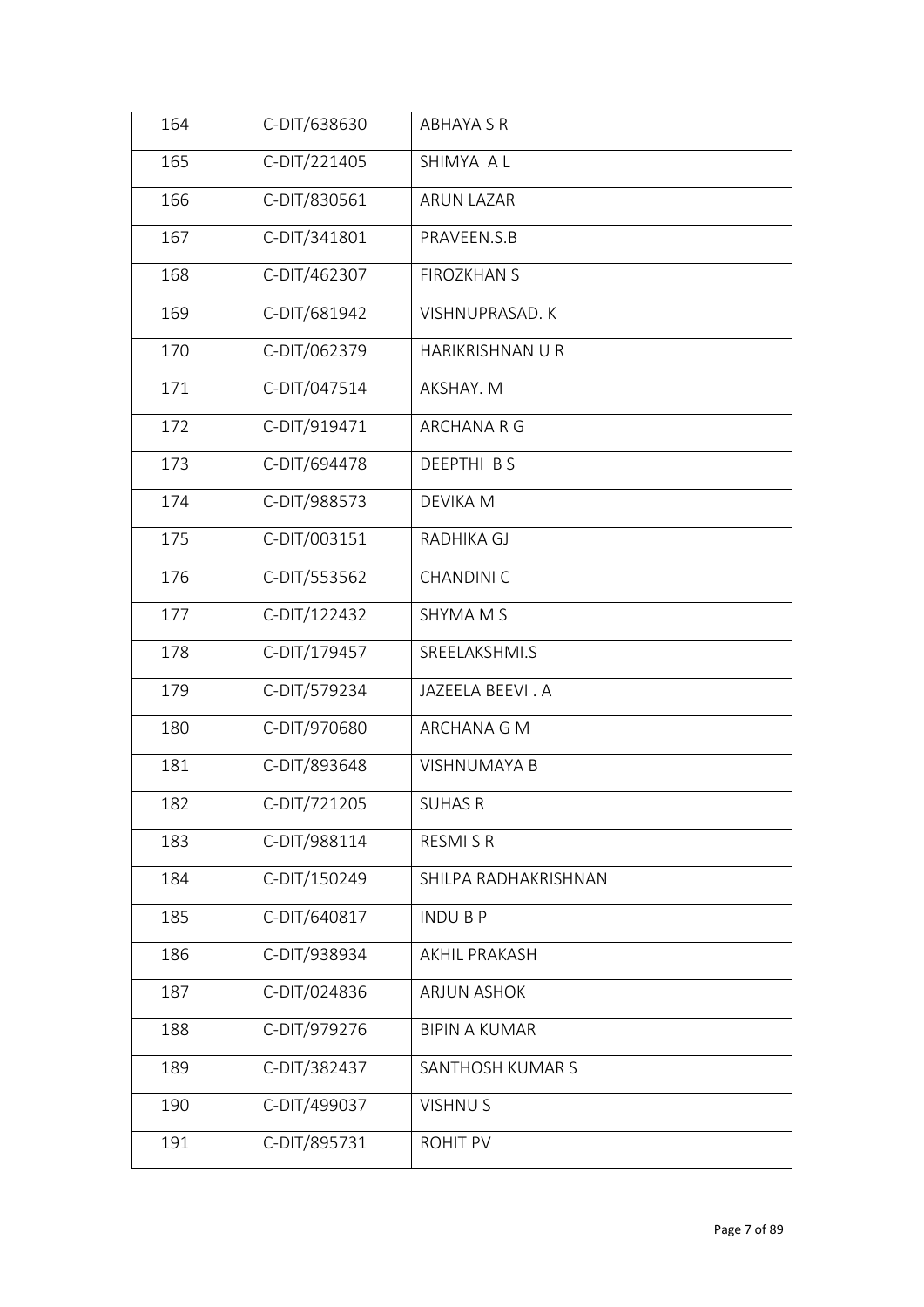| 164 | C-DIT/638630 | ABHAYA S R |
|---|---|---|
| 165 | C-DIT/221405 | SHIMYA A L |
| 166 | C-DIT/830561 | ARUN LAZAR |
| 167 | C-DIT/341801 | PRAVEEN.S.B |
| 168 | C-DIT/462307 | FIROZKHAN S |
| 169 | C-DIT/681942 | VISHNUPRASAD. K |
| 170 | C-DIT/062379 | HARIKRISHNAN U R |
| 171 | C-DIT/047514 | AKSHAY. M |
| 172 | C-DIT/919471 | ARCHANA R G |
| 173 | C-DIT/694478 | DEEPTHI B S |
| 174 | C-DIT/988573 | DEVIKA M |
| 175 | C-DIT/003151 | RADHIKA GJ |
| 176 | C-DIT/553562 | CHANDINI C |
| 177 | C-DIT/122432 | SHYMA M S |
| 178 | C-DIT/179457 | SREELAKSHMI.S |
| 179 | C-DIT/579234 | JAZEELA BEEVI . A |
| 180 | C-DIT/970680 | ARCHANA G M |
| 181 | C-DIT/893648 | VISHNUMAYA B |
| 182 | C-DIT/721205 | SUHAS R |
| 183 | C-DIT/988114 | RESMI S R |
| 184 | C-DIT/150249 | SHILPA RADHAKRISHNAN |
| 185 | C-DIT/640817 | INDU B P |
| 186 | C-DIT/938934 | AKHIL PRAKASH |
| 187 | C-DIT/024836 | ARJUN ASHOK |
| 188 | C-DIT/979276 | BIPIN A KUMAR |
| 189 | C-DIT/382437 | SANTHOSH KUMAR S |
| 190 | C-DIT/499037 | VISHNU S |
| 191 | C-DIT/895731 | ROHIT PV |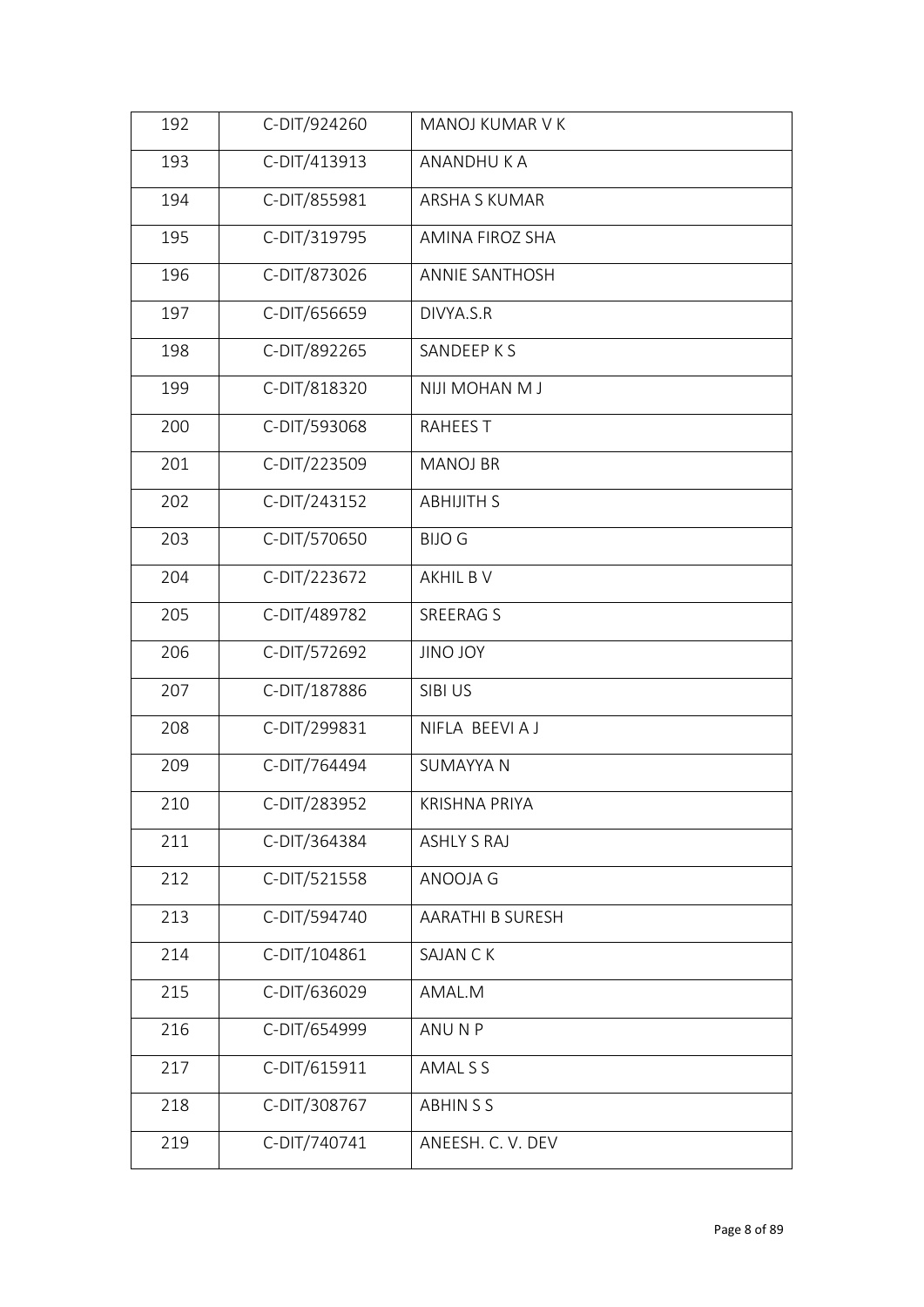| 192 | C-DIT/924260 | MANOJ KUMAR V K |
|---|---|---|
| 193 | C-DIT/413913 | ANANDHU K A |
| 194 | C-DIT/855981 | ARSHA S KUMAR |
| 195 | C-DIT/319795 | AMINA FIROZ SHA |
| 196 | C-DIT/873026 | ANNIE SANTHOSH |
| 197 | C-DIT/656659 | DIVYA.S.R |
| 198 | C-DIT/892265 | SANDEEP K S |
| 199 | C-DIT/818320 | NIJI MOHAN M J |
| 200 | C-DIT/593068 | RAHEES T |
| 201 | C-DIT/223509 | MANOJ BR |
| 202 | C-DIT/243152 | ABHIJITH S |
| 203 | C-DIT/570650 | BIJO G |
| 204 | C-DIT/223672 | AKHIL B V |
| 205 | C-DIT/489782 | SREERAG S |
| 206 | C-DIT/572692 | JINO JOY |
| 207 | C-DIT/187886 | SIBI US |
| 208 | C-DIT/299831 | NIFLA BEEVI A J |
| 209 | C-DIT/764494 | SUMAYYA N |
| 210 | C-DIT/283952 | KRISHNA PRIYA |
| 211 | C-DIT/364384 | ASHLY S RAJ |
| 212 | C-DIT/521558 | ANOOJA G |
| 213 | C-DIT/594740 | AARATHI B SURESH |
| 214 | C-DIT/104861 | SAJAN C K |
| 215 | C-DIT/636029 | AMAL.M |
| 216 | C-DIT/654999 | ANU N P |
| 217 | C-DIT/615911 | AMAL S S |
| 218 | C-DIT/308767 | ABHIN S S |
| 219 | C-DIT/740741 | ANEESH. C. V. DEV |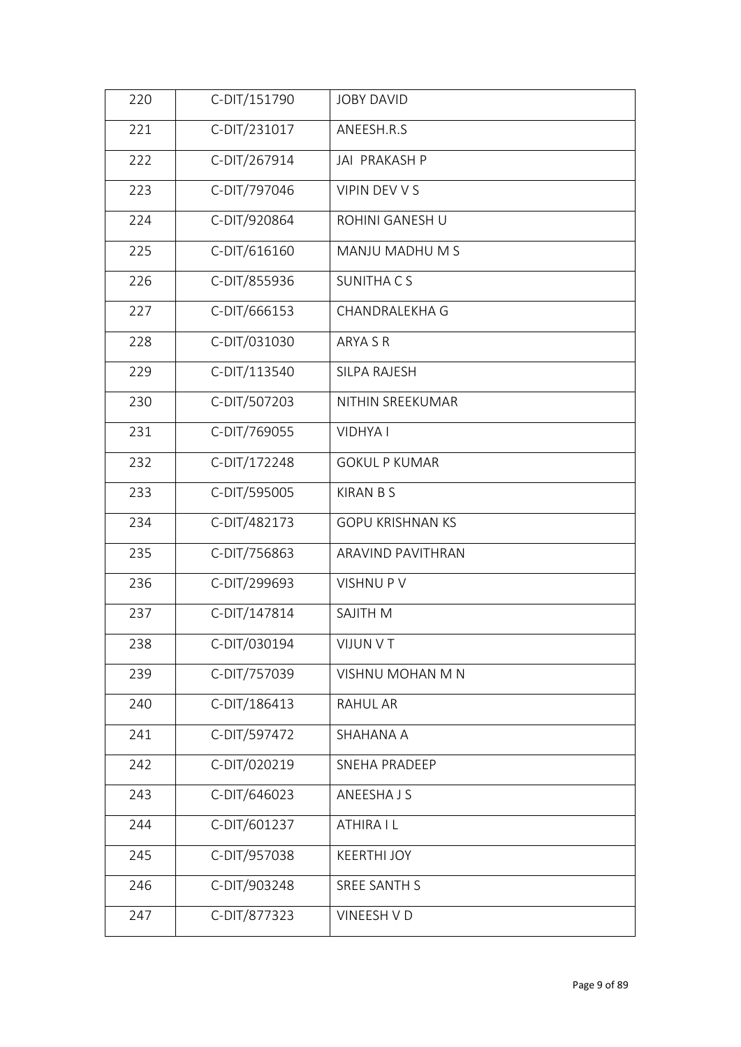| 220 | C-DIT/151790 | JOBY DAVID |
|---|---|---|
| 221 | C-DIT/231017 | ANEESH.R.S |
| 222 | C-DIT/267914 | JAI PRAKASH P |
| 223 | C-DIT/797046 | VIPIN DEV V S |
| 224 | C-DIT/920864 | ROHINI GANESH U |
| 225 | C-DIT/616160 | MANJU MADHU M S |
| 226 | C-DIT/855936 | SUNITHA C S |
| 227 | C-DIT/666153 | CHANDRALEKHA G |
| 228 | C-DIT/031030 | ARYA S R |
| 229 | C-DIT/113540 | SILPA RAJESH |
| 230 | C-DIT/507203 | NITHIN SREEKUMAR |
| 231 | C-DIT/769055 | VIDHYA I |
| 232 | C-DIT/172248 | GOKUL P KUMAR |
| 233 | C-DIT/595005 | KIRAN B S |
| 234 | C-DIT/482173 | GOPU KRISHNAN KS |
| 235 | C-DIT/756863 | ARAVIND PAVITHRAN |
| 236 | C-DIT/299693 | VISHNU P V |
| 237 | C-DIT/147814 | SAJITH M |
| 238 | C-DIT/030194 | VIJUN V T |
| 239 | C-DIT/757039 | VISHNU MOHAN M N |
| 240 | C-DIT/186413 | RAHUL AR |
| 241 | C-DIT/597472 | SHAHANA A |
| 242 | C-DIT/020219 | SNEHA PRADEEP |
| 243 | C-DIT/646023 | ANEESHA J S |
| 244 | C-DIT/601237 | ATHIRA I L |
| 245 | C-DIT/957038 | KEERTHI JOY |
| 246 | C-DIT/903248 | SREE SANTH S |
| 247 | C-DIT/877323 | VINEESH V D |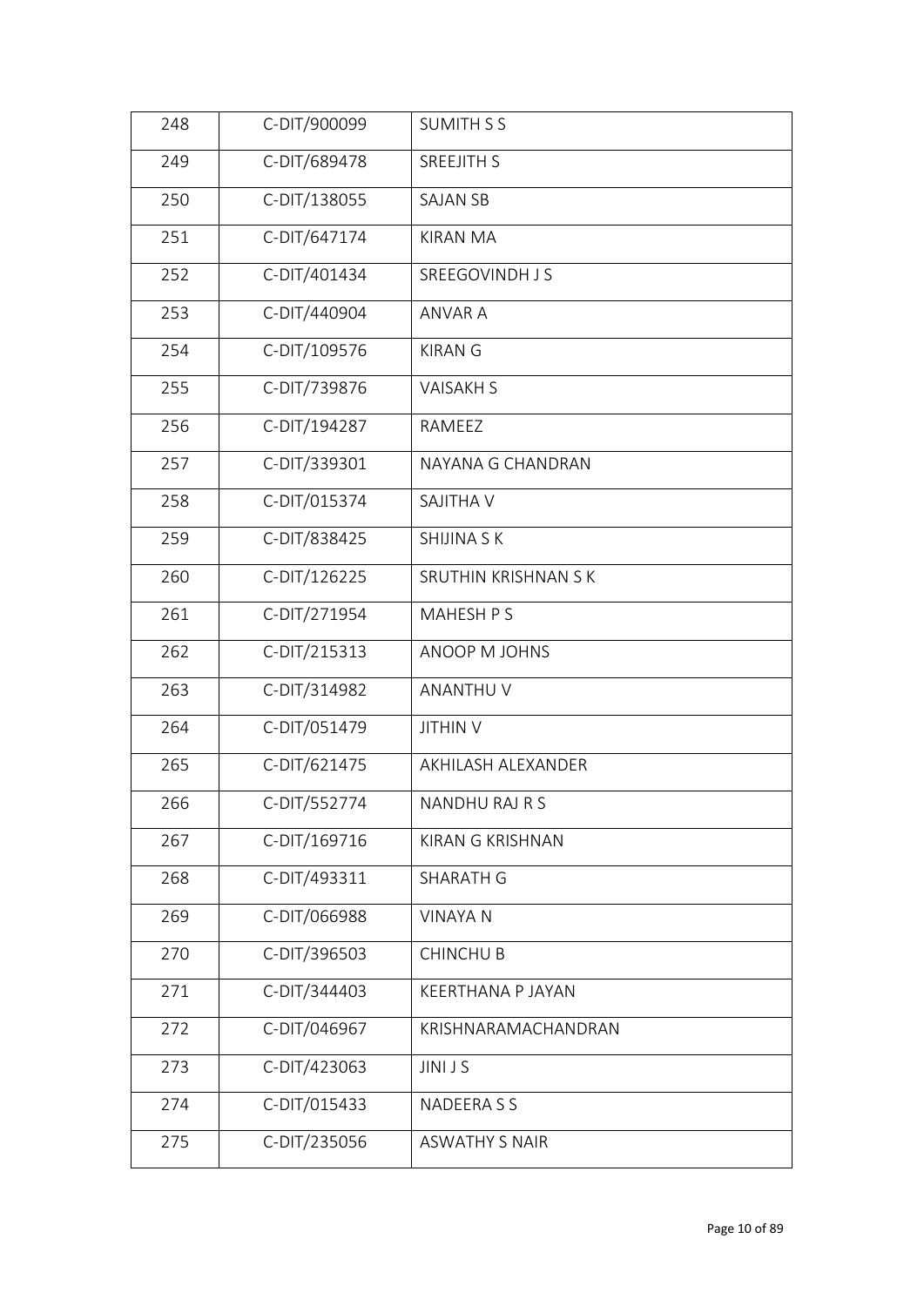| 248 | C-DIT/900099 | SUMITH S S |
|---|---|---|
| 249 | C-DIT/689478 | SREEJITH S |
| 250 | C-DIT/138055 | SAJAN SB |
| 251 | C-DIT/647174 | KIRAN MA |
| 252 | C-DIT/401434 | SREEGOVINDH J S |
| 253 | C-DIT/440904 | ANVAR A |
| 254 | C-DIT/109576 | KIRAN G |
| 255 | C-DIT/739876 | VAISAKH S |
| 256 | C-DIT/194287 | RAMEEZ |
| 257 | C-DIT/339301 | NAYANA G CHANDRAN |
| 258 | C-DIT/015374 | SAJITHA V |
| 259 | C-DIT/838425 | SHIJINA S K |
| 260 | C-DIT/126225 | SRUTHIN KRISHNAN S K |
| 261 | C-DIT/271954 | MAHESH P S |
| 262 | C-DIT/215313 | ANOOP M JOHNS |
| 263 | C-DIT/314982 | ANANTHU V |
| 264 | C-DIT/051479 | JITHIN V |
| 265 | C-DIT/621475 | AKHILASH ALEXANDER |
| 266 | C-DIT/552774 | NANDHU RAJ R S |
| 267 | C-DIT/169716 | KIRAN G KRISHNAN |
| 268 | C-DIT/493311 | SHARATH G |
| 269 | C-DIT/066988 | VINAYA N |
| 270 | C-DIT/396503 | CHINCHU B |
| 271 | C-DIT/344403 | KEERTHANA P JAYAN |
| 272 | C-DIT/046967 | KRISHNARAMACHANDRAN |
| 273 | C-DIT/423063 | JINI J S |
| 274 | C-DIT/015433 | NADEERA S S |
| 275 | C-DIT/235056 | ASWATHY S NAIR |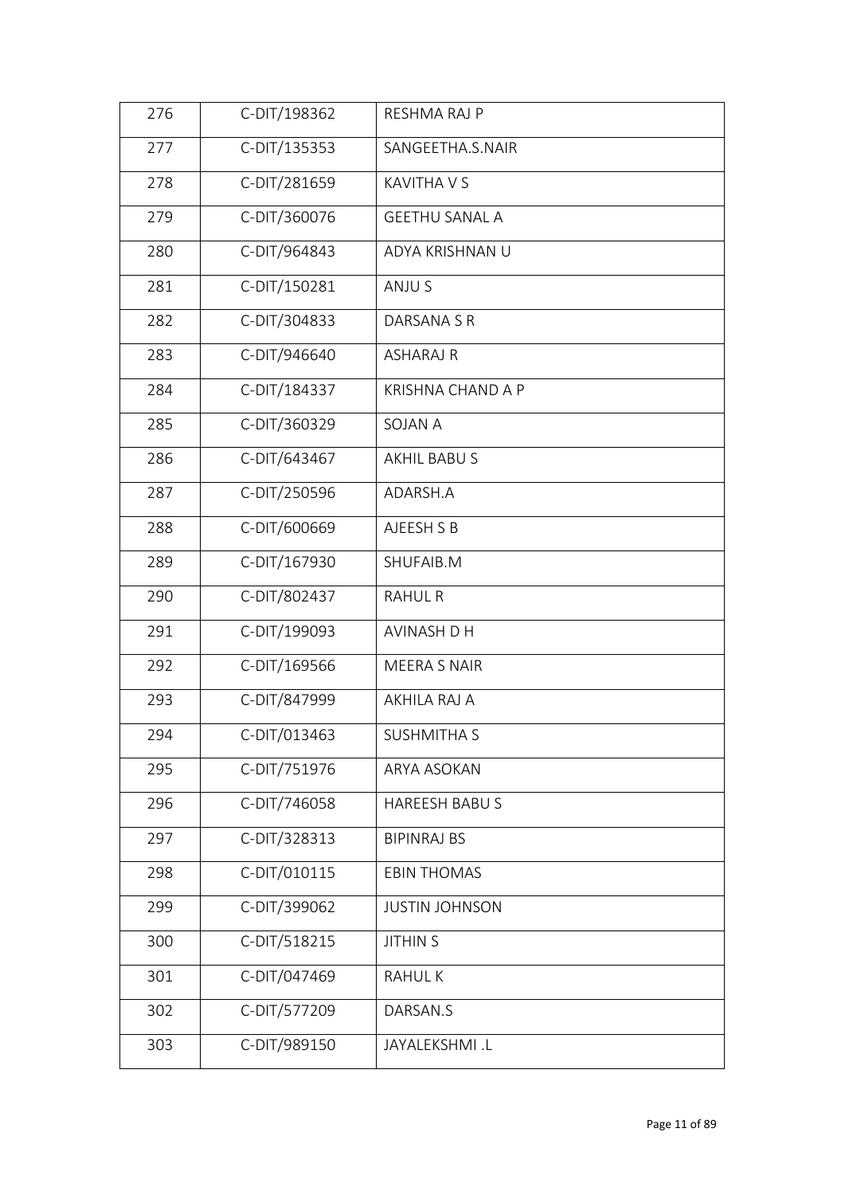| 276 | C-DIT/198362 | RESHMA RAJ P |
|---|---|---|
| 277 | C-DIT/135353 | SANGEETHA.S.NAIR |
| 278 | C-DIT/281659 | KAVITHA V S |
| 279 | C-DIT/360076 | GEETHU SANAL A |
| 280 | C-DIT/964843 | ADYA KRISHNAN U |
| 281 | C-DIT/150281 | ANJU S |
| 282 | C-DIT/304833 | DARSANA S R |
| 283 | C-DIT/946640 | ASHARAJ R |
| 284 | C-DIT/184337 | KRISHNA CHAND A P |
| 285 | C-DIT/360329 | SOJAN A |
| 286 | C-DIT/643467 | AKHIL BABU S |
| 287 | C-DIT/250596 | ADARSH.A |
| 288 | C-DIT/600669 | AJEESH S B |
| 289 | C-DIT/167930 | SHUFAIB.M |
| 290 | C-DIT/802437 | RAHUL R |
| 291 | C-DIT/199093 | AVINASH D H |
| 292 | C-DIT/169566 | MEERA S NAIR |
| 293 | C-DIT/847999 | AKHILA RAJ A |
| 294 | C-DIT/013463 | SUSHMITHA S |
| 295 | C-DIT/751976 | ARYA ASOKAN |
| 296 | C-DIT/746058 | HAREESH BABU S |
| 297 | C-DIT/328313 | BIPINRAJ BS |
| 298 | C-DIT/010115 | EBIN THOMAS |
| 299 | C-DIT/399062 | JUSTIN JOHNSON |
| 300 | C-DIT/518215 | JITHIN S |
| 301 | C-DIT/047469 | RAHUL K |
| 302 | C-DIT/577209 | DARSAN.S |
| 303 | C-DIT/989150 | JAYALEKSHMI .L |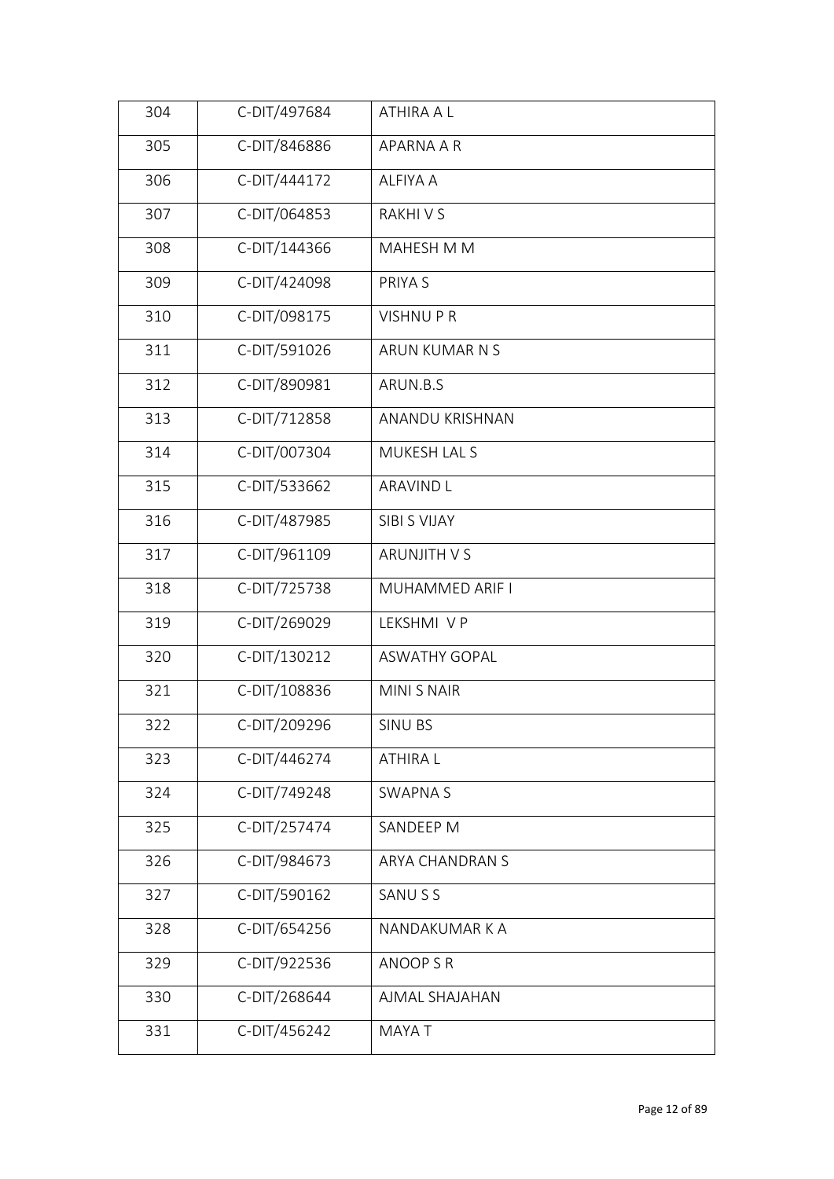| 304 | C-DIT/497684 | ATHIRA A L |
|---|---|---|
| 305 | C-DIT/846886 | APARNA A R |
| 306 | C-DIT/444172 | ALFIYA A |
| 307 | C-DIT/064853 | RAKHI V S |
| 308 | C-DIT/144366 | MAHESH M M |
| 309 | C-DIT/424098 | PRIYA S |
| 310 | C-DIT/098175 | VISHNU P R |
| 311 | C-DIT/591026 | ARUN KUMAR N S |
| 312 | C-DIT/890981 | ARUN.B.S |
| 313 | C-DIT/712858 | ANANDU KRISHNAN |
| 314 | C-DIT/007304 | MUKESH LAL S |
| 315 | C-DIT/533662 | ARAVIND L |
| 316 | C-DIT/487985 | SIBI S VIJAY |
| 317 | C-DIT/961109 | ARUNJITH V S |
| 318 | C-DIT/725738 | MUHAMMED ARIF I |
| 319 | C-DIT/269029 | LEKSHMI V P |
| 320 | C-DIT/130212 | ASWATHY GOPAL |
| 321 | C-DIT/108836 | MINI S NAIR |
| 322 | C-DIT/209296 | SINU BS |
| 323 | C-DIT/446274 | ATHIRA L |
| 324 | C-DIT/749248 | SWAPNA S |
| 325 | C-DIT/257474 | SANDEEP M |
| 326 | C-DIT/984673 | ARYA CHANDRAN S |
| 327 | C-DIT/590162 | SANU S S |
| 328 | C-DIT/654256 | NANDAKUMAR K A |
| 329 | C-DIT/922536 | ANOOP S R |
| 330 | C-DIT/268644 | AJMAL SHAJAHAN |
| 331 | C-DIT/456242 | MAYA T |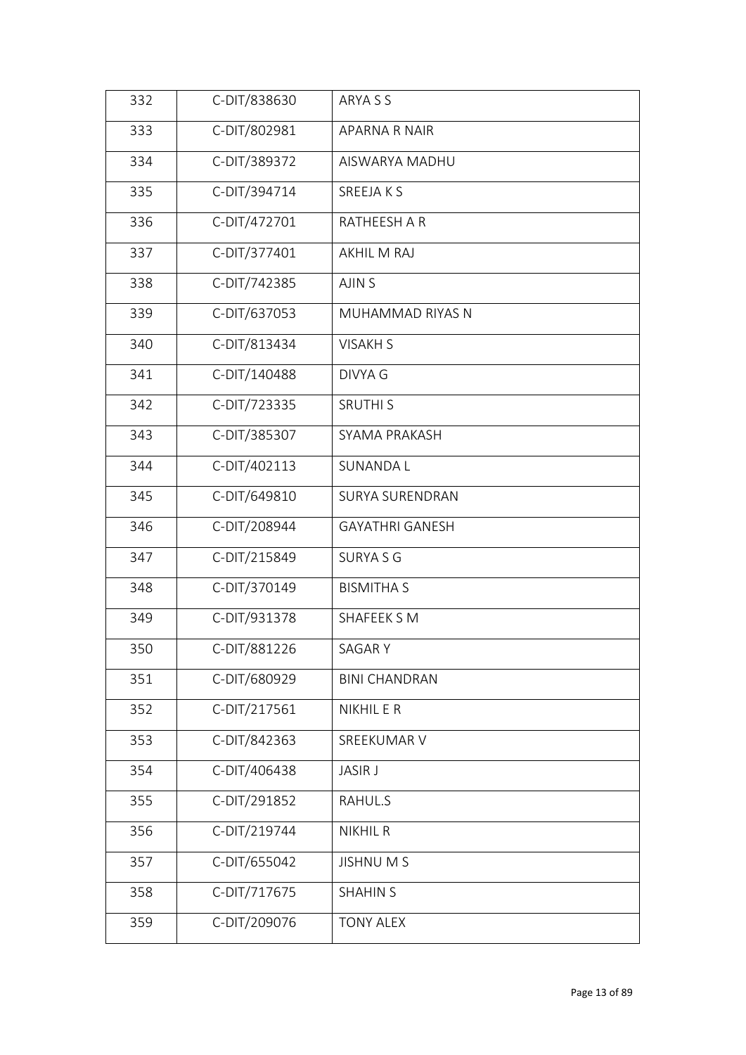| 332 | C-DIT/838630 | ARYA S S |
|---|---|---|
| 333 | C-DIT/802981 | APARNA R NAIR |
| 334 | C-DIT/389372 | AISWARYA MADHU |
| 335 | C-DIT/394714 | SREEJA K S |
| 336 | C-DIT/472701 | RATHEESH A R |
| 337 | C-DIT/377401 | AKHIL M RAJ |
| 338 | C-DIT/742385 | AJIN S |
| 339 | C-DIT/637053 | MUHAMMAD RIYAS N |
| 340 | C-DIT/813434 | VISAKH S |
| 341 | C-DIT/140488 | DIVYA G |
| 342 | C-DIT/723335 | SRUTHI S |
| 343 | C-DIT/385307 | SYAMA PRAKASH |
| 344 | C-DIT/402113 | SUNANDA L |
| 345 | C-DIT/649810 | SURYA SURENDRAN |
| 346 | C-DIT/208944 | GAYATHRI GANESH |
| 347 | C-DIT/215849 | SURYA S G |
| 348 | C-DIT/370149 | BISMITHA S |
| 349 | C-DIT/931378 | SHAFEEK S M |
| 350 | C-DIT/881226 | SAGAR Y |
| 351 | C-DIT/680929 | BINI CHANDRAN |
| 352 | C-DIT/217561 | NIKHIL E R |
| 353 | C-DIT/842363 | SREEKUMAR V |
| 354 | C-DIT/406438 | JASIR J |
| 355 | C-DIT/291852 | RAHUL.S |
| 356 | C-DIT/219744 | NIKHIL R |
| 357 | C-DIT/655042 | JISHNU M S |
| 358 | C-DIT/717675 | SHAHIN S |
| 359 | C-DIT/209076 | TONY ALEX |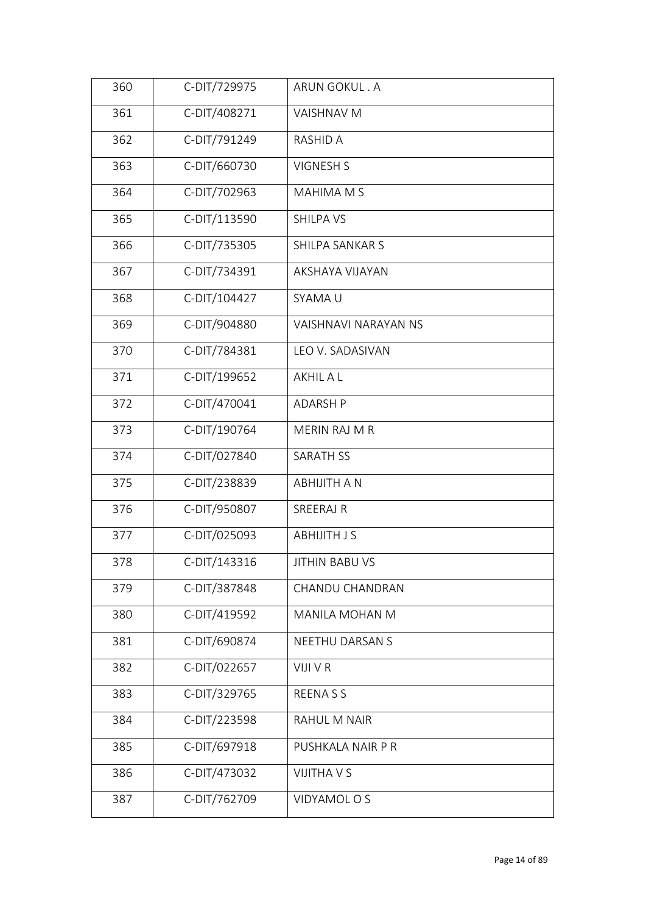| 360 | C-DIT/729975 | ARUN GOKUL . A |
|---|---|---|
| 361 | C-DIT/408271 | VAISHNAV M |
| 362 | C-DIT/791249 | RASHID A |
| 363 | C-DIT/660730 | VIGNESH S |
| 364 | C-DIT/702963 | MAHIMA M S |
| 365 | C-DIT/113590 | SHILPA VS |
| 366 | C-DIT/735305 | SHILPA SANKAR S |
| 367 | C-DIT/734391 | AKSHAYA VIJAYAN |
| 368 | C-DIT/104427 | SYAMA U |
| 369 | C-DIT/904880 | VAISHNAVI NARAYAN NS |
| 370 | C-DIT/784381 | LEO V. SADASIVAN |
| 371 | C-DIT/199652 | AKHIL A L |
| 372 | C-DIT/470041 | ADARSH P |
| 373 | C-DIT/190764 | MERIN RAJ M R |
| 374 | C-DIT/027840 | SARATH SS |
| 375 | C-DIT/238839 | ABHIJITH A N |
| 376 | C-DIT/950807 | SREERAJ R |
| 377 | C-DIT/025093 | ABHIJITH J S |
| 378 | C-DIT/143316 | JITHIN BABU VS |
| 379 | C-DIT/387848 | CHANDU CHANDRAN |
| 380 | C-DIT/419592 | MANILA MOHAN M |
| 381 | C-DIT/690874 | NEETHU DARSAN S |
| 382 | C-DIT/022657 | VIJI V R |
| 383 | C-DIT/329765 | REENA S S |
| 384 | C-DIT/223598 | RAHUL M NAIR |
| 385 | C-DIT/697918 | PUSHKALA NAIR P R |
| 386 | C-DIT/473032 | VIJITHA V S |
| 387 | C-DIT/762709 | VIDYAMOL O S |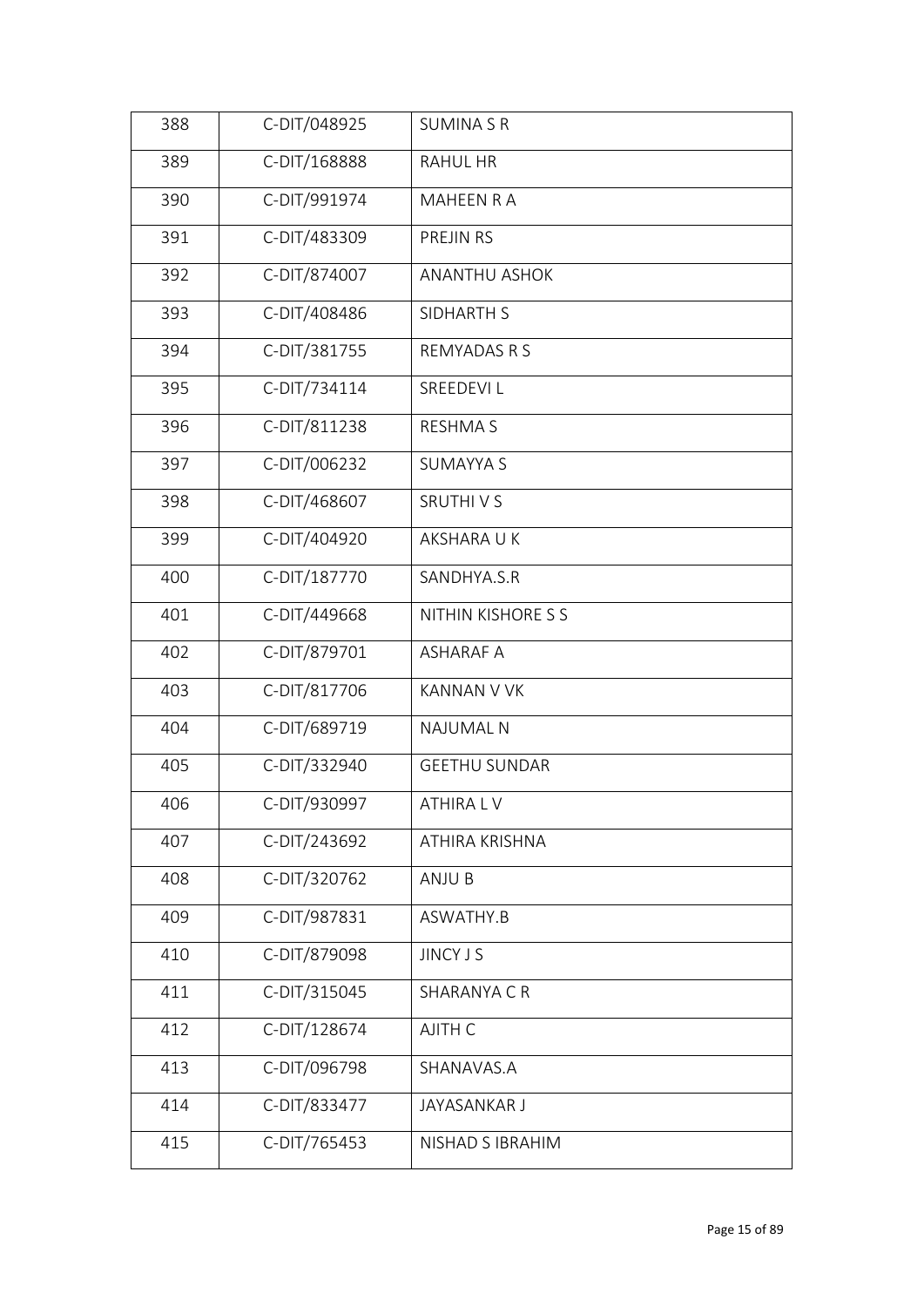| 388 | C-DIT/048925 | SUMINA S R |
|---|---|---|
| 389 | C-DIT/168888 | RAHUL HR |
| 390 | C-DIT/991974 | MAHEEN R A |
| 391 | C-DIT/483309 | PREJIN RS |
| 392 | C-DIT/874007 | ANANTHU ASHOK |
| 393 | C-DIT/408486 | SIDHARTH S |
| 394 | C-DIT/381755 | REMYADAS R S |
| 395 | C-DIT/734114 | SREEDEVI L |
| 396 | C-DIT/811238 | RESHMA S |
| 397 | C-DIT/006232 | SUMAYYA S |
| 398 | C-DIT/468607 | SRUTHI V S |
| 399 | C-DIT/404920 | AKSHARA U K |
| 400 | C-DIT/187770 | SANDHYA.S.R |
| 401 | C-DIT/449668 | NITHIN KISHORE S S |
| 402 | C-DIT/879701 | ASHARAF A |
| 403 | C-DIT/817706 | KANNAN V VK |
| 404 | C-DIT/689719 | NAJUMAL N |
| 405 | C-DIT/332940 | GEETHU SUNDAR |
| 406 | C-DIT/930997 | ATHIRA L V |
| 407 | C-DIT/243692 | ATHIRA KRISHNA |
| 408 | C-DIT/320762 | ANJU B |
| 409 | C-DIT/987831 | ASWATHY.B |
| 410 | C-DIT/879098 | JINCY J S |
| 411 | C-DIT/315045 | SHARANYA C R |
| 412 | C-DIT/128674 | AJITH C |
| 413 | C-DIT/096798 | SHANAVAS.A |
| 414 | C-DIT/833477 | JAYASANKAR J |
| 415 | C-DIT/765453 | NISHAD S IBRAHIM |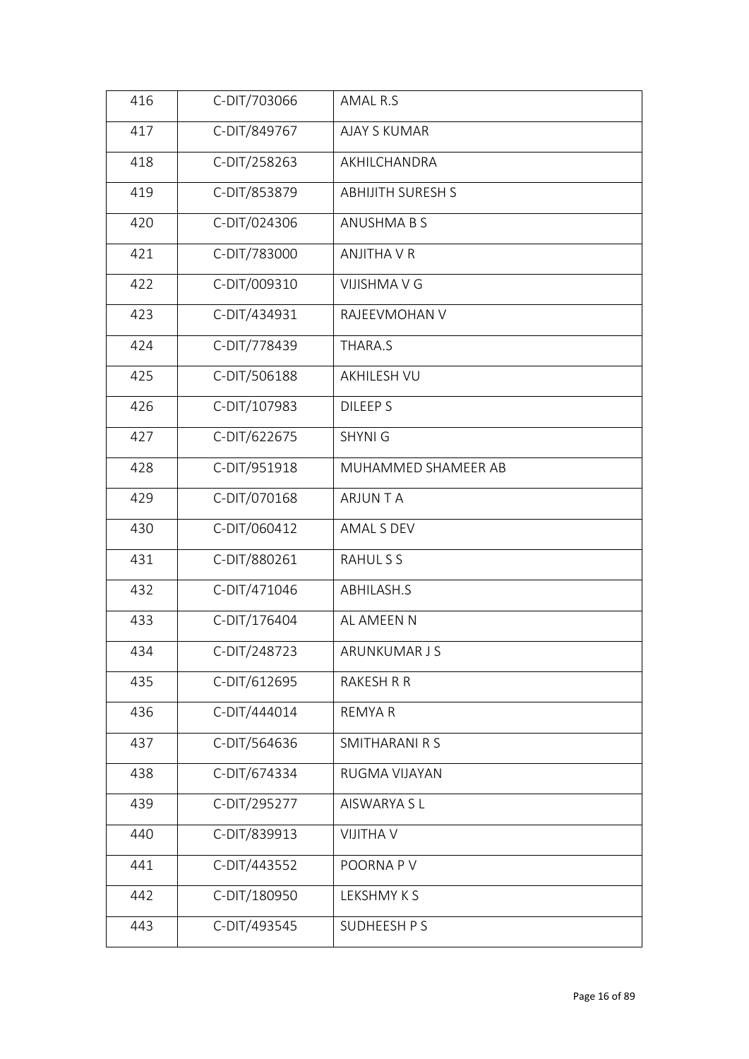| 416 | C-DIT/703066 | AMAL R.S |
|---|---|---|
| 417 | C-DIT/849767 | AJAY S KUMAR |
| 418 | C-DIT/258263 | AKHILCHANDRA |
| 419 | C-DIT/853879 | ABHIJITH SURESH S |
| 420 | C-DIT/024306 | ANUSHMA B S |
| 421 | C-DIT/783000 | ANJITHA V R |
| 422 | C-DIT/009310 | VIJISHMA V G |
| 423 | C-DIT/434931 | RAJEEVMOHAN V |
| 424 | C-DIT/778439 | THARA.S |
| 425 | C-DIT/506188 | AKHILESH VU |
| 426 | C-DIT/107983 | DILEEP S |
| 427 | C-DIT/622675 | SHYNI G |
| 428 | C-DIT/951918 | MUHAMMED SHAMEER AB |
| 429 | C-DIT/070168 | ARJUN T A |
| 430 | C-DIT/060412 | AMAL S DEV |
| 431 | C-DIT/880261 | RAHUL S S |
| 432 | C-DIT/471046 | ABHILASH.S |
| 433 | C-DIT/176404 | AL AMEEN N |
| 434 | C-DIT/248723 | ARUNKUMAR J S |
| 435 | C-DIT/612695 | RAKESH R R |
| 436 | C-DIT/444014 | REMYA R |
| 437 | C-DIT/564636 | SMITHARANI R S |
| 438 | C-DIT/674334 | RUGMA VIJAYAN |
| 439 | C-DIT/295277 | AISWARYA S L |
| 440 | C-DIT/839913 | VIJITHA V |
| 441 | C-DIT/443552 | POORNA P V |
| 442 | C-DIT/180950 | LEKSHMY K S |
| 443 | C-DIT/493545 | SUDHEESH P S |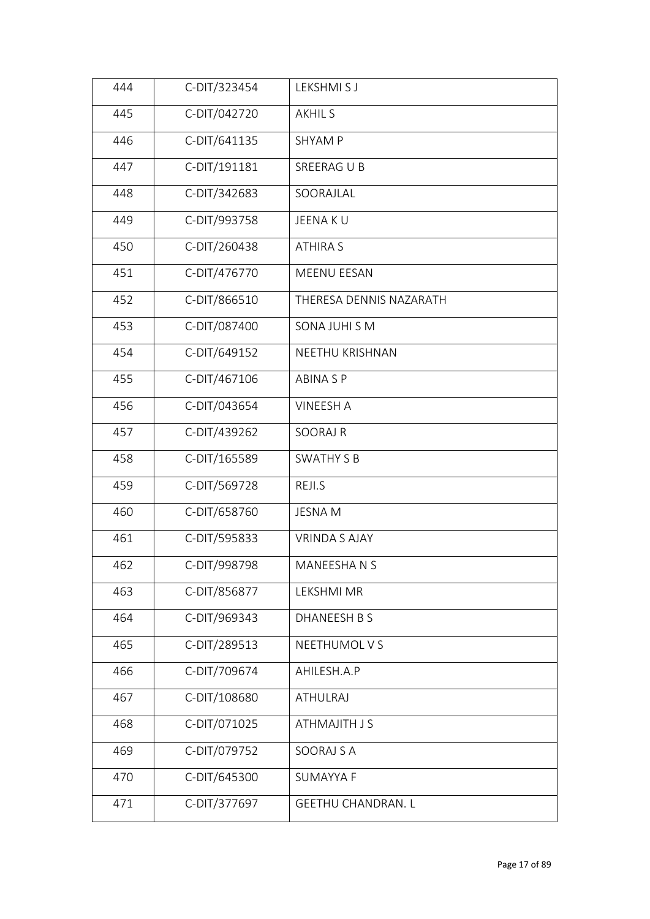| 444 | C-DIT/323454 | LEKSHMI S J |
|---|---|---|
| 445 | C-DIT/042720 | AKHIL S |
| 446 | C-DIT/641135 | SHYAM P |
| 447 | C-DIT/191181 | SREERAG U B |
| 448 | C-DIT/342683 | SOORAJLAL |
| 449 | C-DIT/993758 | JEENA K U |
| 450 | C-DIT/260438 | ATHIRA S |
| 451 | C-DIT/476770 | MEENU EESAN |
| 452 | C-DIT/866510 | THERESA DENNIS NAZARATH |
| 453 | C-DIT/087400 | SONA JUHI S M |
| 454 | C-DIT/649152 | NEETHU KRISHNAN |
| 455 | C-DIT/467106 | ABINA S P |
| 456 | C-DIT/043654 | VINEESH A |
| 457 | C-DIT/439262 | SOORAJ R |
| 458 | C-DIT/165589 | SWATHY S B |
| 459 | C-DIT/569728 | REJI.S |
| 460 | C-DIT/658760 | JESNA M |
| 461 | C-DIT/595833 | VRINDA S AJAY |
| 462 | C-DIT/998798 | MANEESHA N S |
| 463 | C-DIT/856877 | LEKSHMI MR |
| 464 | C-DIT/969343 | DHANEESH B S |
| 465 | C-DIT/289513 | NEETHUMOL V S |
| 466 | C-DIT/709674 | AHILESH.A.P |
| 467 | C-DIT/108680 | ATHULRAJ |
| 468 | C-DIT/071025 | ATHMAJITH J S |
| 469 | C-DIT/079752 | SOORAJ S A |
| 470 | C-DIT/645300 | SUMAYYA F |
| 471 | C-DIT/377697 | GEETHU CHANDRAN. L |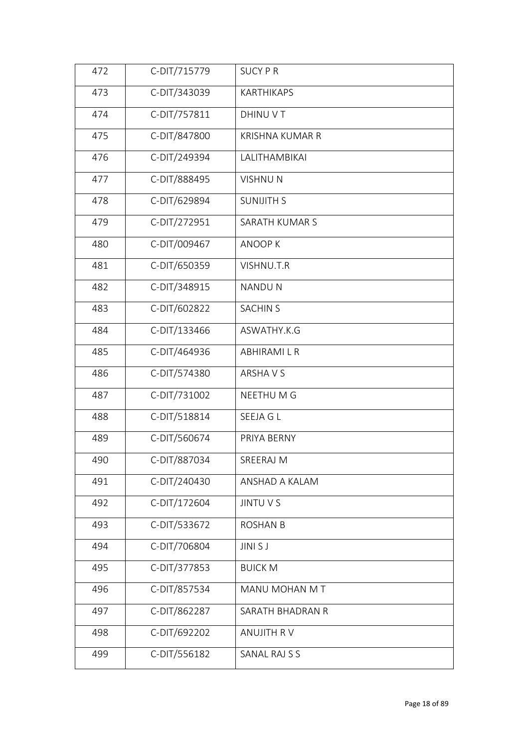| 472 | C-DIT/715779 | SUCY P R |
|---|---|---|
| 473 | C-DIT/343039 | KARTHIKAPS |
| 474 | C-DIT/757811 | DHINU V T |
| 475 | C-DIT/847800 | KRISHNA KUMAR R |
| 476 | C-DIT/249394 | LALITHAMBIKAI |
| 477 | C-DIT/888495 | VISHNU N |
| 478 | C-DIT/629894 | SUNIJITH S |
| 479 | C-DIT/272951 | SARATH KUMAR S |
| 480 | C-DIT/009467 | ANOOP K |
| 481 | C-DIT/650359 | VISHNU.T.R |
| 482 | C-DIT/348915 | NANDU N |
| 483 | C-DIT/602822 | SACHIN S |
| 484 | C-DIT/133466 | ASWATHY.K.G |
| 485 | C-DIT/464936 | ABHIRAMI L R |
| 486 | C-DIT/574380 | ARSHA V S |
| 487 | C-DIT/731002 | NEETHU M G |
| 488 | C-DIT/518814 | SEEJA G L |
| 489 | C-DIT/560674 | PRIYA BERNY |
| 490 | C-DIT/887034 | SREERAJ M |
| 491 | C-DIT/240430 | ANSHAD A KALAM |
| 492 | C-DIT/172604 | JINTU V S |
| 493 | C-DIT/533672 | ROSHAN B |
| 494 | C-DIT/706804 | JINI S J |
| 495 | C-DIT/377853 | BUICK M |
| 496 | C-DIT/857534 | MANU MOHAN M T |
| 497 | C-DIT/862287 | SARATH BHADRAN R |
| 498 | C-DIT/692202 | ANUJITH R V |
| 499 | C-DIT/556182 | SANAL RAJ S S |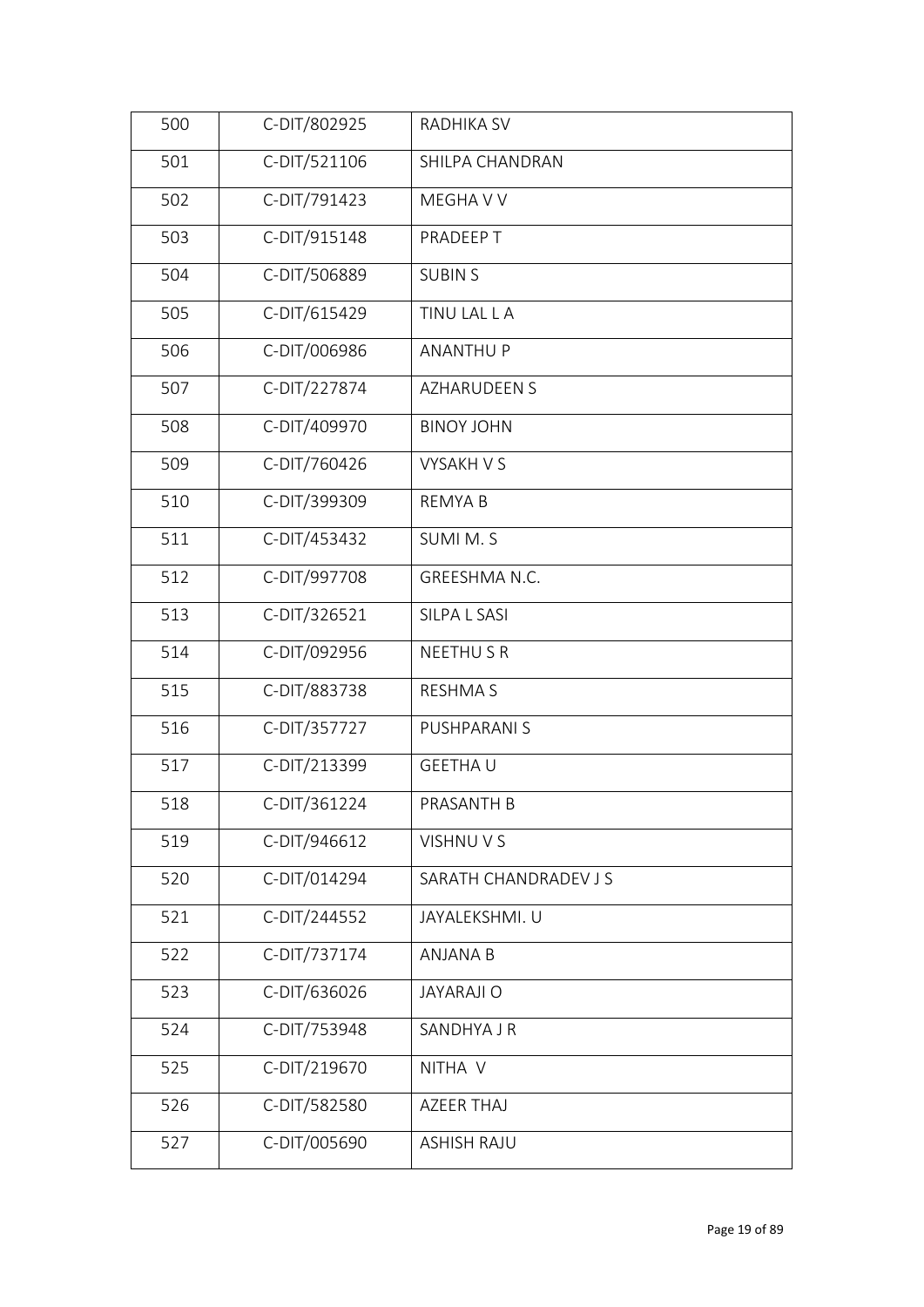| 500 | C-DIT/802925 | RADHIKA SV |
|---|---|---|
| 501 | C-DIT/521106 | SHILPA CHANDRAN |
| 502 | C-DIT/791423 | MEGHA V V |
| 503 | C-DIT/915148 | PRADEEP T |
| 504 | C-DIT/506889 | SUBIN S |
| 505 | C-DIT/615429 | TINU LAL L A |
| 506 | C-DIT/006986 | ANANTHU P |
| 507 | C-DIT/227874 | AZHARUDEEN S |
| 508 | C-DIT/409970 | BINOY JOHN |
| 509 | C-DIT/760426 | VYSAKH V S |
| 510 | C-DIT/399309 | REMYA B |
| 511 | C-DIT/453432 | SUMI M. S |
| 512 | C-DIT/997708 | GREESHMA N.C. |
| 513 | C-DIT/326521 | SILPA L SASI |
| 514 | C-DIT/092956 | NEETHU S R |
| 515 | C-DIT/883738 | RESHMA S |
| 516 | C-DIT/357727 | PUSHPARANI S |
| 517 | C-DIT/213399 | GEETHA U |
| 518 | C-DIT/361224 | PRASANTH B |
| 519 | C-DIT/946612 | VISHNU V S |
| 520 | C-DIT/014294 | SARATH CHANDRADEV J S |
| 521 | C-DIT/244552 | JAYALEKSHMI. U |
| 522 | C-DIT/737174 | ANJANA B |
| 523 | C-DIT/636026 | JAYARAJI O |
| 524 | C-DIT/753948 | SANDHYA J R |
| 525 | C-DIT/219670 | NITHA V |
| 526 | C-DIT/582580 | AZEER THAJ |
| 527 | C-DIT/005690 | ASHISH RAJU |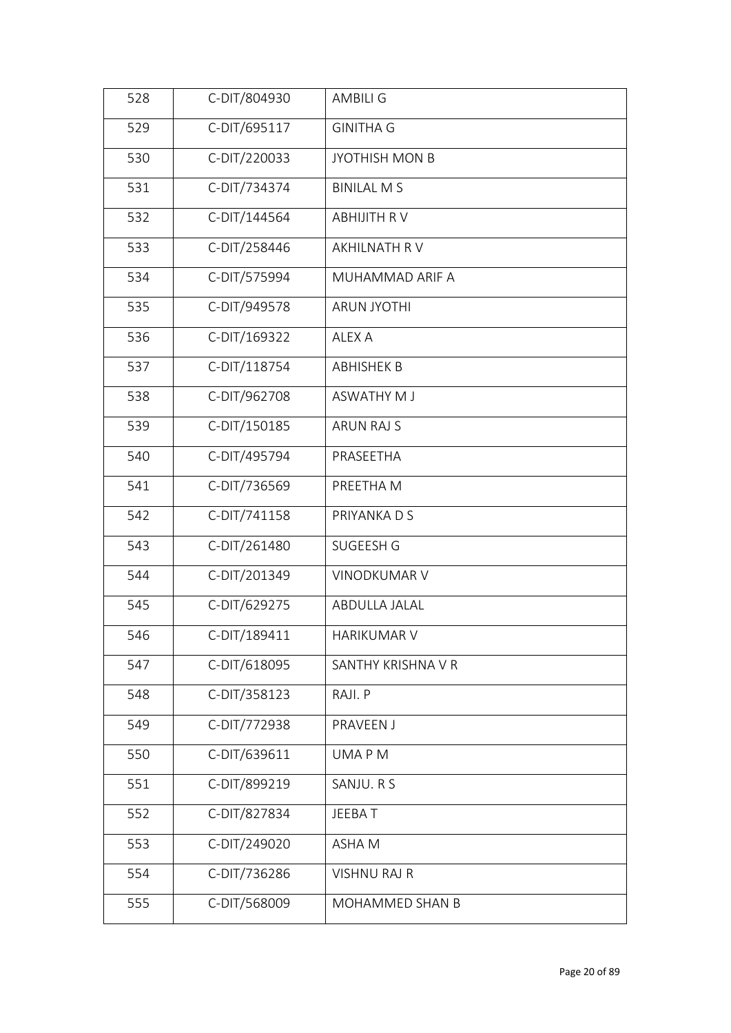| 528 | C-DIT/804930 | AMBILI G |
|---|---|---|
| 529 | C-DIT/695117 | GINITHA G |
| 530 | C-DIT/220033 | JYOTHISH MON B |
| 531 | C-DIT/734374 | BINILAL M S |
| 532 | C-DIT/144564 | ABHIJITH R V |
| 533 | C-DIT/258446 | AKHILNATH R V |
| 534 | C-DIT/575994 | MUHAMMAD ARIF A |
| 535 | C-DIT/949578 | ARUN JYOTHI |
| 536 | C-DIT/169322 | ALEX A |
| 537 | C-DIT/118754 | ABHISHEK B |
| 538 | C-DIT/962708 | ASWATHY M J |
| 539 | C-DIT/150185 | ARUN RAJ S |
| 540 | C-DIT/495794 | PRASEETHA |
| 541 | C-DIT/736569 | PREETHA M |
| 542 | C-DIT/741158 | PRIYANKA D S |
| 543 | C-DIT/261480 | SUGEESH G |
| 544 | C-DIT/201349 | VINODKUMAR V |
| 545 | C-DIT/629275 | ABDULLA JALAL |
| 546 | C-DIT/189411 | HARIKUMAR V |
| 547 | C-DIT/618095 | SANTHY KRISHNA V R |
| 548 | C-DIT/358123 | RAJI. P |
| 549 | C-DIT/772938 | PRAVEEN J |
| 550 | C-DIT/639611 | UMA P M |
| 551 | C-DIT/899219 | SANJU. R S |
| 552 | C-DIT/827834 | JEEBA T |
| 553 | C-DIT/249020 | ASHA M |
| 554 | C-DIT/736286 | VISHNU RAJ R |
| 555 | C-DIT/568009 | MOHAMMED SHAN B |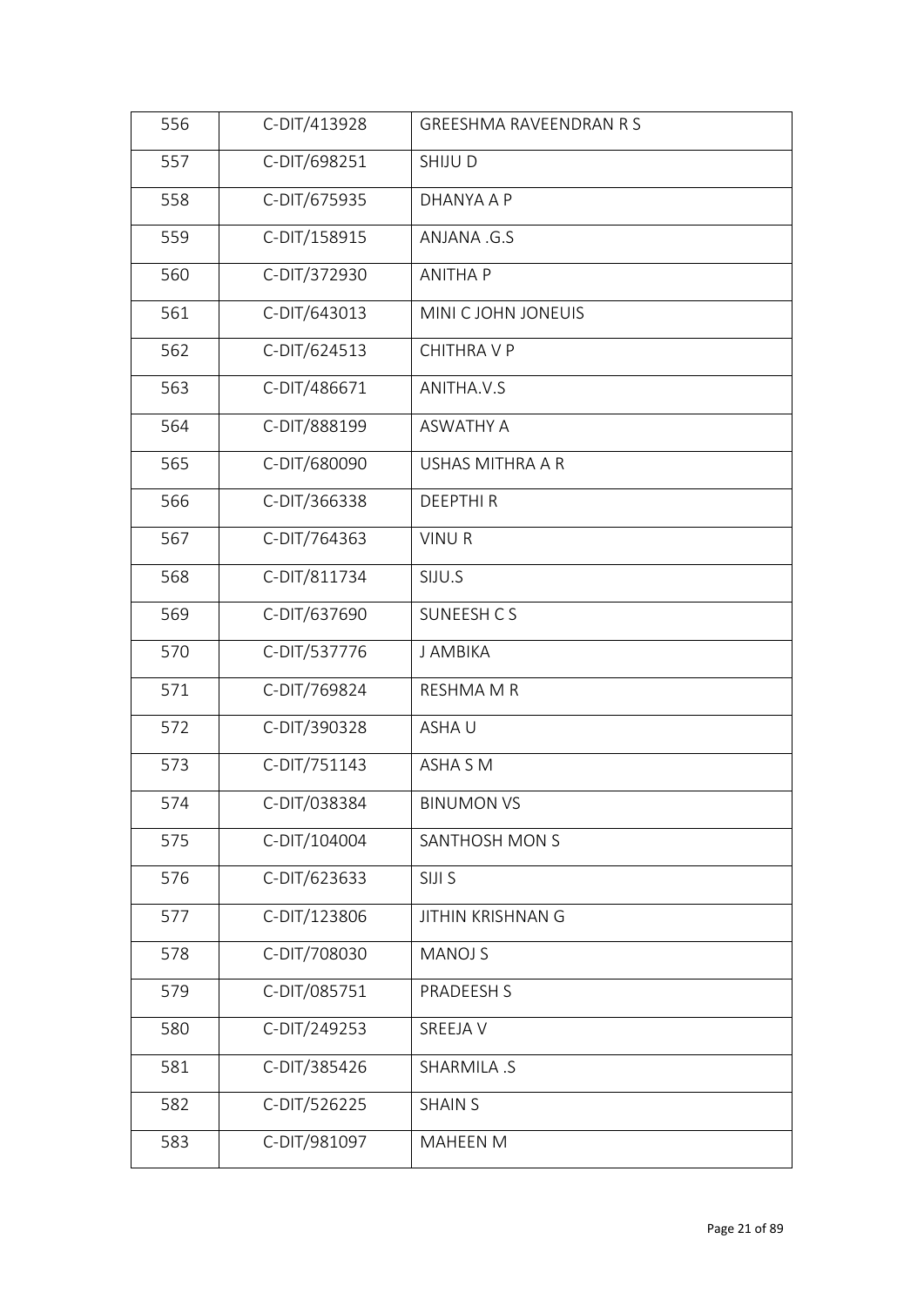| 556 | C-DIT/413928 | GREESHMA RAVEENDRAN R S |
|---|---|---|
| 557 | C-DIT/698251 | SHIJU D |
| 558 | C-DIT/675935 | DHANYA A P |
| 559 | C-DIT/158915 | ANJANA .G.S |
| 560 | C-DIT/372930 | ANITHA P |
| 561 | C-DIT/643013 | MINI C JOHN JONEUIS |
| 562 | C-DIT/624513 | CHITHRA V P |
| 563 | C-DIT/486671 | ANITHA.V.S |
| 564 | C-DIT/888199 | ASWATHY A |
| 565 | C-DIT/680090 | USHAS MITHRA A R |
| 566 | C-DIT/366338 | DEEPTHI R |
| 567 | C-DIT/764363 | VINU R |
| 568 | C-DIT/811734 | SIJU.S |
| 569 | C-DIT/637690 | SUNEESH C S |
| 570 | C-DIT/537776 | J AMBIKA |
| 571 | C-DIT/769824 | RESHMA M R |
| 572 | C-DIT/390328 | ASHA U |
| 573 | C-DIT/751143 | ASHA S M |
| 574 | C-DIT/038384 | BINUMON VS |
| 575 | C-DIT/104004 | SANTHOSH MON S |
| 576 | C-DIT/623633 | SIJI S |
| 577 | C-DIT/123806 | JITHIN KRISHNAN G |
| 578 | C-DIT/708030 | MANOJ S |
| 579 | C-DIT/085751 | PRADEESH S |
| 580 | C-DIT/249253 | SREEJA V |
| 581 | C-DIT/385426 | SHARMILA .S |
| 582 | C-DIT/526225 | SHAIN S |
| 583 | C-DIT/981097 | MAHEEN M |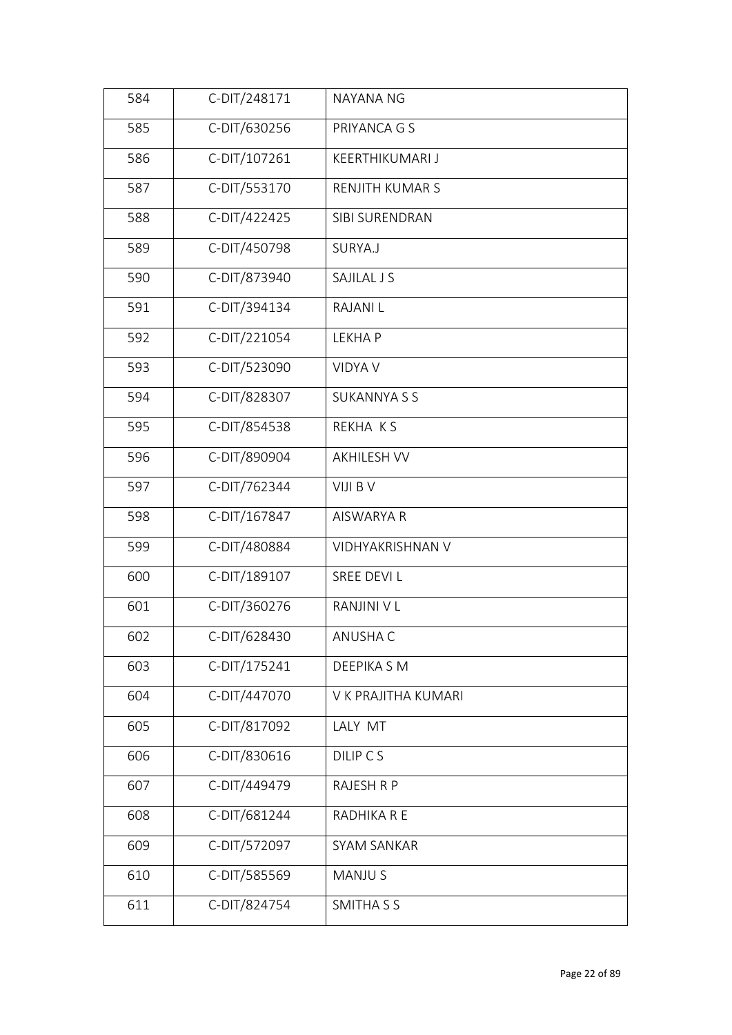| 584 | C-DIT/248171 | NAYANA NG |
|---|---|---|
| 585 | C-DIT/630256 | PRIYANCA G S |
| 586 | C-DIT/107261 | KEERTHIKUMARI J |
| 587 | C-DIT/553170 | RENJITH KUMAR S |
| 588 | C-DIT/422425 | SIBI SURENDRAN |
| 589 | C-DIT/450798 | SURYA.J |
| 590 | C-DIT/873940 | SAJILAL J S |
| 591 | C-DIT/394134 | RAJANI L |
| 592 | C-DIT/221054 | LEKHA P |
| 593 | C-DIT/523090 | VIDYA V |
| 594 | C-DIT/828307 | SUKANNYA S S |
| 595 | C-DIT/854538 | REKHA K S |
| 596 | C-DIT/890904 | AKHILESH VV |
| 597 | C-DIT/762344 | VIJI B V |
| 598 | C-DIT/167847 | AISWARYA R |
| 599 | C-DIT/480884 | VIDHYAKRISHNAN V |
| 600 | C-DIT/189107 | SREE DEVI L |
| 601 | C-DIT/360276 | RANJINI V L |
| 602 | C-DIT/628430 | ANUSHA C |
| 603 | C-DIT/175241 | DEEPIKA S M |
| 604 | C-DIT/447070 | V K PRAJITHA KUMARI |
| 605 | C-DIT/817092 | LALY MT |
| 606 | C-DIT/830616 | DILIP C S |
| 607 | C-DIT/449479 | RAJESH R P |
| 608 | C-DIT/681244 | RADHIKA R E |
| 609 | C-DIT/572097 | SYAM SANKAR |
| 610 | C-DIT/585569 | MANJU S |
| 611 | C-DIT/824754 | SMITHA S S |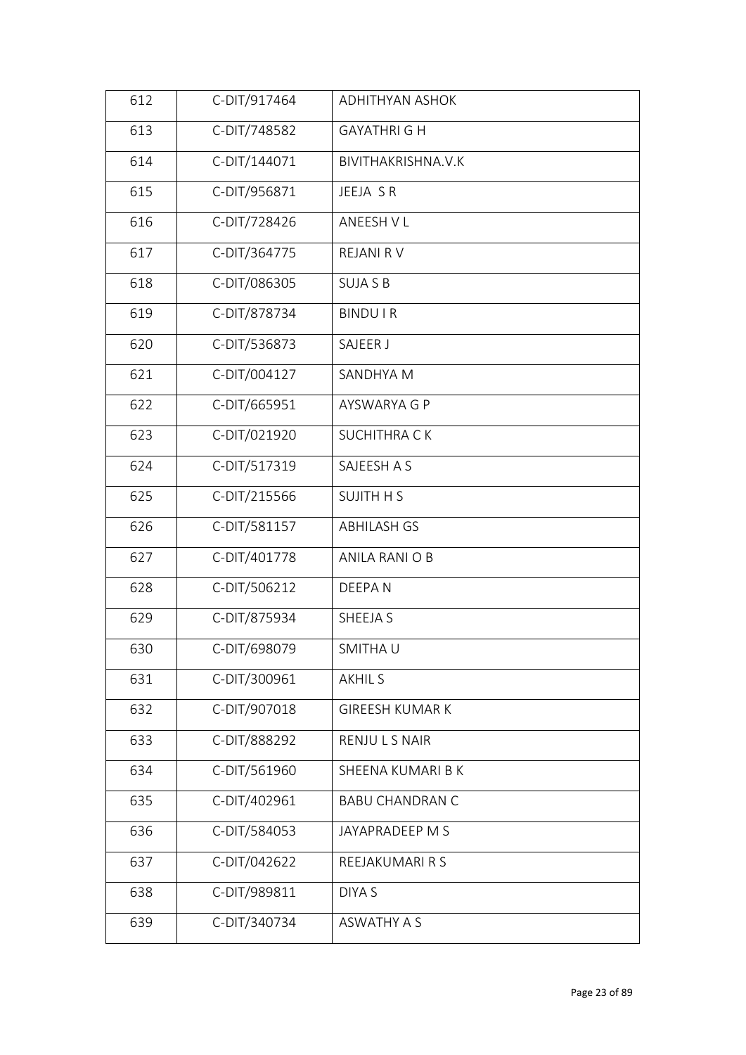| 612 | C-DIT/917464 | ADHITHYAN ASHOK |
|---|---|---|
| 613 | C-DIT/748582 | GAYATHRI G H |
| 614 | C-DIT/144071 | BIVITHAKRISHNA.V.K |
| 615 | C-DIT/956871 | JEEJA S R |
| 616 | C-DIT/728426 | ANEESH V L |
| 617 | C-DIT/364775 | REJANI R V |
| 618 | C-DIT/086305 | SUJA S B |
| 619 | C-DIT/878734 | BINDU I R |
| 620 | C-DIT/536873 | SAJEER J |
| 621 | C-DIT/004127 | SANDHYA M |
| 622 | C-DIT/665951 | AYSWARYA G P |
| 623 | C-DIT/021920 | SUCHITHRA C K |
| 624 | C-DIT/517319 | SAJEESH A S |
| 625 | C-DIT/215566 | SUJITH H S |
| 626 | C-DIT/581157 | ABHILASH GS |
| 627 | C-DIT/401778 | ANILA RANI O B |
| 628 | C-DIT/506212 | DEEPA N |
| 629 | C-DIT/875934 | SHEEJA S |
| 630 | C-DIT/698079 | SMITHA U |
| 631 | C-DIT/300961 | AKHIL S |
| 632 | C-DIT/907018 | GIREESH KUMAR K |
| 633 | C-DIT/888292 | RENJU L S NAIR |
| 634 | C-DIT/561960 | SHEENA KUMARI B K |
| 635 | C-DIT/402961 | BABU CHANDRAN C |
| 636 | C-DIT/584053 | JAYAPRADEEP M S |
| 637 | C-DIT/042622 | REEJAKUMARI R S |
| 638 | C-DIT/989811 | DIYA S |
| 639 | C-DIT/340734 | ASWATHY A S |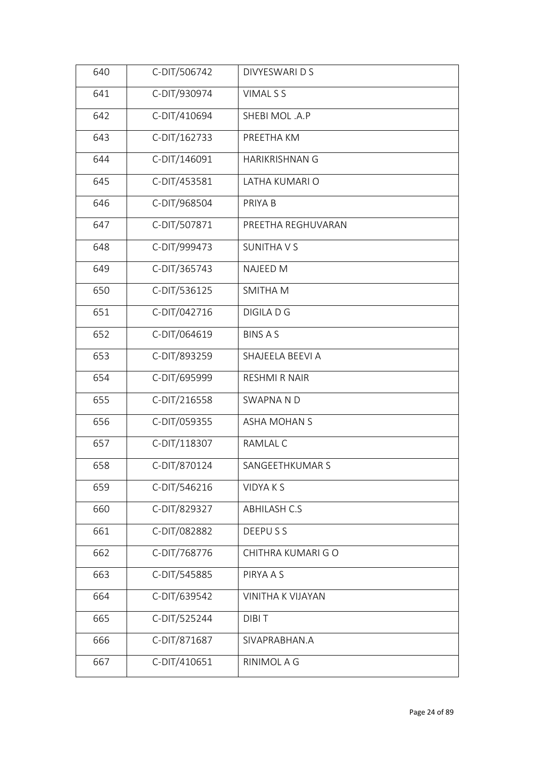| 640 | C-DIT/506742 | DIVYESWARI D S |
|---|---|---|
| 641 | C-DIT/930974 | VIMAL S S |
| 642 | C-DIT/410694 | SHEBI MOL .A.P |
| 643 | C-DIT/162733 | PREETHA KM |
| 644 | C-DIT/146091 | HARIKRISHNAN G |
| 645 | C-DIT/453581 | LATHA KUMARI O |
| 646 | C-DIT/968504 | PRIYA B |
| 647 | C-DIT/507871 | PREETHA REGHUVARAN |
| 648 | C-DIT/999473 | SUNITHA V S |
| 649 | C-DIT/365743 | NAJEED M |
| 650 | C-DIT/536125 | SMITHA M |
| 651 | C-DIT/042716 | DIGILA D G |
| 652 | C-DIT/064619 | BINS A S |
| 653 | C-DIT/893259 | SHAJEELA BEEVI A |
| 654 | C-DIT/695999 | RESHMI R NAIR |
| 655 | C-DIT/216558 | SWAPNA N D |
| 656 | C-DIT/059355 | ASHA MOHAN S |
| 657 | C-DIT/118307 | RAMLAL C |
| 658 | C-DIT/870124 | SANGEETHKUMAR S |
| 659 | C-DIT/546216 | VIDYA K S |
| 660 | C-DIT/829327 | ABHILASH C.S |
| 661 | C-DIT/082882 | DEEPU S S |
| 662 | C-DIT/768776 | CHITHRA KUMARI G O |
| 663 | C-DIT/545885 | PIRYA A S |
| 664 | C-DIT/639542 | VINITHA K VIJAYAN |
| 665 | C-DIT/525244 | DIBI T |
| 666 | C-DIT/871687 | SIVAPRABHAN.A |
| 667 | C-DIT/410651 | RINIMOL A G |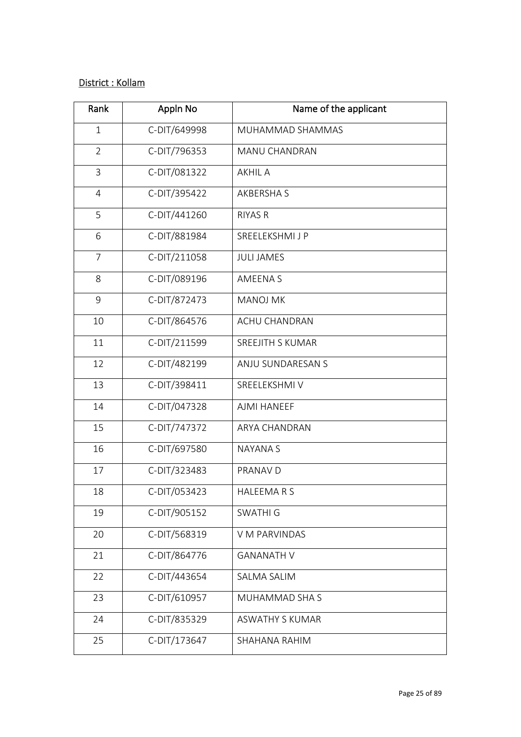District : Kollam

| Rank | Appln No | Name of the applicant |
|---|---|---|
| 1 | C-DIT/649998 | MUHAMMAD SHAMMAS |
| 2 | C-DIT/796353 | MANU CHANDRAN |
| 3 | C-DIT/081322 | AKHIL A |
| 4 | C-DIT/395422 | AKBERSHA S |
| 5 | C-DIT/441260 | RIYAS R |
| 6 | C-DIT/881984 | SREELEKSHMI J P |
| 7 | C-DIT/211058 | JULI JAMES |
| 8 | C-DIT/089196 | AMEENA S |
| 9 | C-DIT/872473 | MANOJ MK |
| 10 | C-DIT/864576 | ACHU CHANDRAN |
| 11 | C-DIT/211599 | SREEJITH S KUMAR |
| 12 | C-DIT/482199 | ANJU SUNDARESAN S |
| 13 | C-DIT/398411 | SREELEKSHMI V |
| 14 | C-DIT/047328 | AJMI HANEEF |
| 15 | C-DIT/747372 | ARYA CHANDRAN |
| 16 | C-DIT/697580 | NAYANA S |
| 17 | C-DIT/323483 | PRANAV D |
| 18 | C-DIT/053423 | HALEEMA R S |
| 19 | C-DIT/905152 | SWATHI G |
| 20 | C-DIT/568319 | V M PARVINDAS |
| 21 | C-DIT/864776 | GANANATH V |
| 22 | C-DIT/443654 | SALMA SALIM |
| 23 | C-DIT/610957 | MUHAMMAD SHA S |
| 24 | C-DIT/835329 | ASWATHY S KUMAR |
| 25 | C-DIT/173647 | SHAHANA RAHIM |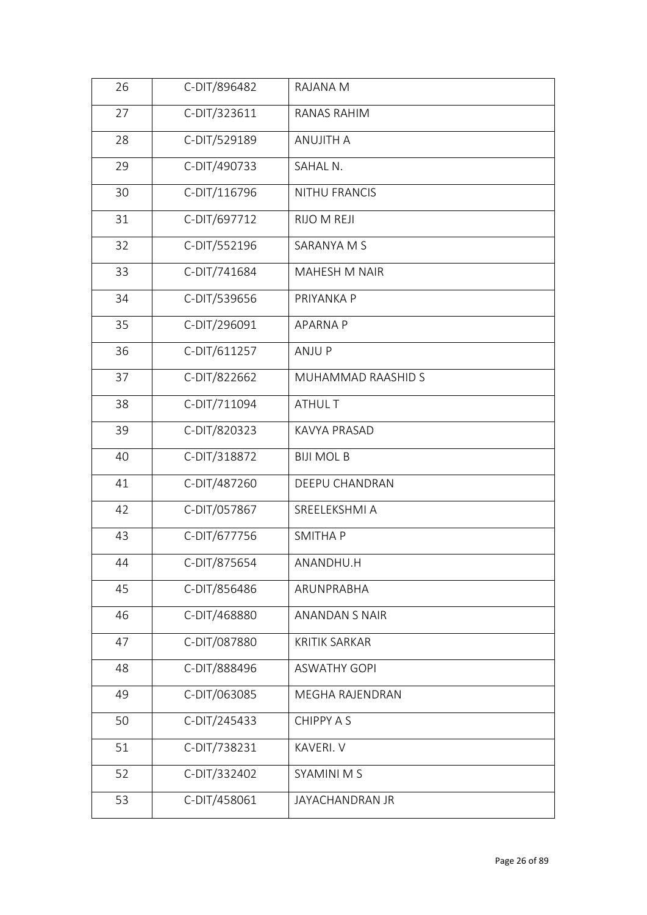| 26 | C-DIT/896482 | RAJANA M |
|---|---|---|
| 27 | C-DIT/323611 | RANAS RAHIM |
| 28 | C-DIT/529189 | ANUJITH A |
| 29 | C-DIT/490733 | SAHAL N. |
| 30 | C-DIT/116796 | NITHU FRANCIS |
| 31 | C-DIT/697712 | RIJO M REJI |
| 32 | C-DIT/552196 | SARANYA M S |
| 33 | C-DIT/741684 | MAHESH M NAIR |
| 34 | C-DIT/539656 | PRIYANKA P |
| 35 | C-DIT/296091 | APARNA P |
| 36 | C-DIT/611257 | ANJU P |
| 37 | C-DIT/822662 | MUHAMMAD RAASHID S |
| 38 | C-DIT/711094 | ATHUL T |
| 39 | C-DIT/820323 | KAVYA PRASAD |
| 40 | C-DIT/318872 | BIJI MOL B |
| 41 | C-DIT/487260 | DEEPU CHANDRAN |
| 42 | C-DIT/057867 | SREELEKSHMI A |
| 43 | C-DIT/677756 | SMITHA P |
| 44 | C-DIT/875654 | ANANDHU.H |
| 45 | C-DIT/856486 | ARUNPRABHA |
| 46 | C-DIT/468880 | ANANDAN S NAIR |
| 47 | C-DIT/087880 | KRITIK SARKAR |
| 48 | C-DIT/888496 | ASWATHY GOPI |
| 49 | C-DIT/063085 | MEGHA RAJENDRAN |
| 50 | C-DIT/245433 | CHIPPY A S |
| 51 | C-DIT/738231 | KAVERI. V |
| 52 | C-DIT/332402 | SYAMINI M S |
| 53 | C-DIT/458061 | JAYACHANDRAN JR |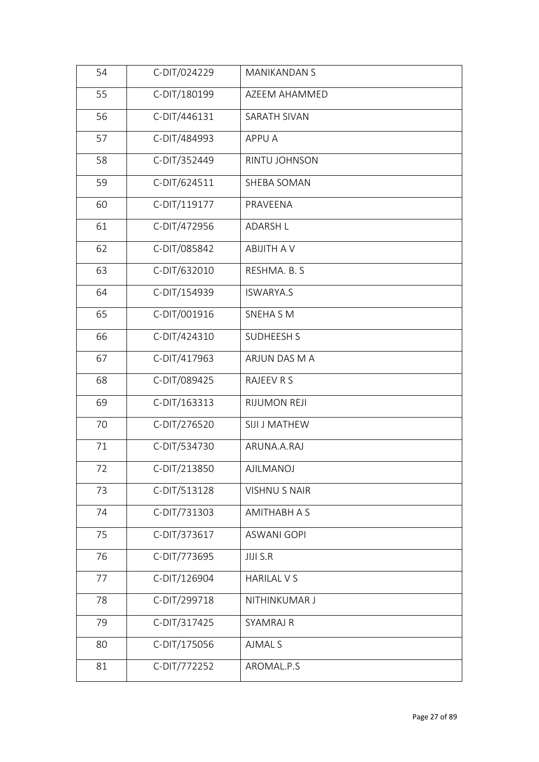| 54 | C-DIT/024229 | MANIKANDAN S |
|---|---|---|
| 55 | C-DIT/180199 | AZEEM AHAMMED |
| 56 | C-DIT/446131 | SARATH SIVAN |
| 57 | C-DIT/484993 | APPU A |
| 58 | C-DIT/352449 | RINTU JOHNSON |
| 59 | C-DIT/624511 | SHEBA SOMAN |
| 60 | C-DIT/119177 | PRAVEENA |
| 61 | C-DIT/472956 | ADARSH L |
| 62 | C-DIT/085842 | ABIJITH A V |
| 63 | C-DIT/632010 | RESHMA. B. S |
| 64 | C-DIT/154939 | ISWARYA.S |
| 65 | C-DIT/001916 | SNEHA S M |
| 66 | C-DIT/424310 | SUDHEESH S |
| 67 | C-DIT/417963 | ARJUN DAS M A |
| 68 | C-DIT/089425 | RAJEEV R S |
| 69 | C-DIT/163313 | RIJUMON REJI |
| 70 | C-DIT/276520 | SIJI J MATHEW |
| 71 | C-DIT/534730 | ARUNA.A.RAJ |
| 72 | C-DIT/213850 | AJILMANOJ |
| 73 | C-DIT/513128 | VISHNU S NAIR |
| 74 | C-DIT/731303 | AMITHABH A S |
| 75 | C-DIT/373617 | ASWANI GOPI |
| 76 | C-DIT/773695 | JIJI S.R |
| 77 | C-DIT/126904 | HARILAL V S |
| 78 | C-DIT/299718 | NITHINKUMAR J |
| 79 | C-DIT/317425 | SYAMRAJ R |
| 80 | C-DIT/175056 | AJMAL S |
| 81 | C-DIT/772252 | AROMAL.P.S |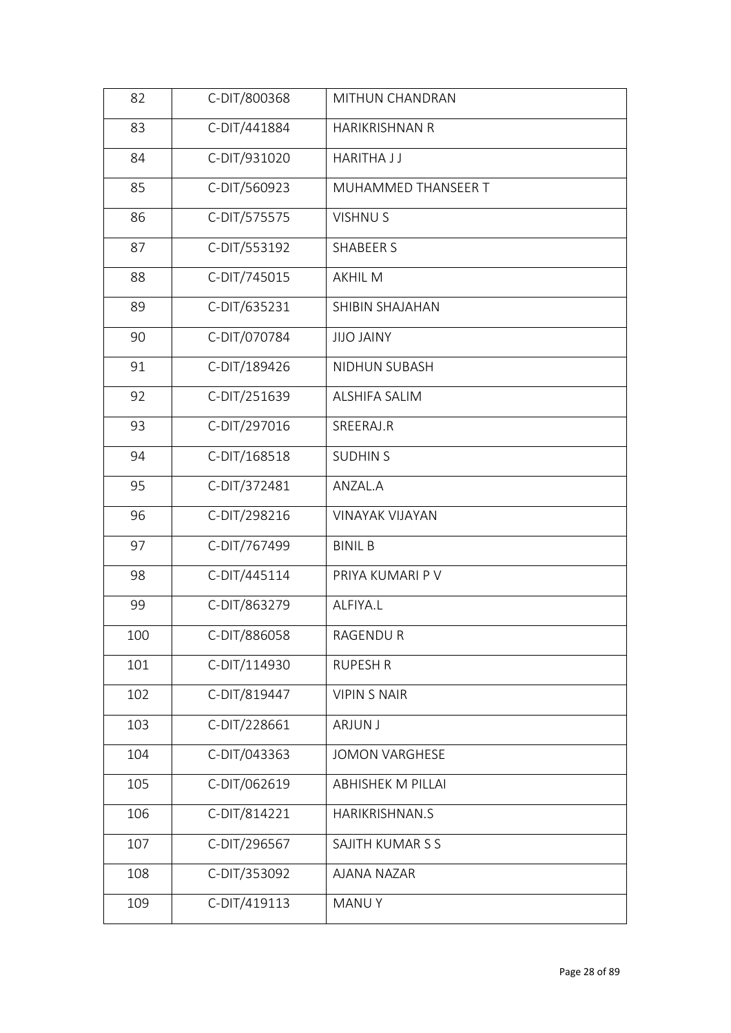| 82 | C-DIT/800368 | MITHUN CHANDRAN |
|---|---|---|
| 83 | C-DIT/441884 | HARIKRISHNAN R |
| 84 | C-DIT/931020 | HARITHA J J |
| 85 | C-DIT/560923 | MUHAMMED THANSEER T |
| 86 | C-DIT/575575 | VISHNU S |
| 87 | C-DIT/553192 | SHABEER S |
| 88 | C-DIT/745015 | AKHIL M |
| 89 | C-DIT/635231 | SHIBIN SHAJAHAN |
| 90 | C-DIT/070784 | JIJO JAINY |
| 91 | C-DIT/189426 | NIDHUN SUBASH |
| 92 | C-DIT/251639 | ALSHIFA SALIM |
| 93 | C-DIT/297016 | SREERAJ.R |
| 94 | C-DIT/168518 | SUDHIN S |
| 95 | C-DIT/372481 | ANZAL.A |
| 96 | C-DIT/298216 | VINAYAK VIJAYAN |
| 97 | C-DIT/767499 | BINIL B |
| 98 | C-DIT/445114 | PRIYA KUMARI P V |
| 99 | C-DIT/863279 | ALFIYA.L |
| 100 | C-DIT/886058 | RAGENDU R |
| 101 | C-DIT/114930 | RUPESH R |
| 102 | C-DIT/819447 | VIPIN S NAIR |
| 103 | C-DIT/228661 | ARJUN J |
| 104 | C-DIT/043363 | JOMON VARGHESE |
| 105 | C-DIT/062619 | ABHISHEK M PILLAI |
| 106 | C-DIT/814221 | HARIKRISHNAN.S |
| 107 | C-DIT/296567 | SAJITH KUMAR S S |
| 108 | C-DIT/353092 | AJANA NAZAR |
| 109 | C-DIT/419113 | MANU Y |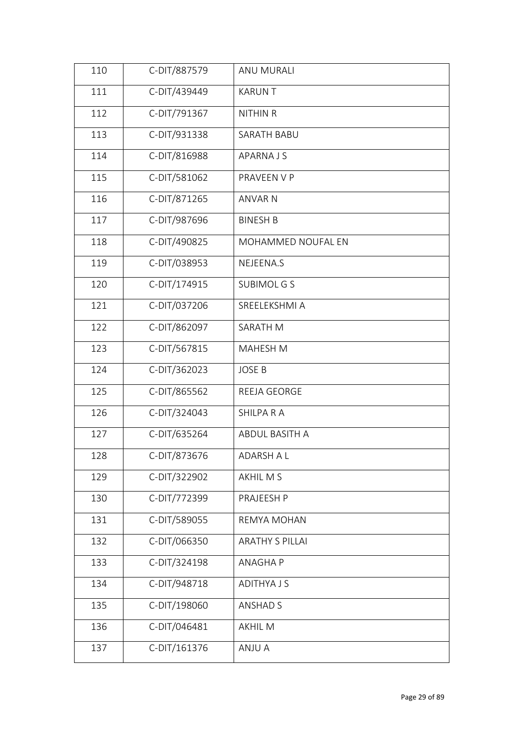| 110 | C-DIT/887579 | ANU MURALI |
|---|---|---|
| 111 | C-DIT/439449 | KARUN T |
| 112 | C-DIT/791367 | NITHIN R |
| 113 | C-DIT/931338 | SARATH BABU |
| 114 | C-DIT/816988 | APARNA J S |
| 115 | C-DIT/581062 | PRAVEEN V P |
| 116 | C-DIT/871265 | ANVAR N |
| 117 | C-DIT/987696 | BINESH B |
| 118 | C-DIT/490825 | MOHAMMED NOUFAL EN |
| 119 | C-DIT/038953 | NEJEENA.S |
| 120 | C-DIT/174915 | SUBIMOL G S |
| 121 | C-DIT/037206 | SREELEKSHMI A |
| 122 | C-DIT/862097 | SARATH M |
| 123 | C-DIT/567815 | MAHESH M |
| 124 | C-DIT/362023 | JOSE B |
| 125 | C-DIT/865562 | REEJA GEORGE |
| 126 | C-DIT/324043 | SHILPA R A |
| 127 | C-DIT/635264 | ABDUL BASITH A |
| 128 | C-DIT/873676 | ADARSH A L |
| 129 | C-DIT/322902 | AKHIL M S |
| 130 | C-DIT/772399 | PRAJEESH P |
| 131 | C-DIT/589055 | REMYA MOHAN |
| 132 | C-DIT/066350 | ARATHY S PILLAI |
| 133 | C-DIT/324198 | ANAGHA P |
| 134 | C-DIT/948718 | ADITHYA J S |
| 135 | C-DIT/198060 | ANSHAD S |
| 136 | C-DIT/046481 | AKHIL M |
| 137 | C-DIT/161376 | ANJU A |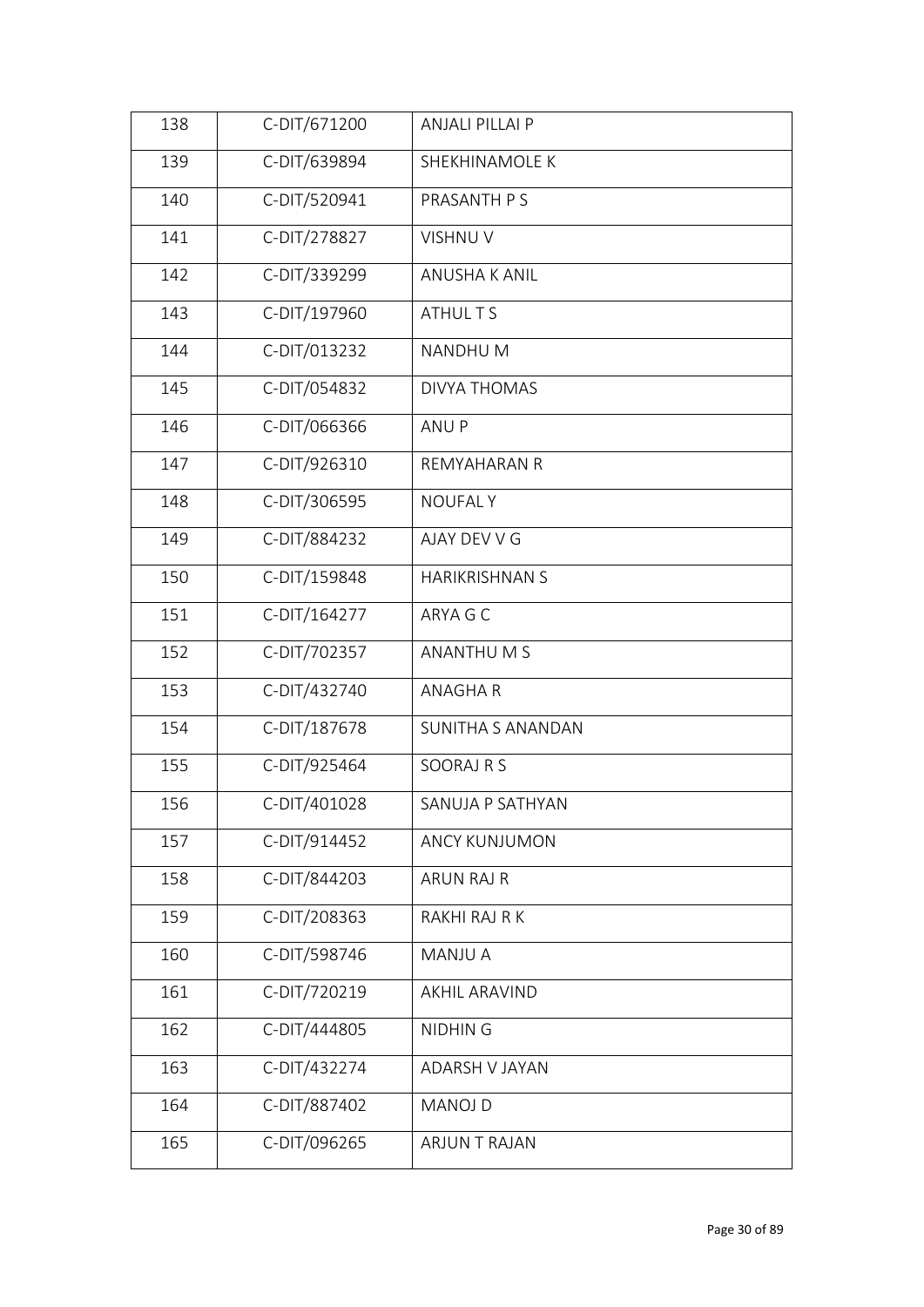| 138 | C-DIT/671200 | ANJALI PILLAI P |
|---|---|---|
| 139 | C-DIT/639894 | SHEKHINAMOLE K |
| 140 | C-DIT/520941 | PRASANTH P S |
| 141 | C-DIT/278827 | VISHNU V |
| 142 | C-DIT/339299 | ANUSHA K ANIL |
| 143 | C-DIT/197960 | ATHUL T S |
| 144 | C-DIT/013232 | NANDHU M |
| 145 | C-DIT/054832 | DIVYA THOMAS |
| 146 | C-DIT/066366 | ANU P |
| 147 | C-DIT/926310 | REMYAHARAN R |
| 148 | C-DIT/306595 | NOUFAL Y |
| 149 | C-DIT/884232 | AJAY DEV V G |
| 150 | C-DIT/159848 | HARIKRISHNAN S |
| 151 | C-DIT/164277 | ARYA G C |
| 152 | C-DIT/702357 | ANANTHU M S |
| 153 | C-DIT/432740 | ANAGHA R |
| 154 | C-DIT/187678 | SUNITHA S ANANDAN |
| 155 | C-DIT/925464 | SOORAJ R S |
| 156 | C-DIT/401028 | SANUJA P SATHYAN |
| 157 | C-DIT/914452 | ANCY KUNJUMON |
| 158 | C-DIT/844203 | ARUN RAJ R |
| 159 | C-DIT/208363 | RAKHI RAJ R K |
| 160 | C-DIT/598746 | MANJU A |
| 161 | C-DIT/720219 | AKHIL ARAVIND |
| 162 | C-DIT/444805 | NIDHIN G |
| 163 | C-DIT/432274 | ADARSH V JAYAN |
| 164 | C-DIT/887402 | MANOJ D |
| 165 | C-DIT/096265 | ARJUN T RAJAN |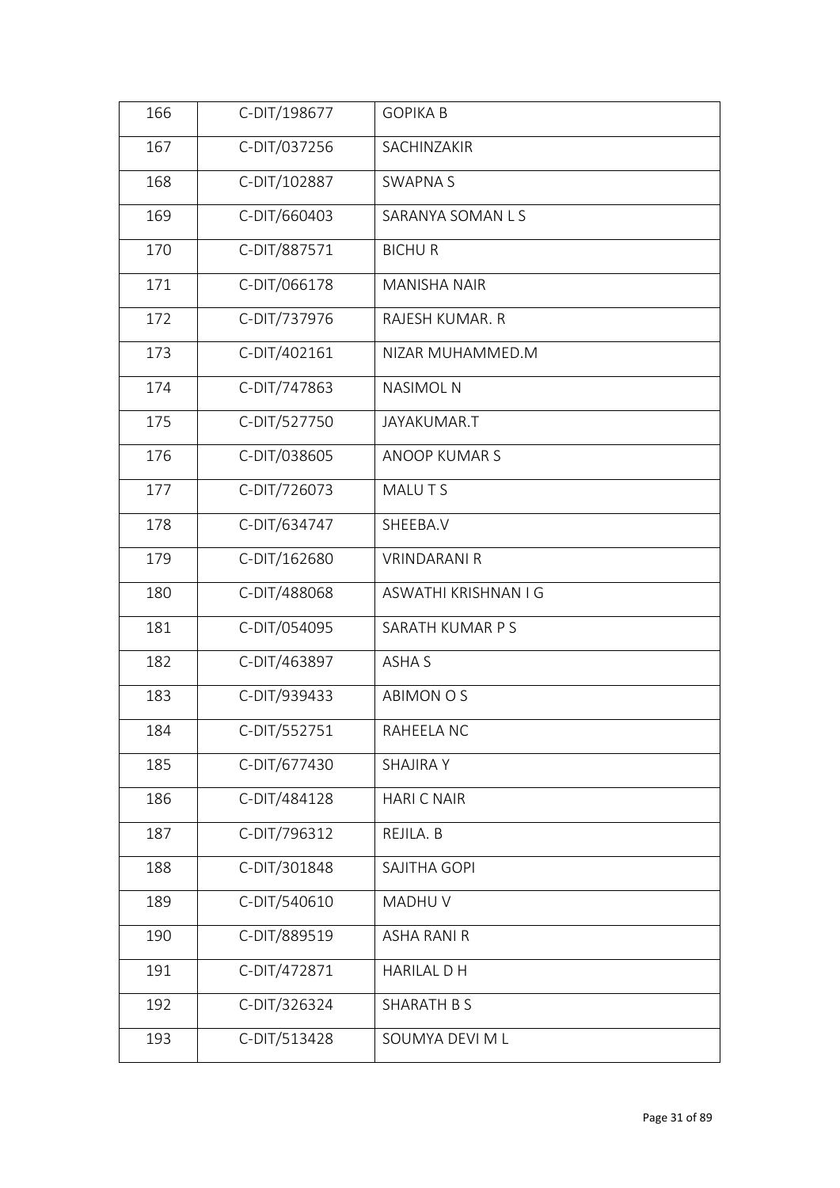| 166 | C-DIT/198677 | GOPIKA B |
|---|---|---|
| 167 | C-DIT/037256 | SACHINZAKIR |
| 168 | C-DIT/102887 | SWAPNA S |
| 169 | C-DIT/660403 | SARANYA SOMAN L S |
| 170 | C-DIT/887571 | BICHU R |
| 171 | C-DIT/066178 | MANISHA NAIR |
| 172 | C-DIT/737976 | RAJESH KUMAR. R |
| 173 | C-DIT/402161 | NIZAR MUHAMMED.M |
| 174 | C-DIT/747863 | NASIMOL N |
| 175 | C-DIT/527750 | JAYAKUMAR.T |
| 176 | C-DIT/038605 | ANOOP KUMAR S |
| 177 | C-DIT/726073 | MALU T S |
| 178 | C-DIT/634747 | SHEEBA.V |
| 179 | C-DIT/162680 | VRINDARANI R |
| 180 | C-DIT/488068 | ASWATHI KRISHNAN I G |
| 181 | C-DIT/054095 | SARATH KUMAR P S |
| 182 | C-DIT/463897 | ASHA S |
| 183 | C-DIT/939433 | ABIMON O S |
| 184 | C-DIT/552751 | RAHEELA NC |
| 185 | C-DIT/677430 | SHAJIRA Y |
| 186 | C-DIT/484128 | HARI C NAIR |
| 187 | C-DIT/796312 | REJILA. B |
| 188 | C-DIT/301848 | SAJITHA GOPI |
| 189 | C-DIT/540610 | MADHU V |
| 190 | C-DIT/889519 | ASHA RANI R |
| 191 | C-DIT/472871 | HARILAL D H |
| 192 | C-DIT/326324 | SHARATH B S |
| 193 | C-DIT/513428 | SOUMYA DEVI M L |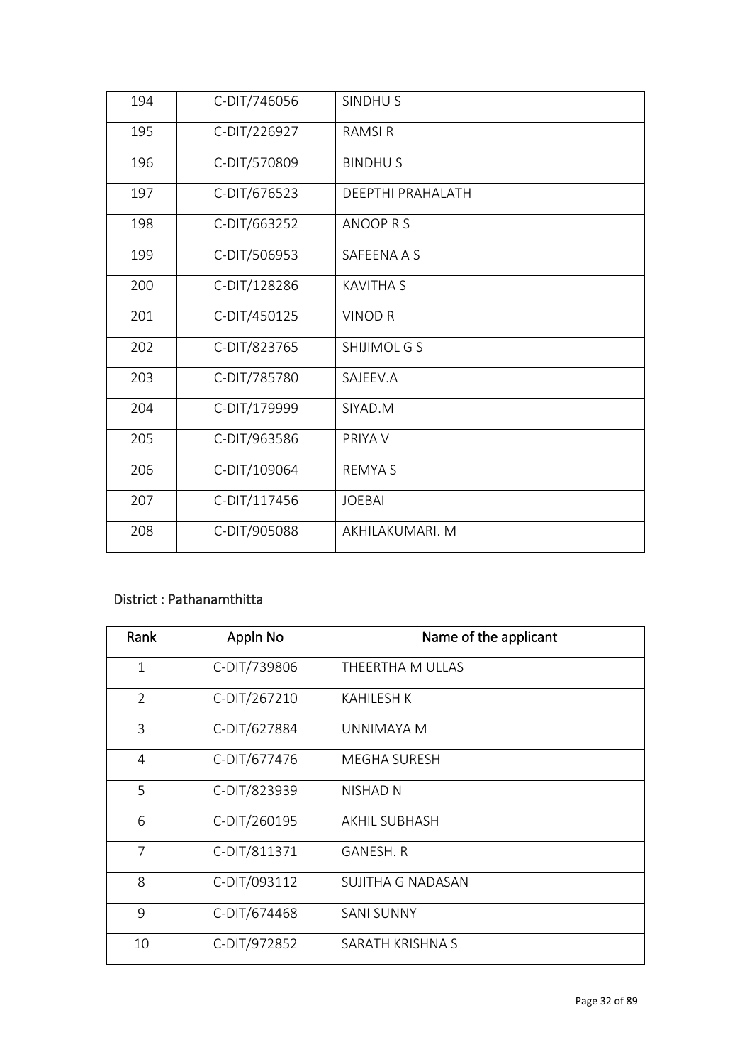| | | |
|---|---|---|
| 194 | C-DIT/746056 | SINDHU S |
| 195 | C-DIT/226927 | RAMSI R |
| 196 | C-DIT/570809 | BINDHU S |
| 197 | C-DIT/676523 | DEEPTHI PRAHALATH |
| 198 | C-DIT/663252 | ANOOP R S |
| 199 | C-DIT/506953 | SAFEENA A S |
| 200 | C-DIT/128286 | KAVITHA S |
| 201 | C-DIT/450125 | VINOD R |
| 202 | C-DIT/823765 | SHIJIMOL G S |
| 203 | C-DIT/785780 | SAJEEV.A |
| 204 | C-DIT/179999 | SIYAD.M |
| 205 | C-DIT/963586 | PRIYA V |
| 206 | C-DIT/109064 | REMYA S |
| 207 | C-DIT/117456 | JOEBAI |
| 208 | C-DIT/905088 | AKHILAKUMARI. M |

District : Pathanamthitta

| Rank | Appln No | Name of the applicant |
|---|---|---|
| 1 | C-DIT/739806 | THEERTHA M ULLAS |
| 2 | C-DIT/267210 | KAHILESH K |
| 3 | C-DIT/627884 | UNNIMAYA M |
| 4 | C-DIT/677476 | MEGHA SURESH |
| 5 | C-DIT/823939 | NISHAD N |
| 6 | C-DIT/260195 | AKHIL SUBHASH |
| 7 | C-DIT/811371 | GANESH. R |
| 8 | C-DIT/093112 | SUJITHA G NADASAN |
| 9 | C-DIT/674468 | SANI SUNNY |
| 10 | C-DIT/972852 | SARATH KRISHNA S |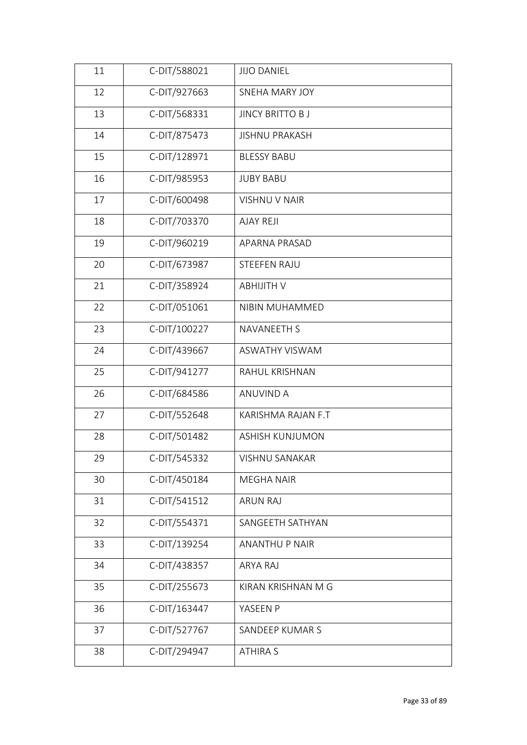| 11 | C-DIT/588021 | JIJO DANIEL |
|---|---|---|
| 12 | C-DIT/927663 | SNEHA MARY JOY |
| 13 | C-DIT/568331 | JINCY BRITTO B J |
| 14 | C-DIT/875473 | JISHNU PRAKASH |
| 15 | C-DIT/128971 | BLESSY BABU |
| 16 | C-DIT/985953 | JUBY BABU |
| 17 | C-DIT/600498 | VISHNU V NAIR |
| 18 | C-DIT/703370 | AJAY REJI |
| 19 | C-DIT/960219 | APARNA PRASAD |
| 20 | C-DIT/673987 | STEEFEN RAJU |
| 21 | C-DIT/358924 | ABHIJITH V |
| 22 | C-DIT/051061 | NIBIN MUHAMMED |
| 23 | C-DIT/100227 | NAVANEETH S |
| 24 | C-DIT/439667 | ASWATHY VISWAM |
| 25 | C-DIT/941277 | RAHUL KRISHNAN |
| 26 | C-DIT/684586 | ANUVIND A |
| 27 | C-DIT/552648 | KARISHMA RAJAN F.T |
| 28 | C-DIT/501482 | ASHISH KUNJUMON |
| 29 | C-DIT/545332 | VISHNU SANAKAR |
| 30 | C-DIT/450184 | MEGHA NAIR |
| 31 | C-DIT/541512 | ARUN RAJ |
| 32 | C-DIT/554371 | SANGEETH SATHYAN |
| 33 | C-DIT/139254 | ANANTHU P NAIR |
| 34 | C-DIT/438357 | ARYA RAJ |
| 35 | C-DIT/255673 | KIRAN KRISHNAN M G |
| 36 | C-DIT/163447 | YASEEN P |
| 37 | C-DIT/527767 | SANDEEP KUMAR S |
| 38 | C-DIT/294947 | ATHIRA S |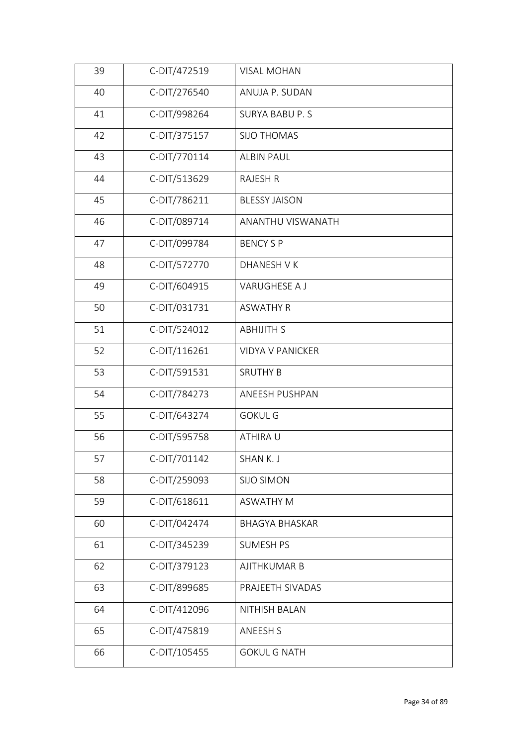| 39 | C-DIT/472519 | VISAL MOHAN |
|---|---|---|
| 40 | C-DIT/276540 | ANUJA P. SUDAN |
| 41 | C-DIT/998264 | SURYA BABU P. S |
| 42 | C-DIT/375157 | SIJO THOMAS |
| 43 | C-DIT/770114 | ALBIN PAUL |
| 44 | C-DIT/513629 | RAJESH R |
| 45 | C-DIT/786211 | BLESSY JAISON |
| 46 | C-DIT/089714 | ANANTHU VISWANATH |
| 47 | C-DIT/099784 | BENCY S P |
| 48 | C-DIT/572770 | DHANESH V K |
| 49 | C-DIT/604915 | VARUGHESE A J |
| 50 | C-DIT/031731 | ASWATHY R |
| 51 | C-DIT/524012 | ABHIJITH S |
| 52 | C-DIT/116261 | VIDYA V PANICKER |
| 53 | C-DIT/591531 | SRUTHY B |
| 54 | C-DIT/784273 | ANEESH PUSHPAN |
| 55 | C-DIT/643274 | GOKUL G |
| 56 | C-DIT/595758 | ATHIRA U |
| 57 | C-DIT/701142 | SHAN K. J |
| 58 | C-DIT/259093 | SIJO SIMON |
| 59 | C-DIT/618611 | ASWATHY M |
| 60 | C-DIT/042474 | BHAGYA BHASKAR |
| 61 | C-DIT/345239 | SUMESH PS |
| 62 | C-DIT/379123 | AJITHKUMAR B |
| 63 | C-DIT/899685 | PRAJEETH SIVADAS |
| 64 | C-DIT/412096 | NITHISH BALAN |
| 65 | C-DIT/475819 | ANEESH S |
| 66 | C-DIT/105455 | GOKUL G NATH |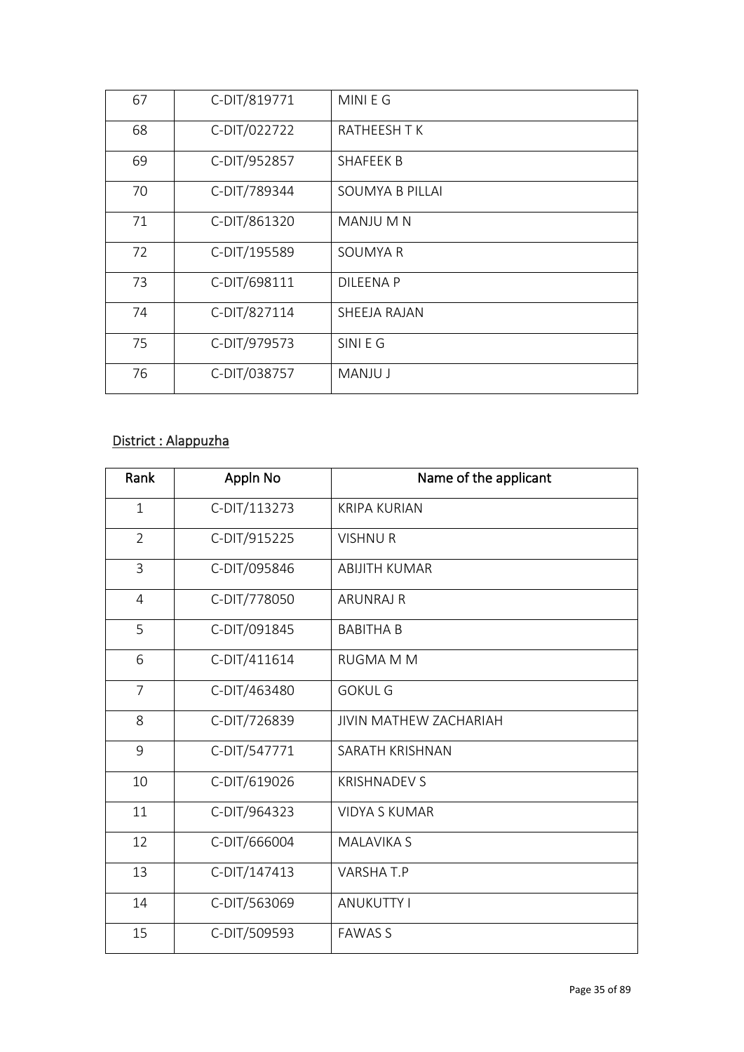| 67 | C-DIT/819771 | MINI E G |
|---|---|---|
| 68 | C-DIT/022722 | RATHEESH T K |
| 69 | C-DIT/952857 | SHAFEEK B |
| 70 | C-DIT/789344 | SOUMYA B PILLAI |
| 71 | C-DIT/861320 | MANJU M N |
| 72 | C-DIT/195589 | SOUMYA R |
| 73 | C-DIT/698111 | DILEENA P |
| 74 | C-DIT/827114 | SHEEJA RAJAN |
| 75 | C-DIT/979573 | SINI E G |
| 76 | C-DIT/038757 | MANJU J |

District : Alappuzha

| Rank | Appln No | Name of the applicant |
|---|---|---|
| 1 | C-DIT/113273 | KRIPA KURIAN |
| 2 | C-DIT/915225 | VISHNU R |
| 3 | C-DIT/095846 | ABIJITH KUMAR |
| 4 | C-DIT/778050 | ARUNRAJ R |
| 5 | C-DIT/091845 | BABITHA B |
| 6 | C-DIT/411614 | RUGMA M M |
| 7 | C-DIT/463480 | GOKUL G |
| 8 | C-DIT/726839 | JIVIN MATHEW ZACHARIAH |
| 9 | C-DIT/547771 | SARATH KRISHNAN |
| 10 | C-DIT/619026 | KRISHNADEV S |
| 11 | C-DIT/964323 | VIDYA S KUMAR |
| 12 | C-DIT/666004 | MALAVIKA S |
| 13 | C-DIT/147413 | VARSHA T.P |
| 14 | C-DIT/563069 | ANUKUTTY I |
| 15 | C-DIT/509593 | FAWAS S |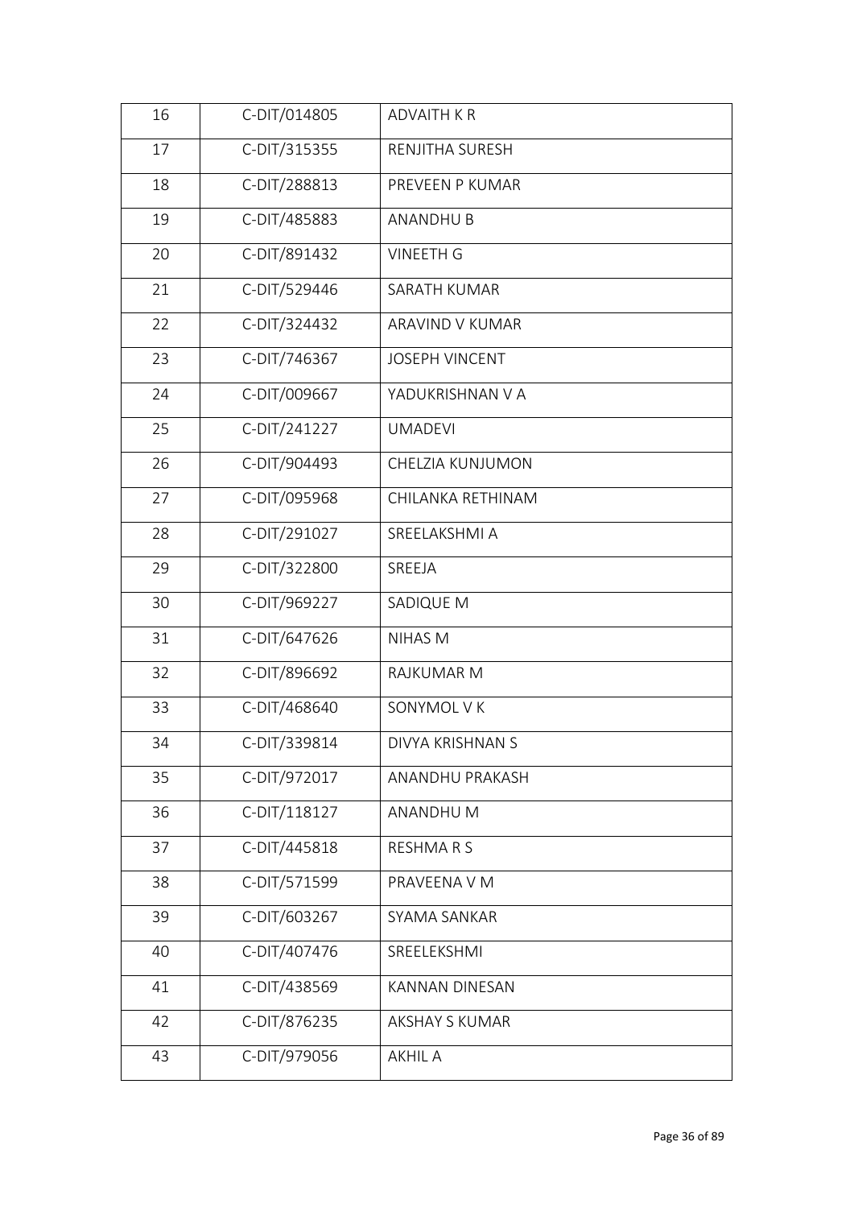| 16 | C-DIT/014805 | ADVAITH K R |
|---|---|---|
| 17 | C-DIT/315355 | RENJITHA SURESH |
| 18 | C-DIT/288813 | PREVEEN P KUMAR |
| 19 | C-DIT/485883 | ANANDHU B |
| 20 | C-DIT/891432 | VINEETH G |
| 21 | C-DIT/529446 | SARATH KUMAR |
| 22 | C-DIT/324432 | ARAVIND V KUMAR |
| 23 | C-DIT/746367 | JOSEPH VINCENT |
| 24 | C-DIT/009667 | YADUKRISHNAN V A |
| 25 | C-DIT/241227 | UMADEVI |
| 26 | C-DIT/904493 | CHELZIA KUNJUMON |
| 27 | C-DIT/095968 | CHILANKA RETHINAM |
| 28 | C-DIT/291027 | SREELAKSHMI A |
| 29 | C-DIT/322800 | SREEJA |
| 30 | C-DIT/969227 | SADIQUE M |
| 31 | C-DIT/647626 | NIHAS M |
| 32 | C-DIT/896692 | RAJKUMAR M |
| 33 | C-DIT/468640 | SONYMOL V K |
| 34 | C-DIT/339814 | DIVYA KRISHNAN S |
| 35 | C-DIT/972017 | ANANDHU PRAKASH |
| 36 | C-DIT/118127 | ANANDHU M |
| 37 | C-DIT/445818 | RESHMA R S |
| 38 | C-DIT/571599 | PRAVEENA V M |
| 39 | C-DIT/603267 | SYAMA SANKAR |
| 40 | C-DIT/407476 | SREELEKSHMI |
| 41 | C-DIT/438569 | KANNAN DINESAN |
| 42 | C-DIT/876235 | AKSHAY S KUMAR |
| 43 | C-DIT/979056 | AKHIL A |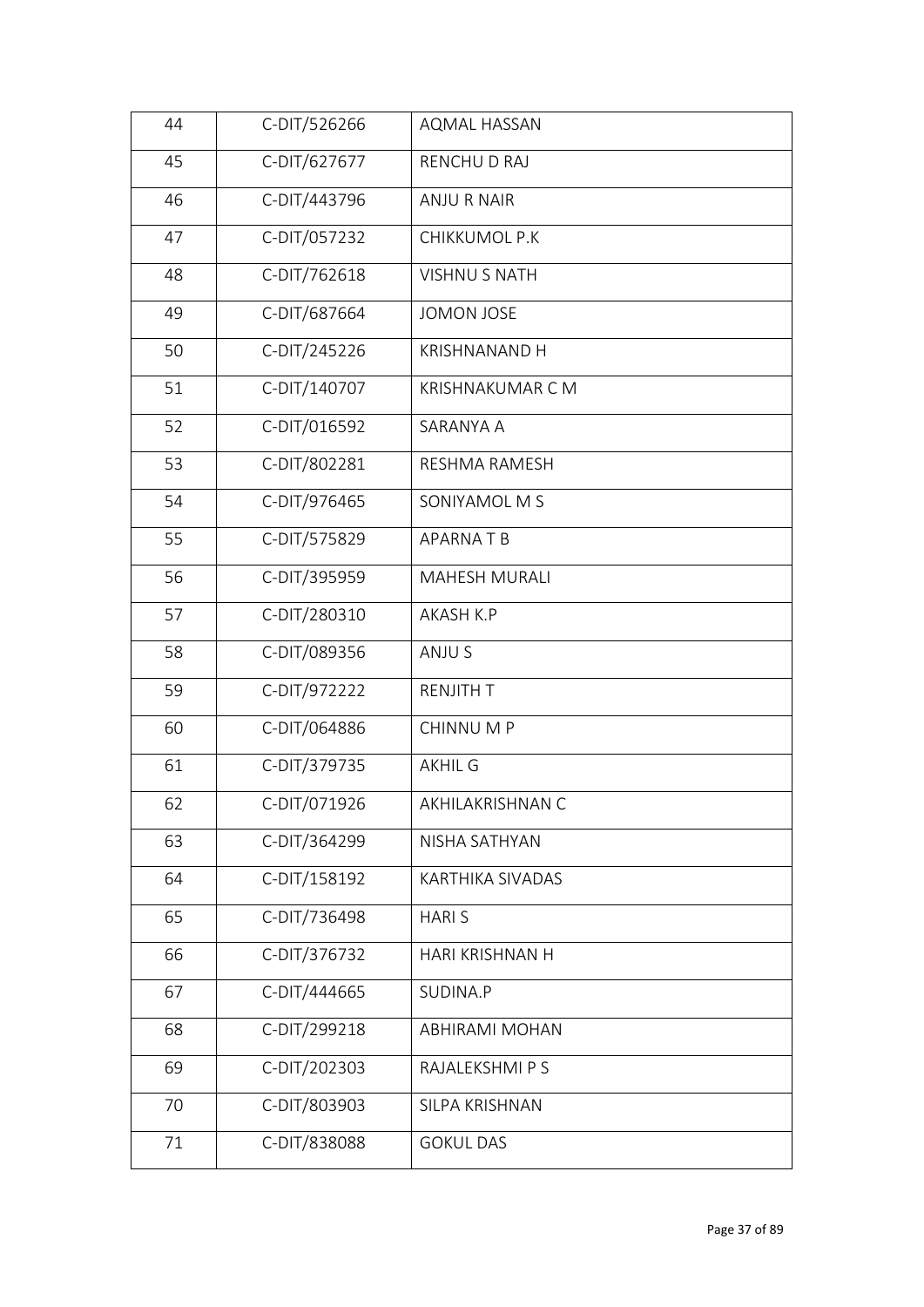| 44 | C-DIT/526266 | AQMAL HASSAN |
|---|---|---|
| 45 | C-DIT/627677 | RENCHU D RAJ |
| 46 | C-DIT/443796 | ANJU R NAIR |
| 47 | C-DIT/057232 | CHIKKUMOL P.K |
| 48 | C-DIT/762618 | VISHNU S NATH |
| 49 | C-DIT/687664 | JOMON JOSE |
| 50 | C-DIT/245226 | KRISHNANAND H |
| 51 | C-DIT/140707 | KRISHNAKUMAR C M |
| 52 | C-DIT/016592 | SARANYA A |
| 53 | C-DIT/802281 | RESHMA RAMESH |
| 54 | C-DIT/976465 | SONIYAMOL M S |
| 55 | C-DIT/575829 | APARNA T B |
| 56 | C-DIT/395959 | MAHESH MURALI |
| 57 | C-DIT/280310 | AKASH K.P |
| 58 | C-DIT/089356 | ANJU S |
| 59 | C-DIT/972222 | RENJITH T |
| 60 | C-DIT/064886 | CHINNU M P |
| 61 | C-DIT/379735 | AKHIL G |
| 62 | C-DIT/071926 | AKHILAKRISHNAN C |
| 63 | C-DIT/364299 | NISHA SATHYAN |
| 64 | C-DIT/158192 | KARTHIKA SIVADAS |
| 65 | C-DIT/736498 | HARI S |
| 66 | C-DIT/376732 | HARI KRISHNAN H |
| 67 | C-DIT/444665 | SUDINA.P |
| 68 | C-DIT/299218 | ABHIRAMI MOHAN |
| 69 | C-DIT/202303 | RAJALEKSHMI P S |
| 70 | C-DIT/803903 | SILPA KRISHNAN |
| 71 | C-DIT/838088 | GOKUL DAS |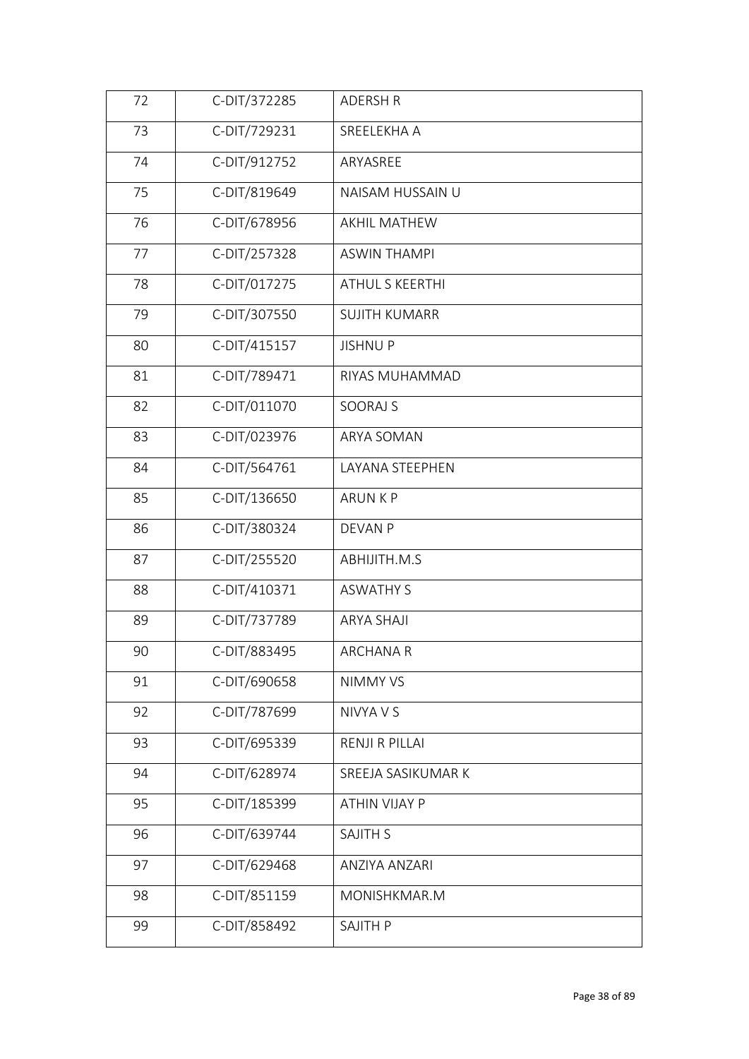| 72 | C-DIT/372285 | ADERSH R |
|---|---|---|
| 73 | C-DIT/729231 | SREELEKHA A |
| 74 | C-DIT/912752 | ARYASREE |
| 75 | C-DIT/819649 | NAISAM HUSSAIN U |
| 76 | C-DIT/678956 | AKHIL MATHEW |
| 77 | C-DIT/257328 | ASWIN THAMPI |
| 78 | C-DIT/017275 | ATHUL S KEERTHI |
| 79 | C-DIT/307550 | SUJITH KUMARR |
| 80 | C-DIT/415157 | JISHNU P |
| 81 | C-DIT/789471 | RIYAS MUHAMMAD |
| 82 | C-DIT/011070 | SOORAJ S |
| 83 | C-DIT/023976 | ARYA SOMAN |
| 84 | C-DIT/564761 | LAYANA STEEPHEN |
| 85 | C-DIT/136650 | ARUN K P |
| 86 | C-DIT/380324 | DEVAN P |
| 87 | C-DIT/255520 | ABHIJITH.M.S |
| 88 | C-DIT/410371 | ASWATHY S |
| 89 | C-DIT/737789 | ARYA SHAJI |
| 90 | C-DIT/883495 | ARCHANA R |
| 91 | C-DIT/690658 | NIMMY VS |
| 92 | C-DIT/787699 | NIVYA V S |
| 93 | C-DIT/695339 | RENJI R PILLAI |
| 94 | C-DIT/628974 | SREEJA SASIKUMAR K |
| 95 | C-DIT/185399 | ATHIN VIJAY P |
| 96 | C-DIT/639744 | SAJITH S |
| 97 | C-DIT/629468 | ANZIYA ANZARI |
| 98 | C-DIT/851159 | MONISHKMAR.M |
| 99 | C-DIT/858492 | SAJITH P |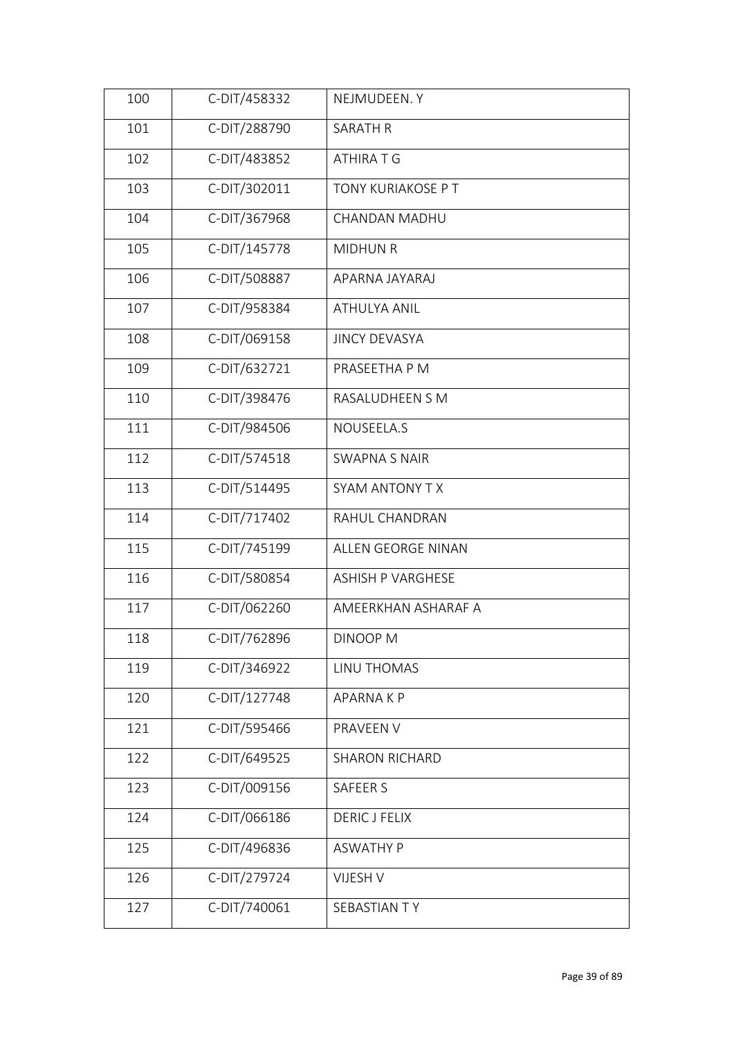| 100 | C-DIT/458332 | NEJMUDEEN. Y |
|---|---|---|
| 101 | C-DIT/288790 | SARATH R |
| 102 | C-DIT/483852 | ATHIRA T G |
| 103 | C-DIT/302011 | TONY KURIAKOSE P T |
| 104 | C-DIT/367968 | CHANDAN MADHU |
| 105 | C-DIT/145778 | MIDHUN R |
| 106 | C-DIT/508887 | APARNA JAYARAJ |
| 107 | C-DIT/958384 | ATHULYA ANIL |
| 108 | C-DIT/069158 | JINCY DEVASYA |
| 109 | C-DIT/632721 | PRASEETHA P M |
| 110 | C-DIT/398476 | RASALUDHEEN S M |
| 111 | C-DIT/984506 | NOUSEELA.S |
| 112 | C-DIT/574518 | SWAPNA S NAIR |
| 113 | C-DIT/514495 | SYAM ANTONY T X |
| 114 | C-DIT/717402 | RAHUL CHANDRAN |
| 115 | C-DIT/745199 | ALLEN GEORGE NINAN |
| 116 | C-DIT/580854 | ASHISH P VARGHESE |
| 117 | C-DIT/062260 | AMEERKHAN ASHARAF A |
| 118 | C-DIT/762896 | DINOOP M |
| 119 | C-DIT/346922 | LINU THOMAS |
| 120 | C-DIT/127748 | APARNA K P |
| 121 | C-DIT/595466 | PRAVEEN V |
| 122 | C-DIT/649525 | SHARON RICHARD |
| 123 | C-DIT/009156 | SAFEER S |
| 124 | C-DIT/066186 | DERIC J FELIX |
| 125 | C-DIT/496836 | ASWATHY P |
| 126 | C-DIT/279724 | VIJESH V |
| 127 | C-DIT/740061 | SEBASTIAN T Y |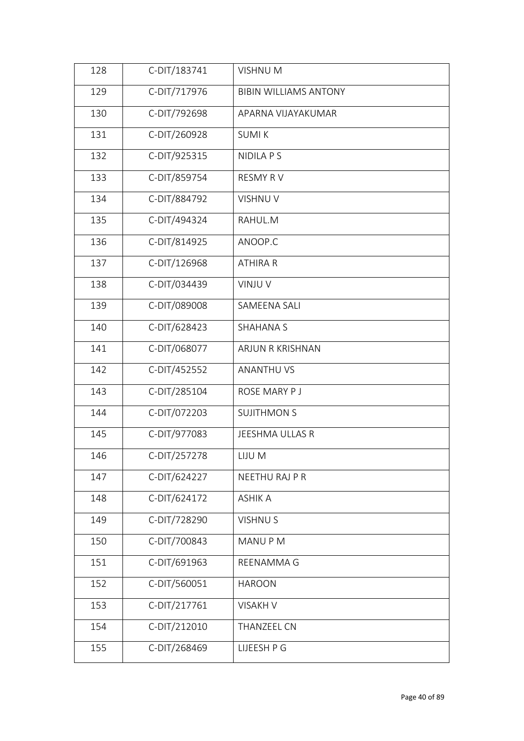| 128 | C-DIT/183741 | VISHNU M |
|---|---|---|
| 129 | C-DIT/717976 | BIBIN WILLIAMS ANTONY |
| 130 | C-DIT/792698 | APARNA VIJAYAKUMAR |
| 131 | C-DIT/260928 | SUMI K |
| 132 | C-DIT/925315 | NIDILA P S |
| 133 | C-DIT/859754 | RESMY R V |
| 134 | C-DIT/884792 | VISHNU V |
| 135 | C-DIT/494324 | RAHUL.M |
| 136 | C-DIT/814925 | ANOOP.C |
| 137 | C-DIT/126968 | ATHIRA R |
| 138 | C-DIT/034439 | VINJU V |
| 139 | C-DIT/089008 | SAMEENA SALI |
| 140 | C-DIT/628423 | SHAHANA S |
| 141 | C-DIT/068077 | ARJUN R KRISHNAN |
| 142 | C-DIT/452552 | ANANTHU VS |
| 143 | C-DIT/285104 | ROSE MARY P J |
| 144 | C-DIT/072203 | SUJITHMON S |
| 145 | C-DIT/977083 | JEESHMA ULLAS R |
| 146 | C-DIT/257278 | LIJU M |
| 147 | C-DIT/624227 | NEETHU RAJ P R |
| 148 | C-DIT/624172 | ASHIK A |
| 149 | C-DIT/728290 | VISHNU S |
| 150 | C-DIT/700843 | MANU P M |
| 151 | C-DIT/691963 | REENAMMA G |
| 152 | C-DIT/560051 | HAROON |
| 153 | C-DIT/217761 | VISAKH V |
| 154 | C-DIT/212010 | THANZEEL CN |
| 155 | C-DIT/268469 | LIJEESH P G |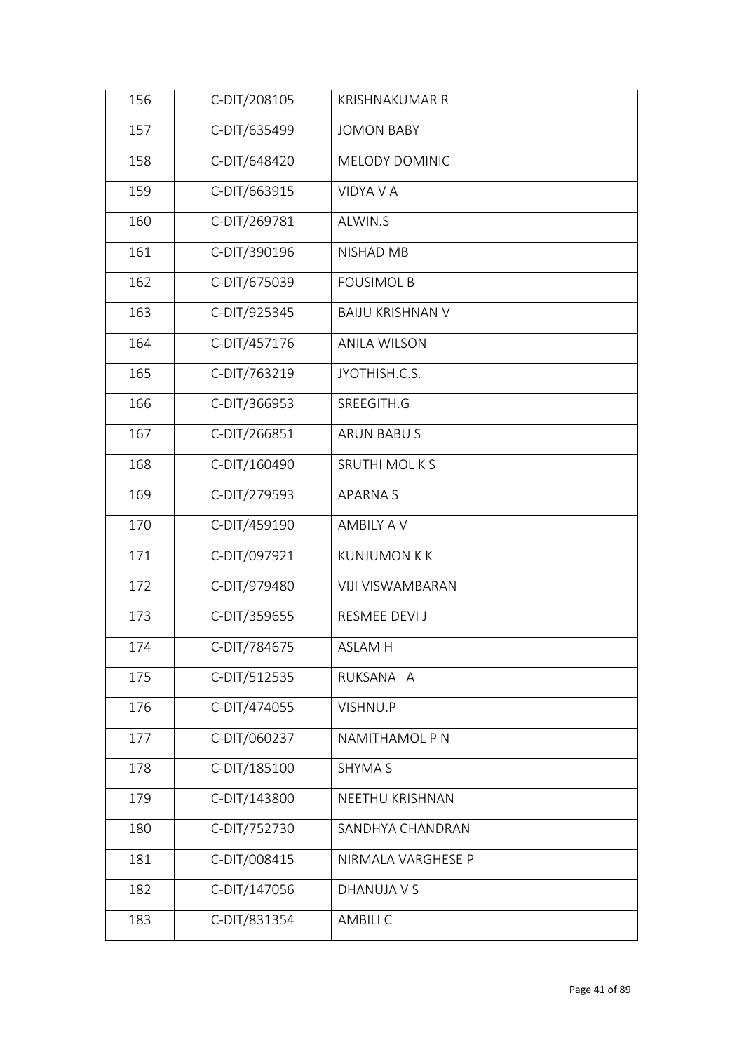| 156 | C-DIT/208105 | KRISHNAKUMAR R |
|---|---|---|
| 157 | C-DIT/635499 | JOMON BABY |
| 158 | C-DIT/648420 | MELODY DOMINIC |
| 159 | C-DIT/663915 | VIDYA V A |
| 160 | C-DIT/269781 | ALWIN.S |
| 161 | C-DIT/390196 | NISHAD MB |
| 162 | C-DIT/675039 | FOUSIMOL B |
| 163 | C-DIT/925345 | BAIJU KRISHNAN V |
| 164 | C-DIT/457176 | ANILA WILSON |
| 165 | C-DIT/763219 | JYOTHISH.C.S. |
| 166 | C-DIT/366953 | SREEGITH.G |
| 167 | C-DIT/266851 | ARUN BABU S |
| 168 | C-DIT/160490 | SRUTHI MOL K S |
| 169 | C-DIT/279593 | APARNA S |
| 170 | C-DIT/459190 | AMBILY A V |
| 171 | C-DIT/097921 | KUNJUMON K K |
| 172 | C-DIT/979480 | VIJI VISWAMBARAN |
| 173 | C-DIT/359655 | RESMEE DEVI J |
| 174 | C-DIT/784675 | ASLAM H |
| 175 | C-DIT/512535 | RUKSANA A |
| 176 | C-DIT/474055 | VISHNU.P |
| 177 | C-DIT/060237 | NAMITHAMOL P N |
| 178 | C-DIT/185100 | SHYMA S |
| 179 | C-DIT/143800 | NEETHU KRISHNAN |
| 180 | C-DIT/752730 | SANDHYA CHANDRAN |
| 181 | C-DIT/008415 | NIRMALA VARGHESE P |
| 182 | C-DIT/147056 | DHANUJA V S |
| 183 | C-DIT/831354 | AMBILI C |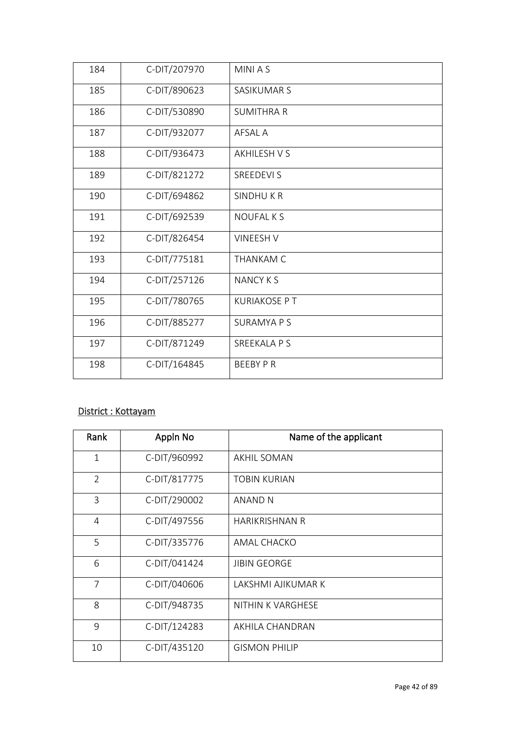| 184 | C-DIT/207970 | MINI A S |
|---|---|---|
| 185 | C-DIT/890623 | SASIKUMAR S |
| 186 | C-DIT/530890 | SUMITHRA R |
| 187 | C-DIT/932077 | AFSAL A |
| 188 | C-DIT/936473 | AKHILESH V S |
| 189 | C-DIT/821272 | SREEDEVI S |
| 190 | C-DIT/694862 | SINDHU K R |
| 191 | C-DIT/692539 | NOUFAL K S |
| 192 | C-DIT/826454 | VINEESH V |
| 193 | C-DIT/775181 | THANKAM C |
| 194 | C-DIT/257126 | NANCY K S |
| 195 | C-DIT/780765 | KURIAKOSE P T |
| 196 | C-DIT/885277 | SURAMYA P S |
| 197 | C-DIT/871249 | SREEKALA P S |
| 198 | C-DIT/164845 | BEEBY P R |

<u>District : Kottayam</u>

| Rank | Appln No | Name of the applicant |
|---|---|---|
| 1 | C-DIT/960992 | AKHIL SOMAN |
| 2 | C-DIT/817775 | TOBIN KURIAN |
| 3 | C-DIT/290002 | ANAND N |
| 4 | C-DIT/497556 | HARIKRISHNAN R |
| 5 | C-DIT/335776 | AMAL CHACKO |
| 6 | C-DIT/041424 | JIBIN GEORGE |
| 7 | C-DIT/040606 | LAKSHMI AJIKUMAR K |
| 8 | C-DIT/948735 | NITHIN K VARGHESE |
| 9 | C-DIT/124283 | AKHILA CHANDRAN |
| 10 | C-DIT/435120 | GISMON PHILIP |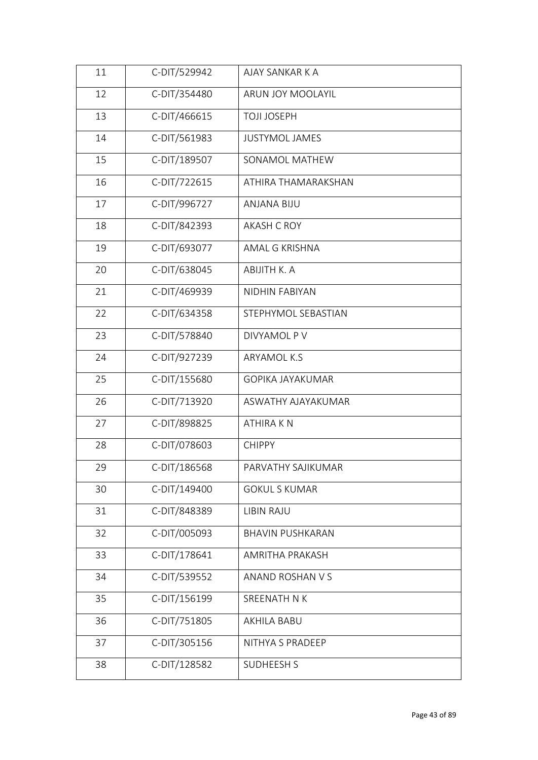| 11 | C-DIT/529942 | AJAY SANKAR K A |
|---|---|---|
| 12 | C-DIT/354480 | ARUN JOY MOOLAYIL |
| 13 | C-DIT/466615 | TOJI JOSEPH |
| 14 | C-DIT/561983 | JUSTYMOL JAMES |
| 15 | C-DIT/189507 | SONAMOL MATHEW |
| 16 | C-DIT/722615 | ATHIRA THAMARAKSHAN |
| 17 | C-DIT/996727 | ANJANA BIJU |
| 18 | C-DIT/842393 | AKASH C ROY |
| 19 | C-DIT/693077 | AMAL G KRISHNA |
| 20 | C-DIT/638045 | ABIJITH K. A |
| 21 | C-DIT/469939 | NIDHIN FABIYAN |
| 22 | C-DIT/634358 | STEPHYMOL SEBASTIAN |
| 23 | C-DIT/578840 | DIVYAMOL P V |
| 24 | C-DIT/927239 | ARYAMOL K.S |
| 25 | C-DIT/155680 | GOPIKA JAYAKUMAR |
| 26 | C-DIT/713920 | ASWATHY AJAYAKUMAR |
| 27 | C-DIT/898825 | ATHIRA K N |
| 28 | C-DIT/078603 | CHIPPY |
| 29 | C-DIT/186568 | PARVATHY SAJIKUMAR |
| 30 | C-DIT/149400 | GOKUL S KUMAR |
| 31 | C-DIT/848389 | LIBIN RAJU |
| 32 | C-DIT/005093 | BHAVIN PUSHKARAN |
| 33 | C-DIT/178641 | AMRITHA PRAKASH |
| 34 | C-DIT/539552 | ANAND ROSHAN V S |
| 35 | C-DIT/156199 | SREENATH N K |
| 36 | C-DIT/751805 | AKHILA BABU |
| 37 | C-DIT/305156 | NITHYA S PRADEEP |
| 38 | C-DIT/128582 | SUDHEESH S |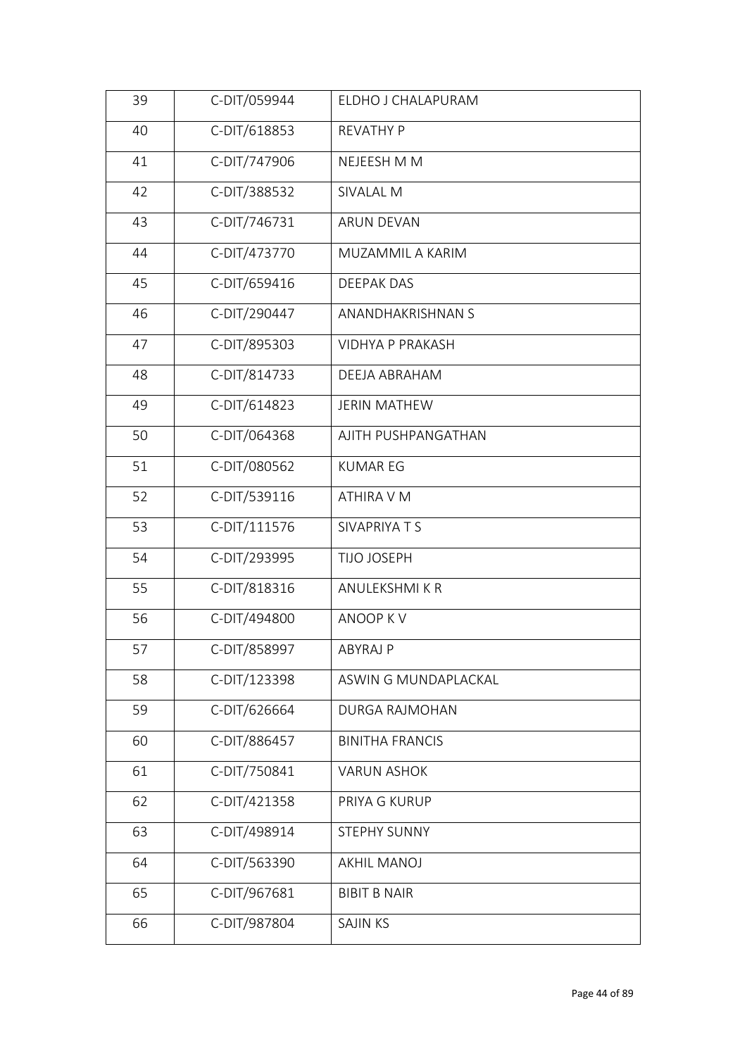| 39 | C-DIT/059944 | ELDHO J CHALAPURAM |
|---|---|---|
| 40 | C-DIT/618853 | REVATHY P |
| 41 | C-DIT/747906 | NEJEESH M M |
| 42 | C-DIT/388532 | SIVALAL M |
| 43 | C-DIT/746731 | ARUN DEVAN |
| 44 | C-DIT/473770 | MUZAMMIL A KARIM |
| 45 | C-DIT/659416 | DEEPAK DAS |
| 46 | C-DIT/290447 | ANANDHAKRISHNAN S |
| 47 | C-DIT/895303 | VIDHYA P PRAKASH |
| 48 | C-DIT/814733 | DEEJA ABRAHAM |
| 49 | C-DIT/614823 | JERIN MATHEW |
| 50 | C-DIT/064368 | AJITH PUSHPANGATHAN |
| 51 | C-DIT/080562 | KUMAR EG |
| 52 | C-DIT/539116 | ATHIRA V M |
| 53 | C-DIT/111576 | SIVAPRIYA T S |
| 54 | C-DIT/293995 | TIJO JOSEPH |
| 55 | C-DIT/818316 | ANULEKSHMI K R |
| 56 | C-DIT/494800 | ANOOP K V |
| 57 | C-DIT/858997 | ABYRAJ P |
| 58 | C-DIT/123398 | ASWIN G MUNDAPLACKAL |
| 59 | C-DIT/626664 | DURGA RAJMOHAN |
| 60 | C-DIT/886457 | BINITHA FRANCIS |
| 61 | C-DIT/750841 | VARUN ASHOK |
| 62 | C-DIT/421358 | PRIYA G KURUP |
| 63 | C-DIT/498914 | STEPHY SUNNY |
| 64 | C-DIT/563390 | AKHIL MANOJ |
| 65 | C-DIT/967681 | BIBIT B NAIR |
| 66 | C-DIT/987804 | SAJIN KS |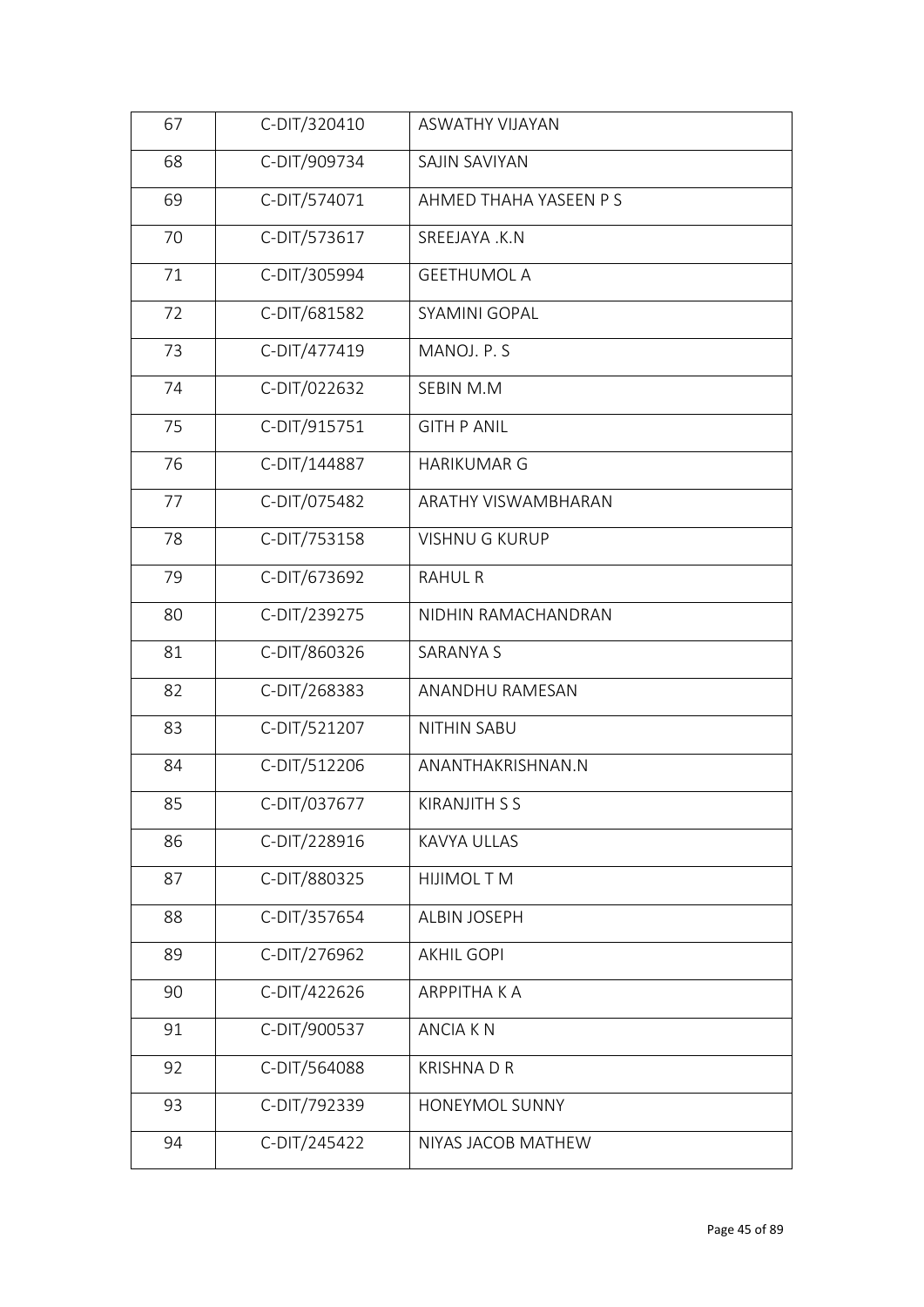| 67 | C-DIT/320410 | ASWATHY VIJAYAN |
|---|---|---|
| 68 | C-DIT/909734 | SAJIN SAVIYAN |
| 69 | C-DIT/574071 | AHMED THAHA YASEEN P S |
| 70 | C-DIT/573617 | SREEJAYA .K.N |
| 71 | C-DIT/305994 | GEETHUMOL A |
| 72 | C-DIT/681582 | SYAMINI GOPAL |
| 73 | C-DIT/477419 | MANOJ. P. S |
| 74 | C-DIT/022632 | SEBIN M.M |
| 75 | C-DIT/915751 | GITH P ANIL |
| 76 | C-DIT/144887 | HARIKUMAR G |
| 77 | C-DIT/075482 | ARATHY VISWAMBHARAN |
| 78 | C-DIT/753158 | VISHNU G KURUP |
| 79 | C-DIT/673692 | RAHUL R |
| 80 | C-DIT/239275 | NIDHIN RAMACHANDRAN |
| 81 | C-DIT/860326 | SARANYA S |
| 82 | C-DIT/268383 | ANANDHU RAMESAN |
| 83 | C-DIT/521207 | NITHIN SABU |
| 84 | C-DIT/512206 | ANANTHAKRISHNAN.N |
| 85 | C-DIT/037677 | KIRANJITH S S |
| 86 | C-DIT/228916 | KAVYA ULLAS |
| 87 | C-DIT/880325 | HIJIMOL T M |
| 88 | C-DIT/357654 | ALBIN JOSEPH |
| 89 | C-DIT/276962 | AKHIL GOPI |
| 90 | C-DIT/422626 | ARPPITHA K A |
| 91 | C-DIT/900537 | ANCIA K N |
| 92 | C-DIT/564088 | KRISHNA D R |
| 93 | C-DIT/792339 | HONEYMOL SUNNY |
| 94 | C-DIT/245422 | NIYAS JACOB MATHEW |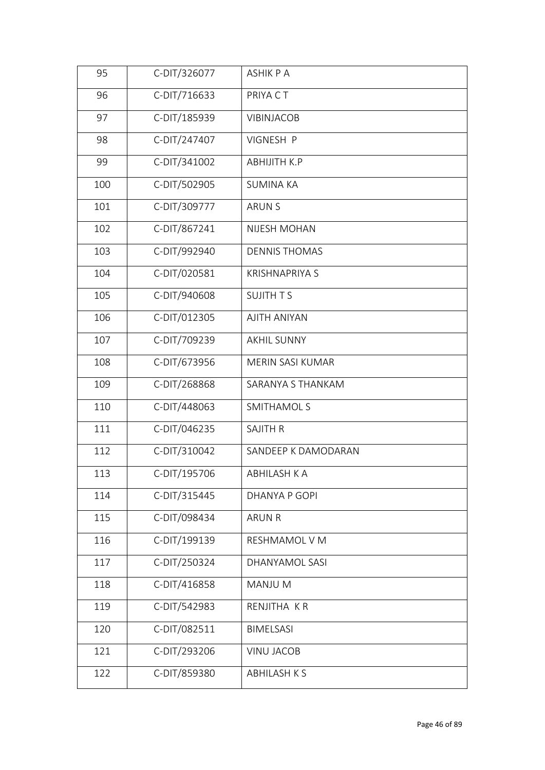| 95 | C-DIT/326077 | ASHIK P A |
|---|---|---|
| 96 | C-DIT/716633 | PRIYA C T |
| 97 | C-DIT/185939 | VIBINJACOB |
| 98 | C-DIT/247407 | VIGNESH P |
| 99 | C-DIT/341002 | ABHIJITH K.P |
| 100 | C-DIT/502905 | SUMINA KA |
| 101 | C-DIT/309777 | ARUN S |
| 102 | C-DIT/867241 | NIJESH MOHAN |
| 103 | C-DIT/992940 | DENNIS THOMAS |
| 104 | C-DIT/020581 | KRISHNAPRIYA S |
| 105 | C-DIT/940608 | SUJITH T S |
| 106 | C-DIT/012305 | AJITH ANIYAN |
| 107 | C-DIT/709239 | AKHIL SUNNY |
| 108 | C-DIT/673956 | MERIN SASI KUMAR |
| 109 | C-DIT/268868 | SARANYA S THANKAM |
| 110 | C-DIT/448063 | SMITHAMOL S |
| 111 | C-DIT/046235 | SAJITH R |
| 112 | C-DIT/310042 | SANDEEP K DAMODARAN |
| 113 | C-DIT/195706 | ABHILASH K A |
| 114 | C-DIT/315445 | DHANYA P GOPI |
| 115 | C-DIT/098434 | ARUN R |
| 116 | C-DIT/199139 | RESHMAMOL V M |
| 117 | C-DIT/250324 | DHANYAMOL SASI |
| 118 | C-DIT/416858 | MANJU M |
| 119 | C-DIT/542983 | RENJITHA K R |
| 120 | C-DIT/082511 | BIMELSASI |
| 121 | C-DIT/293206 | VINU JACOB |
| 122 | C-DIT/859380 | ABHILASH K S |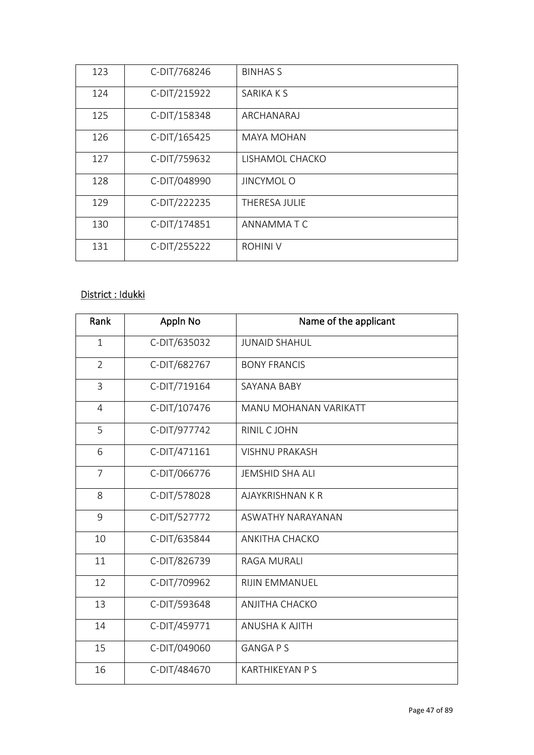| | | |
|---|---|---|
| 123 | C-DIT/768246 | BINHAS S |
| 124 | C-DIT/215922 | SARIKA K S |
| 125 | C-DIT/158348 | ARCHANARAJ |
| 126 | C-DIT/165425 | MAYA MOHAN |
| 127 | C-DIT/759632 | LISHAMOL CHACKO |
| 128 | C-DIT/048990 | JINCYMOL O |
| 129 | C-DIT/222235 | THERESA JULIE |
| 130 | C-DIT/174851 | ANNAMMA T C |
| 131 | C-DIT/255222 | ROHINI V |

District : Idukki

| Rank | Appln No | Name of the applicant |
|---|---|---|
| 1 | C-DIT/635032 | JUNAID SHAHUL |
| 2 | C-DIT/682767 | BONY FRANCIS |
| 3 | C-DIT/719164 | SAYANA BABY |
| 4 | C-DIT/107476 | MANU MOHANAN VARIKATT |
| 5 | C-DIT/977742 | RINIL C JOHN |
| 6 | C-DIT/471161 | VISHNU PRAKASH |
| 7 | C-DIT/066776 | JEMSHID SHA ALI |
| 8 | C-DIT/578028 | AJAYKRISHNAN K R |
| 9 | C-DIT/527772 | ASWATHY NARAYANAN |
| 10 | C-DIT/635844 | ANKITHA CHACKO |
| 11 | C-DIT/826739 | RAGA MURALI |
| 12 | C-DIT/709962 | RIJIN EMMANUEL |
| 13 | C-DIT/593648 | ANJITHA CHACKO |
| 14 | C-DIT/459771 | ANUSHA K AJITH |
| 15 | C-DIT/049060 | GANGA P S |
| 16 | C-DIT/484670 | KARTHIKEYAN P S |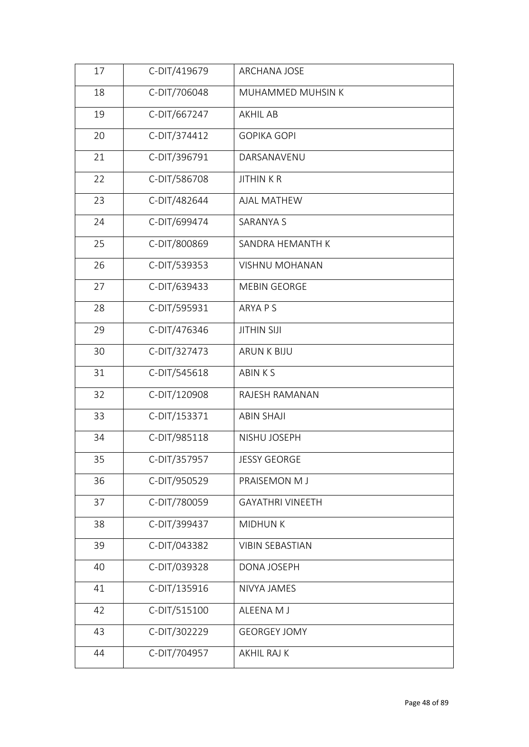| 17 | C-DIT/419679 | ARCHANA JOSE |
|---|---|---|
| 18 | C-DIT/706048 | MUHAMMED MUHSIN K |
| 19 | C-DIT/667247 | AKHIL AB |
| 20 | C-DIT/374412 | GOPIKA GOPI |
| 21 | C-DIT/396791 | DARSANAVENU |
| 22 | C-DIT/586708 | JITHIN K R |
| 23 | C-DIT/482644 | AJAL MATHEW |
| 24 | C-DIT/699474 | SARANYA S |
| 25 | C-DIT/800869 | SANDRA HEMANTH K |
| 26 | C-DIT/539353 | VISHNU MOHANAN |
| 27 | C-DIT/639433 | MEBIN GEORGE |
| 28 | C-DIT/595931 | ARYA P S |
| 29 | C-DIT/476346 | JITHIN SIJI |
| 30 | C-DIT/327473 | ARUN K BIJU |
| 31 | C-DIT/545618 | ABIN K S |
| 32 | C-DIT/120908 | RAJESH RAMANAN |
| 33 | C-DIT/153371 | ABIN SHAJI |
| 34 | C-DIT/985118 | NISHU JOSEPH |
| 35 | C-DIT/357957 | JESSY GEORGE |
| 36 | C-DIT/950529 | PRAISEMON M J |
| 37 | C-DIT/780059 | GAYATHRI VINEETH |
| 38 | C-DIT/399437 | MIDHUN K |
| 39 | C-DIT/043382 | VIBIN SEBASTIAN |
| 40 | C-DIT/039328 | DONA JOSEPH |
| 41 | C-DIT/135916 | NIVYA JAMES |
| 42 | C-DIT/515100 | ALEENA M J |
| 43 | C-DIT/302229 | GEORGEY JOMY |
| 44 | C-DIT/704957 | AKHIL RAJ K |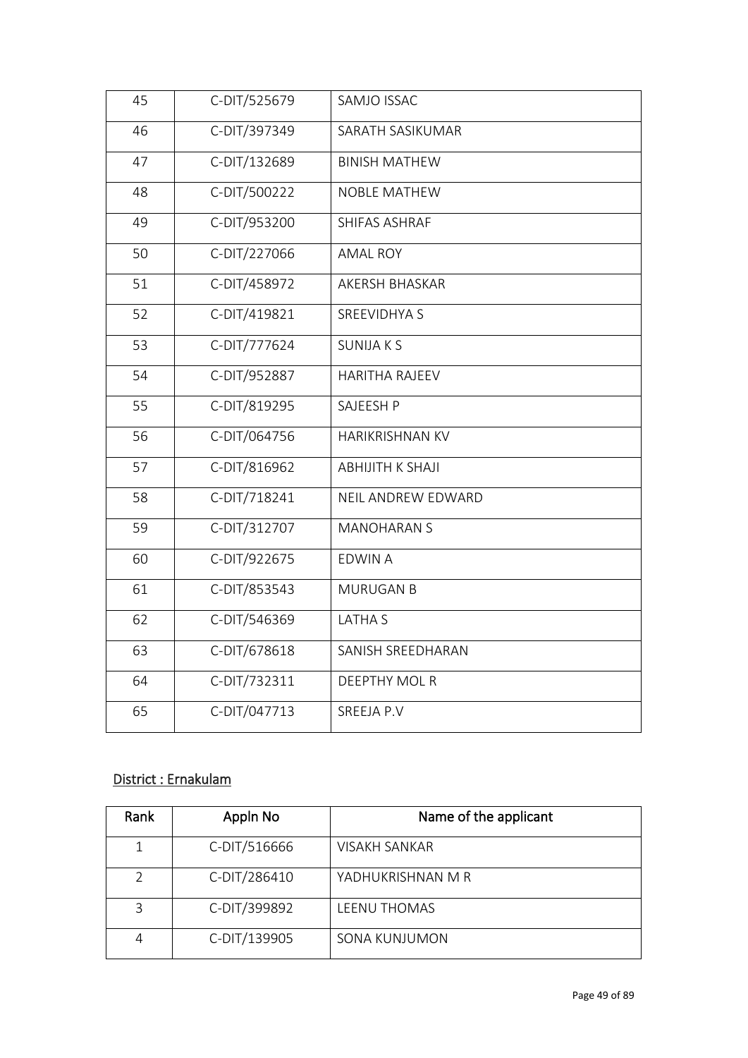| 45 | C-DIT/525679 | SAMJO ISSAC |
|---|---|---|
| 46 | C-DIT/397349 | SARATH SASIKUMAR |
| 47 | C-DIT/132689 | BINISH MATHEW |
| 48 | C-DIT/500222 | NOBLE MATHEW |
| 49 | C-DIT/953200 | SHIFAS ASHRAF |
| 50 | C-DIT/227066 | AMAL ROY |
| 51 | C-DIT/458972 | AKERSH BHASKAR |
| 52 | C-DIT/419821 | SREEVIDHYA S |
| 53 | C-DIT/777624 | SUNIJA K S |
| 54 | C-DIT/952887 | HARITHA RAJEEV |
| 55 | C-DIT/819295 | SAJEESH P |
| 56 | C-DIT/064756 | HARIKRISHNAN KV |
| 57 | C-DIT/816962 | ABHIJITH K SHAJI |
| 58 | C-DIT/718241 | NEIL ANDREW EDWARD |
| 59 | C-DIT/312707 | MANOHARAN S |
| 60 | C-DIT/922675 | EDWIN A |
| 61 | C-DIT/853543 | MURUGAN B |
| 62 | C-DIT/546369 | LATHA S |
| 63 | C-DIT/678618 | SANISH SREEDHARAN |
| 64 | C-DIT/732311 | DEEPTHY MOL R |
| 65 | C-DIT/047713 | SREEJA P.V |

District : Ernakulam

| Rank | Appln No | Name of the applicant |
|---|---|---|
| 1 | C-DIT/516666 | VISAKH SANKAR |
| 2 | C-DIT/286410 | YADHUKRISHNAN M R |
| 3 | C-DIT/399892 | LEENU THOMAS |
| 4 | C-DIT/139905 | SONA KUNJUMON |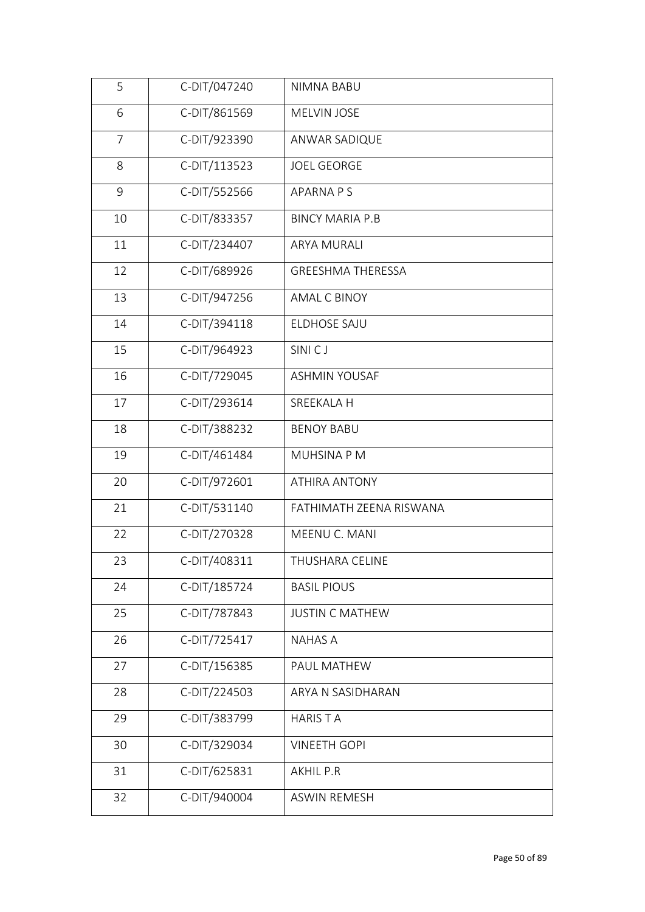| 5 | C-DIT/047240 | NIMNA BABU |
|---|---|---|
| 6 | C-DIT/861569 | MELVIN JOSE |
| 7 | C-DIT/923390 | ANWAR SADIQUE |
| 8 | C-DIT/113523 | JOEL GEORGE |
| 9 | C-DIT/552566 | APARNA P S |
| 10 | C-DIT/833357 | BINCY MARIA P.B |
| 11 | C-DIT/234407 | ARYA MURALI |
| 12 | C-DIT/689926 | GREESHMA THERESSA |
| 13 | C-DIT/947256 | AMAL C BINOY |
| 14 | C-DIT/394118 | ELDHOSE SAJU |
| 15 | C-DIT/964923 | SINI C J |
| 16 | C-DIT/729045 | ASHMIN YOUSAF |
| 17 | C-DIT/293614 | SREEKALA H |
| 18 | C-DIT/388232 | BENOY BABU |
| 19 | C-DIT/461484 | MUHSINA P M |
| 20 | C-DIT/972601 | ATHIRA ANTONY |
| 21 | C-DIT/531140 | FATHIMATH ZEENA RISWANA |
| 22 | C-DIT/270328 | MEENU C. MANI |
| 23 | C-DIT/408311 | THUSHARA CELINE |
| 24 | C-DIT/185724 | BASIL PIOUS |
| 25 | C-DIT/787843 | JUSTIN C MATHEW |
| 26 | C-DIT/725417 | NAHAS A |
| 27 | C-DIT/156385 | PAUL MATHEW |
| 28 | C-DIT/224503 | ARYA N SASIDHARAN |
| 29 | C-DIT/383799 | HARIS T A |
| 30 | C-DIT/329034 | VINEETH GOPI |
| 31 | C-DIT/625831 | AKHIL P.R |
| 32 | C-DIT/940004 | ASWIN REMESH |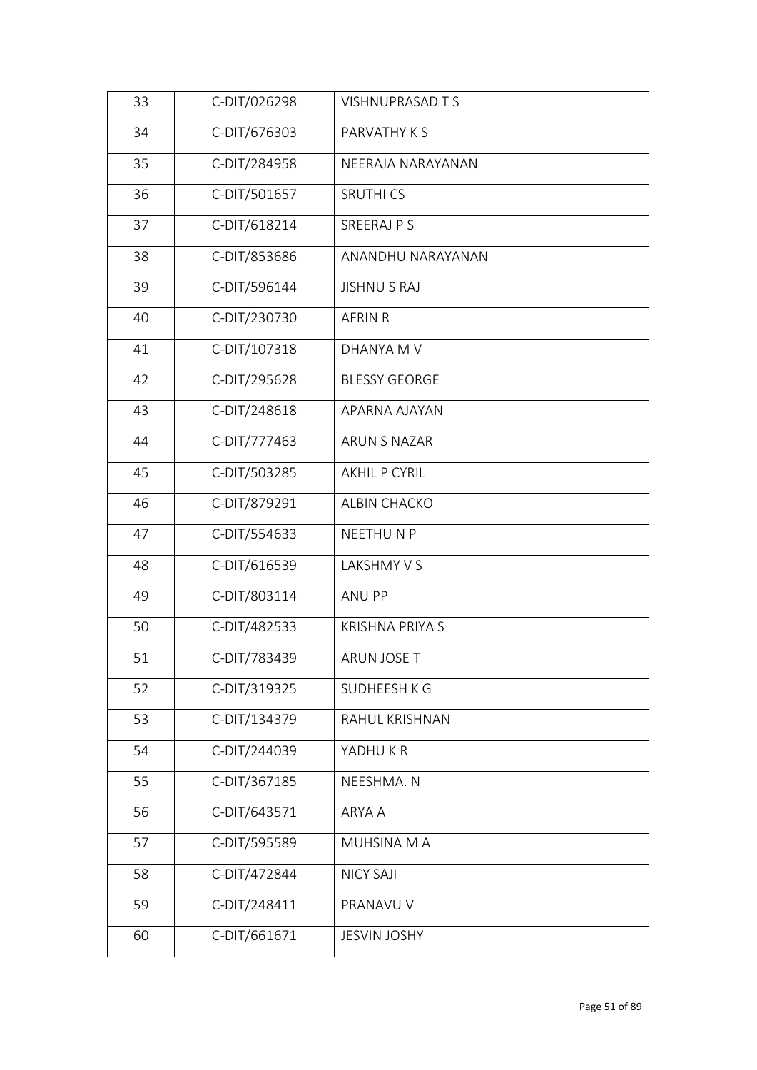| 33 | C-DIT/026298 | VISHNUPRASAD T S |
|---|---|---|
| 34 | C-DIT/676303 | PARVATHY K S |
| 35 | C-DIT/284958 | NEERAJA NARAYANAN |
| 36 | C-DIT/501657 | SRUTHI CS |
| 37 | C-DIT/618214 | SREERAJ P S |
| 38 | C-DIT/853686 | ANANDHU NARAYANAN |
| 39 | C-DIT/596144 | JISHNU S RAJ |
| 40 | C-DIT/230730 | AFRIN R |
| 41 | C-DIT/107318 | DHANYA M V |
| 42 | C-DIT/295628 | BLESSY GEORGE |
| 43 | C-DIT/248618 | APARNA AJAYAN |
| 44 | C-DIT/777463 | ARUN S NAZAR |
| 45 | C-DIT/503285 | AKHIL P CYRIL |
| 46 | C-DIT/879291 | ALBIN CHACKO |
| 47 | C-DIT/554633 | NEETHU N P |
| 48 | C-DIT/616539 | LAKSHMY V S |
| 49 | C-DIT/803114 | ANU PP |
| 50 | C-DIT/482533 | KRISHNA PRIYA S |
| 51 | C-DIT/783439 | ARUN JOSE T |
| 52 | C-DIT/319325 | SUDHEESH K G |
| 53 | C-DIT/134379 | RAHUL KRISHNAN |
| 54 | C-DIT/244039 | YADHU K R |
| 55 | C-DIT/367185 | NEESHMA. N |
| 56 | C-DIT/643571 | ARYA A |
| 57 | C-DIT/595589 | MUHSINA M A |
| 58 | C-DIT/472844 | NICY SAJI |
| 59 | C-DIT/248411 | PRANAVU V |
| 60 | C-DIT/661671 | JESVIN JOSHY |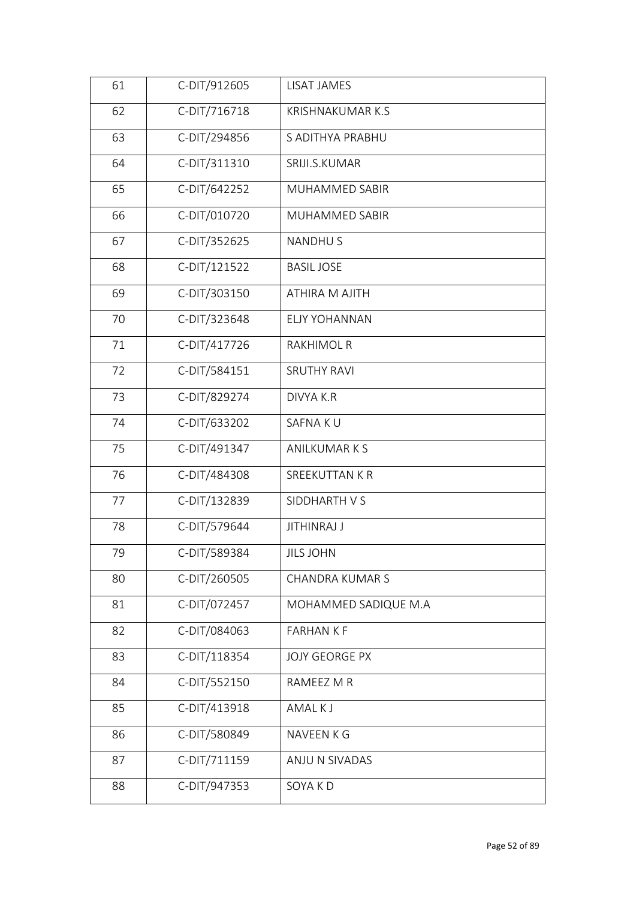| 61 | C-DIT/912605 | LISAT JAMES |
|---|---|---|
| 62 | C-DIT/716718 | KRISHNAKUMAR K.S |
| 63 | C-DIT/294856 | S ADITHYA PRABHU |
| 64 | C-DIT/311310 | SRIJI.S.KUMAR |
| 65 | C-DIT/642252 | MUHAMMED SABIR |
| 66 | C-DIT/010720 | MUHAMMED SABIR |
| 67 | C-DIT/352625 | NANDHU S |
| 68 | C-DIT/121522 | BASIL JOSE |
| 69 | C-DIT/303150 | ATHIRA M AJITH |
| 70 | C-DIT/323648 | ELJY YOHANNAN |
| 71 | C-DIT/417726 | RAKHIMOL R |
| 72 | C-DIT/584151 | SRUTHY RAVI |
| 73 | C-DIT/829274 | DIVYA K.R |
| 74 | C-DIT/633202 | SAFNA K U |
| 75 | C-DIT/491347 | ANILKUMAR K S |
| 76 | C-DIT/484308 | SREEKUTTAN K R |
| 77 | C-DIT/132839 | SIDDHARTH V S |
| 78 | C-DIT/579644 | JITHINRAJ J |
| 79 | C-DIT/589384 | JILS JOHN |
| 80 | C-DIT/260505 | CHANDRA KUMAR S |
| 81 | C-DIT/072457 | MOHAMMED SADIQUE M.A |
| 82 | C-DIT/084063 | FARHAN K F |
| 83 | C-DIT/118354 | JOJY GEORGE PX |
| 84 | C-DIT/552150 | RAMEEZ M R |
| 85 | C-DIT/413918 | AMAL K J |
| 86 | C-DIT/580849 | NAVEEN K G |
| 87 | C-DIT/711159 | ANJU N SIVADAS |
| 88 | C-DIT/947353 | SOYA K D |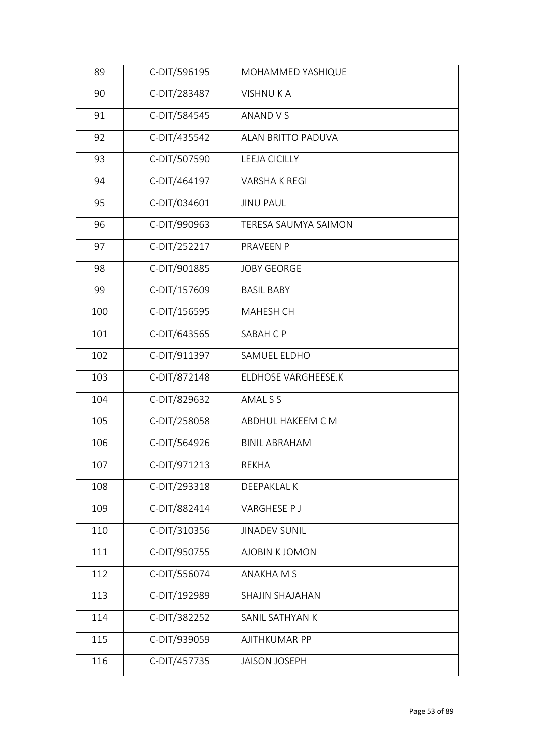| 89 | C-DIT/596195 | MOHAMMED YASHIQUE |
|---|---|---|
| 90 | C-DIT/283487 | VISHNU K A |
| 91 | C-DIT/584545 | ANAND V S |
| 92 | C-DIT/435542 | ALAN BRITTO PADUVA |
| 93 | C-DIT/507590 | LEEJA CICILLY |
| 94 | C-DIT/464197 | VARSHA K REGI |
| 95 | C-DIT/034601 | JINU PAUL |
| 96 | C-DIT/990963 | TERESA SAUMYA SAIMON |
| 97 | C-DIT/252217 | PRAVEEN P |
| 98 | C-DIT/901885 | JOBY GEORGE |
| 99 | C-DIT/157609 | BASIL BABY |
| 100 | C-DIT/156595 | MAHESH CH |
| 101 | C-DIT/643565 | SABAH C P |
| 102 | C-DIT/911397 | SAMUEL ELDHO |
| 103 | C-DIT/872148 | ELDHOSE VARGHEESE.K |
| 104 | C-DIT/829632 | AMAL S S |
| 105 | C-DIT/258058 | ABDHUL HAKEEM C M |
| 106 | C-DIT/564926 | BINIL ABRAHAM |
| 107 | C-DIT/971213 | REKHA |
| 108 | C-DIT/293318 | DEEPAKLAL K |
| 109 | C-DIT/882414 | VARGHESE P J |
| 110 | C-DIT/310356 | JINADEV SUNIL |
| 111 | C-DIT/950755 | AJOBIN K JOMON |
| 112 | C-DIT/556074 | ANAKHA M S |
| 113 | C-DIT/192989 | SHAJIN SHAJAHAN |
| 114 | C-DIT/382252 | SANIL SATHYAN K |
| 115 | C-DIT/939059 | AJITHKUMAR PP |
| 116 | C-DIT/457735 | JAISON JOSEPH |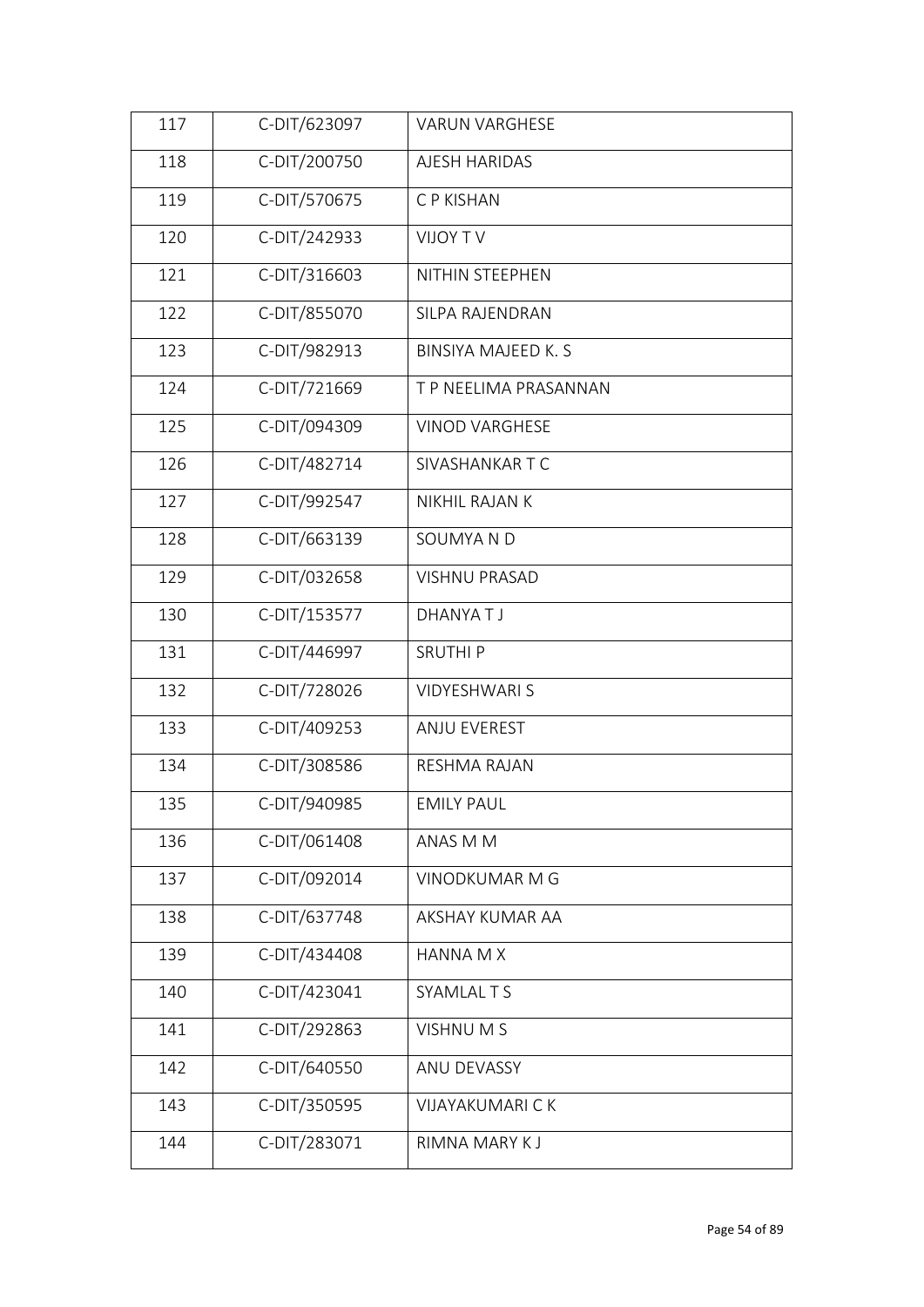| 117 | C-DIT/623097 | VARUN VARGHESE |
|---|---|---|
| 118 | C-DIT/200750 | AJESH HARIDAS |
| 119 | C-DIT/570675 | C P KISHAN |
| 120 | C-DIT/242933 | VIJOY T V |
| 121 | C-DIT/316603 | NITHIN STEEPHEN |
| 122 | C-DIT/855070 | SILPA RAJENDRAN |
| 123 | C-DIT/982913 | BINSIYA MAJEED K. S |
| 124 | C-DIT/721669 | T P NEELIMA PRASANNAN |
| 125 | C-DIT/094309 | VINOD VARGHESE |
| 126 | C-DIT/482714 | SIVASHANKAR T C |
| 127 | C-DIT/992547 | NIKHIL RAJAN K |
| 128 | C-DIT/663139 | SOUMYA N D |
| 129 | C-DIT/032658 | VISHNU PRASAD |
| 130 | C-DIT/153577 | DHANYA T J |
| 131 | C-DIT/446997 | SRUTHI P |
| 132 | C-DIT/728026 | VIDYESHWARI S |
| 133 | C-DIT/409253 | ANJU EVEREST |
| 134 | C-DIT/308586 | RESHMA RAJAN |
| 135 | C-DIT/940985 | EMILY PAUL |
| 136 | C-DIT/061408 | ANAS M M |
| 137 | C-DIT/092014 | VINODKUMAR M G |
| 138 | C-DIT/637748 | AKSHAY KUMAR AA |
| 139 | C-DIT/434408 | HANNA M X |
| 140 | C-DIT/423041 | SYAMLAL T S |
| 141 | C-DIT/292863 | VISHNU M S |
| 142 | C-DIT/640550 | ANU DEVASSY |
| 143 | C-DIT/350595 | VIJAYAKUMARI C K |
| 144 | C-DIT/283071 | RIMNA MARY K J |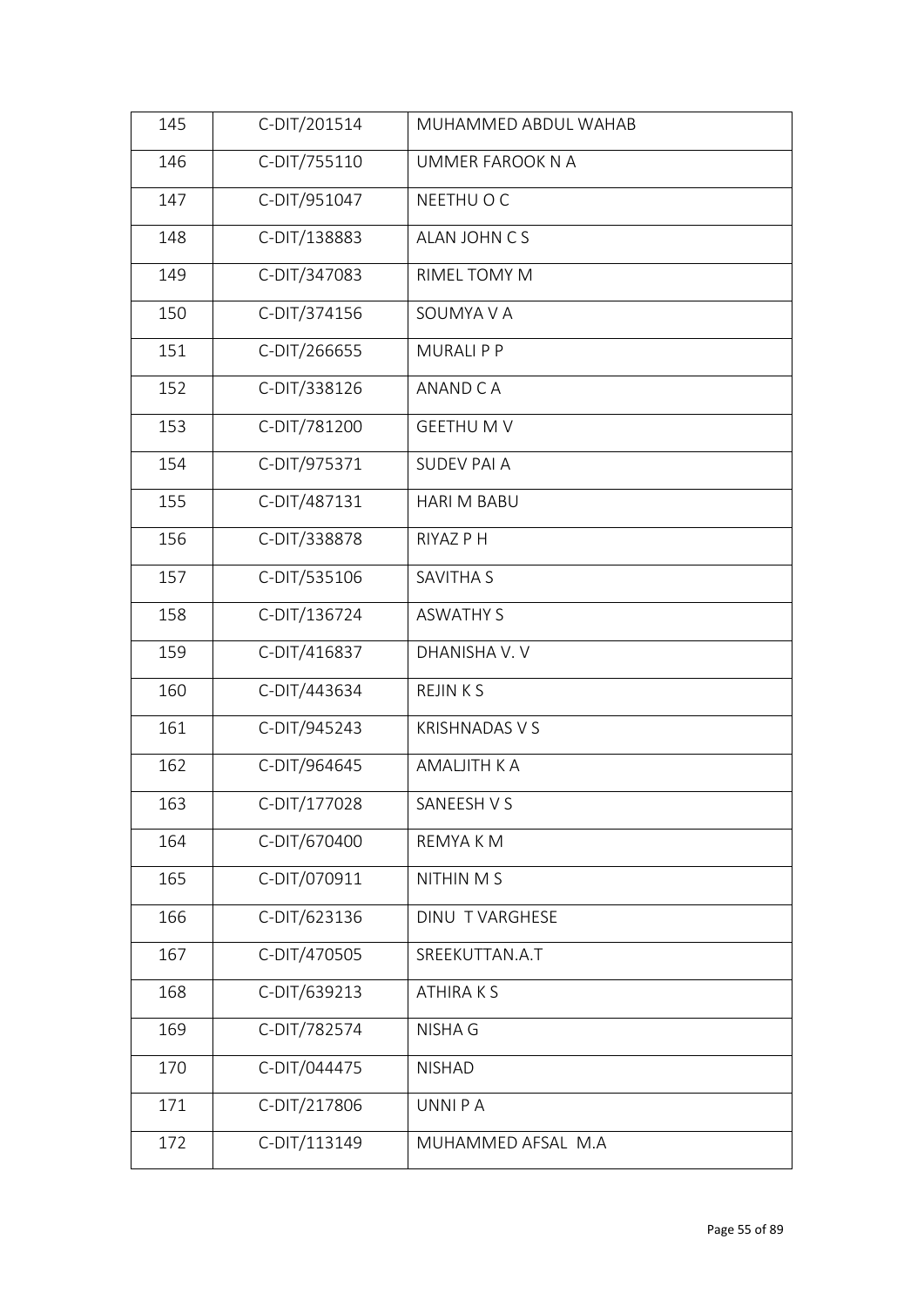| 145 | C-DIT/201514 | MUHAMMED ABDUL WAHAB |
|---|---|---|
| 146 | C-DIT/755110 | UMMER FAROOK N A |
| 147 | C-DIT/951047 | NEETHU O C |
| 148 | C-DIT/138883 | ALAN JOHN C S |
| 149 | C-DIT/347083 | RIMEL TOMY M |
| 150 | C-DIT/374156 | SOUMYA V A |
| 151 | C-DIT/266655 | MURALI P P |
| 152 | C-DIT/338126 | ANAND C A |
| 153 | C-DIT/781200 | GEETHU M V |
| 154 | C-DIT/975371 | SUDEV PAI A |
| 155 | C-DIT/487131 | HARI M BABU |
| 156 | C-DIT/338878 | RIYAZ P H |
| 157 | C-DIT/535106 | SAVITHA S |
| 158 | C-DIT/136724 | ASWATHY S |
| 159 | C-DIT/416837 | DHANISHA V. V |
| 160 | C-DIT/443634 | REJIN K S |
| 161 | C-DIT/945243 | KRISHNADAS V S |
| 162 | C-DIT/964645 | AMALJITH K A |
| 163 | C-DIT/177028 | SANEESH V S |
| 164 | C-DIT/670400 | REMYA K M |
| 165 | C-DIT/070911 | NITHIN M S |
| 166 | C-DIT/623136 | DINU T VARGHESE |
| 167 | C-DIT/470505 | SREEKUTTAN.A.T |
| 168 | C-DIT/639213 | ATHIRA K S |
| 169 | C-DIT/782574 | NISHA G |
| 170 | C-DIT/044475 | NISHAD |
| 171 | C-DIT/217806 | UNNI P A |
| 172 | C-DIT/113149 | MUHAMMED AFSAL M.A |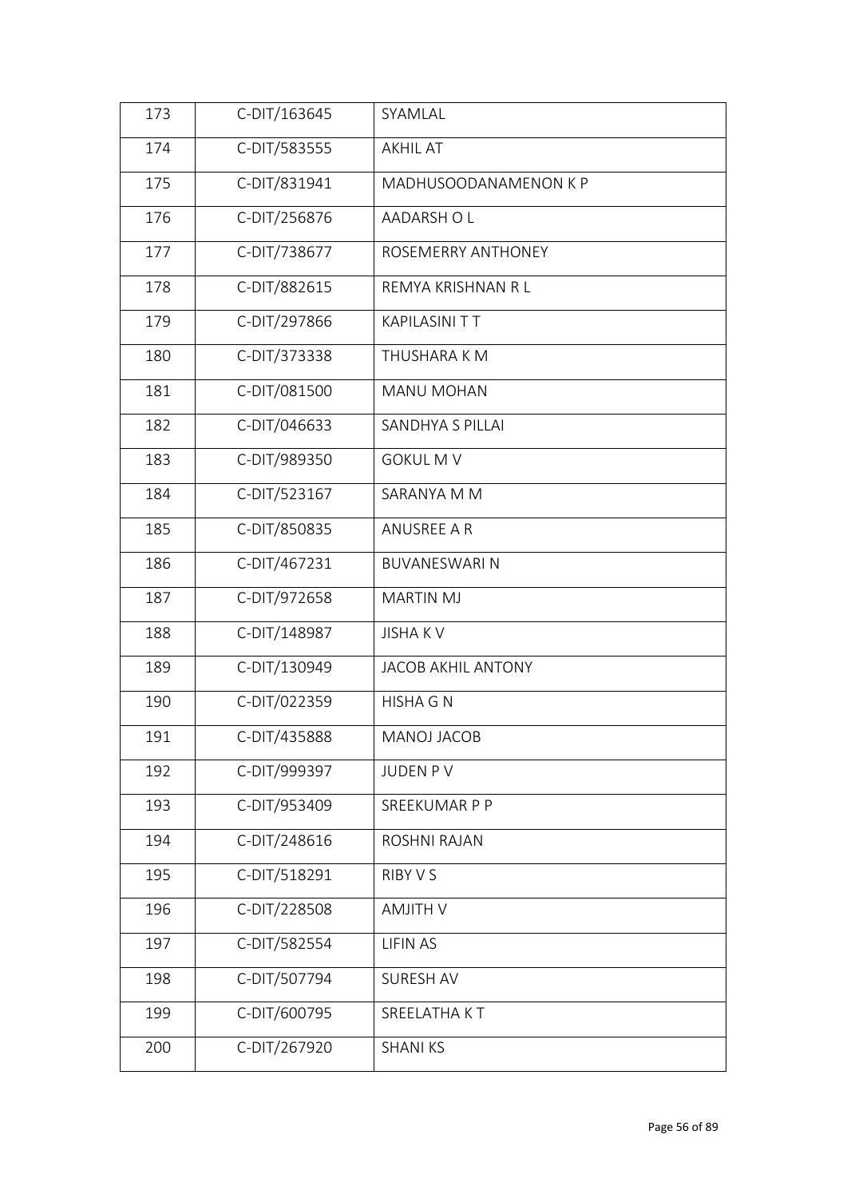| 173 | C-DIT/163645 | SYAMLAL |
|---|---|---|
| 174 | C-DIT/583555 | AKHIL AT |
| 175 | C-DIT/831941 | MADHUSOODANAMENON K P |
| 176 | C-DIT/256876 | AADARSH O L |
| 177 | C-DIT/738677 | ROSEMERRY ANTHONEY |
| 178 | C-DIT/882615 | REMYA KRISHNAN R L |
| 179 | C-DIT/297866 | KAPILASINI T T |
| 180 | C-DIT/373338 | THUSHARA K M |
| 181 | C-DIT/081500 | MANU MOHAN |
| 182 | C-DIT/046633 | SANDHYA S PILLAI |
| 183 | C-DIT/989350 | GOKUL M V |
| 184 | C-DIT/523167 | SARANYA M M |
| 185 | C-DIT/850835 | ANUSREE A R |
| 186 | C-DIT/467231 | BUVANESWARI N |
| 187 | C-DIT/972658 | MARTIN MJ |
| 188 | C-DIT/148987 | JISHA K V |
| 189 | C-DIT/130949 | JACOB AKHIL ANTONY |
| 190 | C-DIT/022359 | HISHA G N |
| 191 | C-DIT/435888 | MANOJ JACOB |
| 192 | C-DIT/999397 | JUDEN P V |
| 193 | C-DIT/953409 | SREEKUMAR P P |
| 194 | C-DIT/248616 | ROSHNI RAJAN |
| 195 | C-DIT/518291 | RIBY V S |
| 196 | C-DIT/228508 | AMJITH V |
| 197 | C-DIT/582554 | LIFIN AS |
| 198 | C-DIT/507794 | SURESH AV |
| 199 | C-DIT/600795 | SREELATHA K T |
| 200 | C-DIT/267920 | SHANI KS |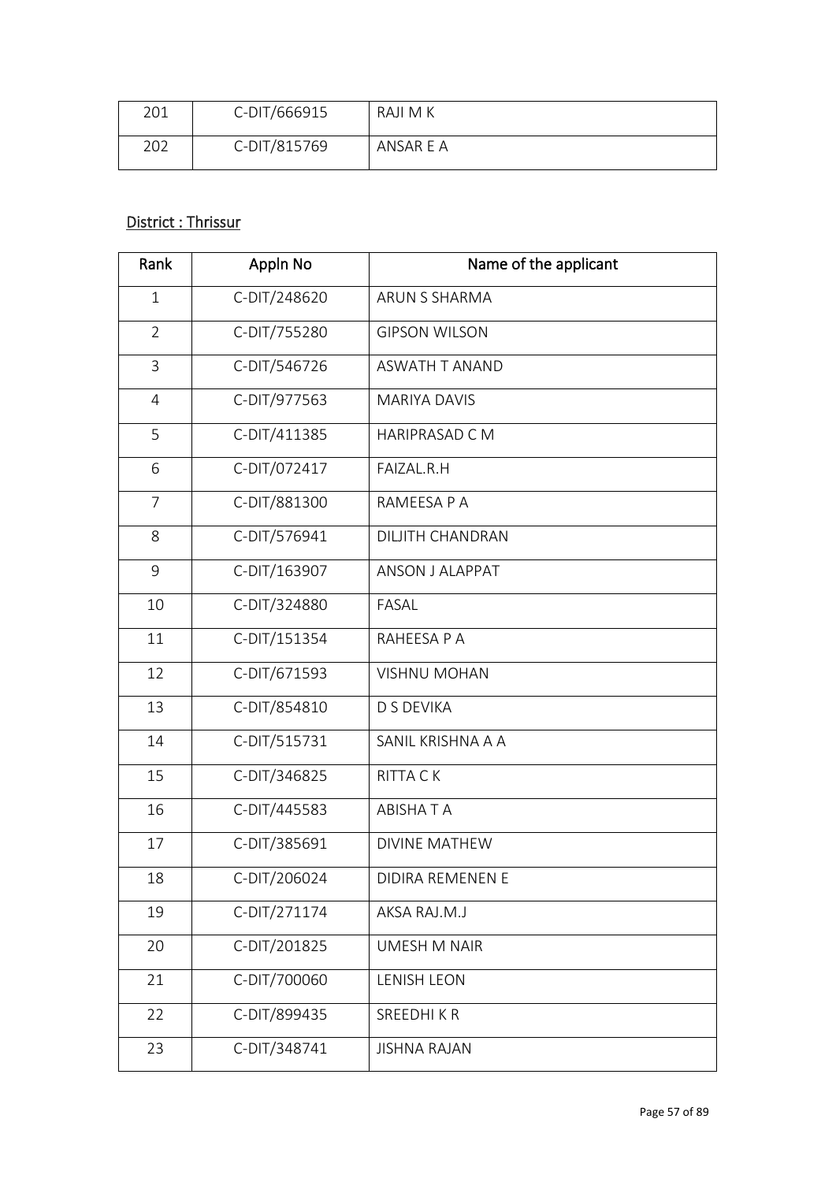| 201 | C-DIT/666915 | RAJI M K |
|---|---|---|
| 202 | C-DIT/815769 | ANSAR E A |

District : Thrissur

| Rank | Appln No | Name of the applicant |
|---|---|---|
| 1 | C-DIT/248620 | ARUN S SHARMA |
| 2 | C-DIT/755280 | GIPSON WILSON |
| 3 | C-DIT/546726 | ASWATH T ANAND |
| 4 | C-DIT/977563 | MARIYA DAVIS |
| 5 | C-DIT/411385 | HARIPRASAD C M |
| 6 | C-DIT/072417 | FAIZAL.R.H |
| 7 | C-DIT/881300 | RAMEESA P A |
| 8 | C-DIT/576941 | DILJITH CHANDRAN |
| 9 | C-DIT/163907 | ANSON J ALAPPAT |
| 10 | C-DIT/324880 | FASAL |
| 11 | C-DIT/151354 | RAHEESA P A |
| 12 | C-DIT/671593 | VISHNU MOHAN |
| 13 | C-DIT/854810 | D S DEVIKA |
| 14 | C-DIT/515731 | SANIL KRISHNA A A |
| 15 | C-DIT/346825 | RITTA C K |
| 16 | C-DIT/445583 | ABISHA T A |
| 17 | C-DIT/385691 | DIVINE MATHEW |
| 18 | C-DIT/206024 | DIDIRA REMENEN E |
| 19 | C-DIT/271174 | AKSA RAJ.M.J |
| 20 | C-DIT/201825 | UMESH M NAIR |
| 21 | C-DIT/700060 | LENISH LEON |
| 22 | C-DIT/899435 | SREEDHI K R |
| 23 | C-DIT/348741 | JISHNA RAJAN |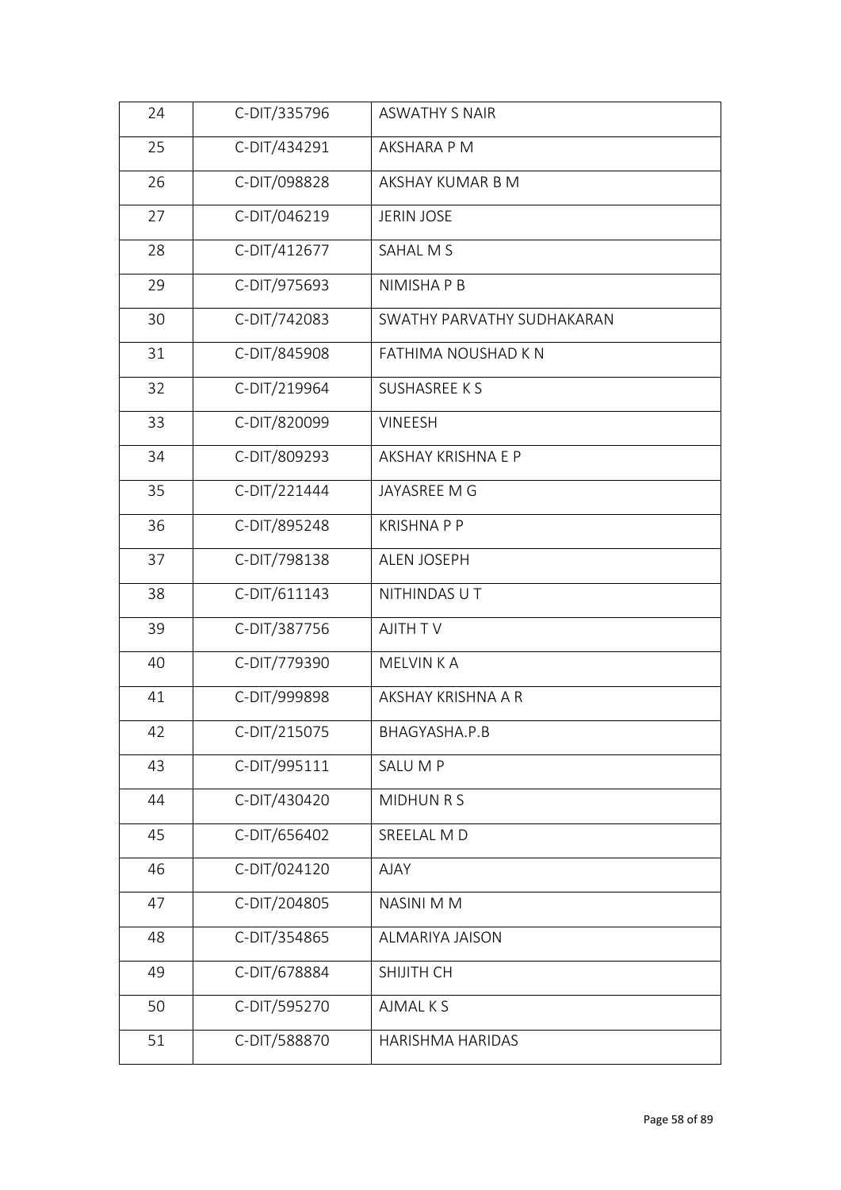| 24 | C-DIT/335796 | ASWATHY S NAIR |
|---|---|---|
| 25 | C-DIT/434291 | AKSHARA P M |
| 26 | C-DIT/098828 | AKSHAY KUMAR B M |
| 27 | C-DIT/046219 | JERIN JOSE |
| 28 | C-DIT/412677 | SAHAL M S |
| 29 | C-DIT/975693 | NIMISHA P B |
| 30 | C-DIT/742083 | SWATHY PARVATHY SUDHAKARAN |
| 31 | C-DIT/845908 | FATHIMA NOUSHAD K N |
| 32 | C-DIT/219964 | SUSHASREE K S |
| 33 | C-DIT/820099 | VINEESH |
| 34 | C-DIT/809293 | AKSHAY KRISHNA E P |
| 35 | C-DIT/221444 | JAYASREE M G |
| 36 | C-DIT/895248 | KRISHNA P P |
| 37 | C-DIT/798138 | ALEN JOSEPH |
| 38 | C-DIT/611143 | NITHINDAS U T |
| 39 | C-DIT/387756 | AJITH T V |
| 40 | C-DIT/779390 | MELVIN K A |
| 41 | C-DIT/999898 | AKSHAY KRISHNA A R |
| 42 | C-DIT/215075 | BHAGYASHA.P.B |
| 43 | C-DIT/995111 | SALU M P |
| 44 | C-DIT/430420 | MIDHUN R S |
| 45 | C-DIT/656402 | SREELAL M D |
| 46 | C-DIT/024120 | AJAY |
| 47 | C-DIT/204805 | NASINI M M |
| 48 | C-DIT/354865 | ALMARIYA JAISON |
| 49 | C-DIT/678884 | SHIJITH CH |
| 50 | C-DIT/595270 | AJMAL K S |
| 51 | C-DIT/588870 | HARISHMA HARIDAS |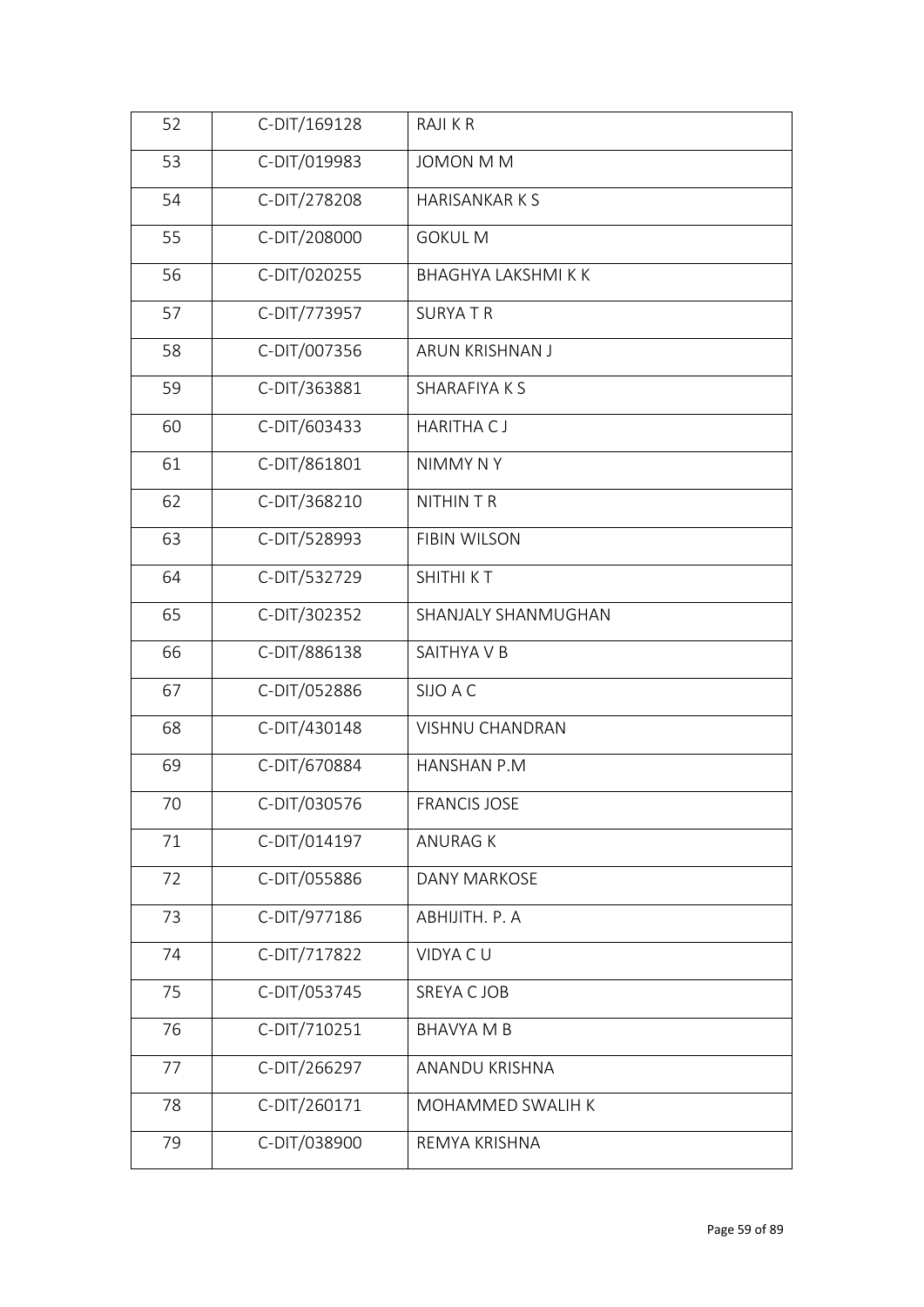| 52 | C-DIT/169128 | RAJI K R |
|---|---|---|
| 53 | C-DIT/019983 | JOMON M M |
| 54 | C-DIT/278208 | HARISANKAR K S |
| 55 | C-DIT/208000 | GOKUL M |
| 56 | C-DIT/020255 | BHAGHYA LAKSHMI K K |
| 57 | C-DIT/773957 | SURYA T R |
| 58 | C-DIT/007356 | ARUN KRISHNAN J |
| 59 | C-DIT/363881 | SHARAFIYA K S |
| 60 | C-DIT/603433 | HARITHA C J |
| 61 | C-DIT/861801 | NIMMY N Y |
| 62 | C-DIT/368210 | NITHIN T R |
| 63 | C-DIT/528993 | FIBIN WILSON |
| 64 | C-DIT/532729 | SHITHI K T |
| 65 | C-DIT/302352 | SHANJALY SHANMUGHAN |
| 66 | C-DIT/886138 | SAITHYA V B |
| 67 | C-DIT/052886 | SIJO A C |
| 68 | C-DIT/430148 | VISHNU CHANDRAN |
| 69 | C-DIT/670884 | HANSHAN P.M |
| 70 | C-DIT/030576 | FRANCIS JOSE |
| 71 | C-DIT/014197 | ANURAG K |
| 72 | C-DIT/055886 | DANY MARKOSE |
| 73 | C-DIT/977186 | ABHIJITH. P. A |
| 74 | C-DIT/717822 | VIDYA C U |
| 75 | C-DIT/053745 | SREYA C JOB |
| 76 | C-DIT/710251 | BHAVYA M B |
| 77 | C-DIT/266297 | ANANDU KRISHNA |
| 78 | C-DIT/260171 | MOHAMMED SWALIH K |
| 79 | C-DIT/038900 | REMYA KRISHNA |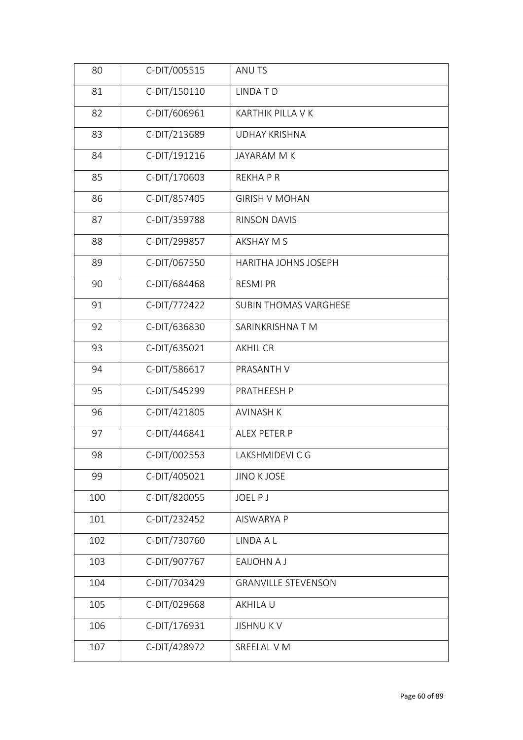| 80 | C-DIT/005515 | ANU TS |
|---|---|---|
| 81 | C-DIT/150110 | LINDA T D |
| 82 | C-DIT/606961 | KARTHIK PILLA V K |
| 83 | C-DIT/213689 | UDHAY KRISHNA |
| 84 | C-DIT/191216 | JAYARAM M K |
| 85 | C-DIT/170603 | REKHA P R |
| 86 | C-DIT/857405 | GIRISH V MOHAN |
| 87 | C-DIT/359788 | RINSON DAVIS |
| 88 | C-DIT/299857 | AKSHAY M S |
| 89 | C-DIT/067550 | HARITHA JOHNS JOSEPH |
| 90 | C-DIT/684468 | RESMI PR |
| 91 | C-DIT/772422 | SUBIN THOMAS VARGHESE |
| 92 | C-DIT/636830 | SARINKRISHNA T M |
| 93 | C-DIT/635021 | AKHIL CR |
| 94 | C-DIT/586617 | PRASANTH V |
| 95 | C-DIT/545299 | PRATHEESH P |
| 96 | C-DIT/421805 | AVINASH K |
| 97 | C-DIT/446841 | ALEX PETER P |
| 98 | C-DIT/002553 | LAKSHMIDEVI C G |
| 99 | C-DIT/405021 | JINO K JOSE |
| 100 | C-DIT/820055 | JOEL P J |
| 101 | C-DIT/232452 | AISWARYA P |
| 102 | C-DIT/730760 | LINDA A L |
| 103 | C-DIT/907767 | EAIJOHN A J |
| 104 | C-DIT/703429 | GRANVILLE STEVENSON |
| 105 | C-DIT/029668 | AKHILA U |
| 106 | C-DIT/176931 | JISHNU K V |
| 107 | C-DIT/428972 | SREELAL V M |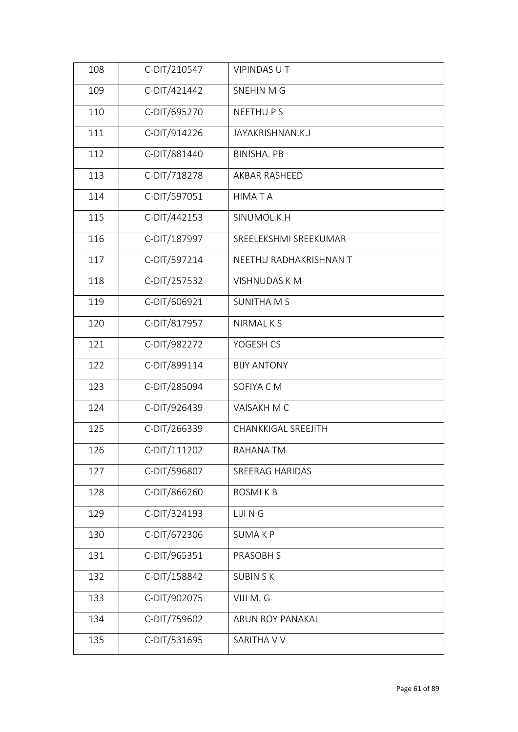| 108 | C-DIT/210547 | VIPINDAS U T |
|---|---|---|
| 109 | C-DIT/421442 | SNEHIN M G |
| 110 | C-DIT/695270 | NEETHU P S |
| 111 | C-DIT/914226 | JAYAKRISHNAN.K.J |
| 112 | C-DIT/881440 | BINISHA. PB |
| 113 | C-DIT/718278 | AKBAR RASHEED |
| 114 | C-DIT/597051 | HIMA T A |
| 115 | C-DIT/442153 | SINUMOL.K.H |
| 116 | C-DIT/187997 | SREELEKSHMI SREEKUMAR |
| 117 | C-DIT/597214 | NEETHU RADHAKRISHNAN T |
| 118 | C-DIT/257532 | VISHNUDAS K M |
| 119 | C-DIT/606921 | SUNITHA M S |
| 120 | C-DIT/817957 | NIRMAL K S |
| 121 | C-DIT/982272 | YOGESH CS |
| 122 | C-DIT/899114 | BIJY ANTONY |
| 123 | C-DIT/285094 | SOFIYA C M |
| 124 | C-DIT/926439 | VAISAKH M C |
| 125 | C-DIT/266339 | CHANKKIGAL SREEJITH |
| 126 | C-DIT/111202 | RAHANA TM |
| 127 | C-DIT/596807 | SREERAG HARIDAS |
| 128 | C-DIT/866260 | ROSMI K B |
| 129 | C-DIT/324193 | LIJI N G |
| 130 | C-DIT/672306 | SUMA K P |
| 131 | C-DIT/965351 | PRASOBH S |
| 132 | C-DIT/158842 | SUBIN S K |
| 133 | C-DIT/902075 | VIJI M. G |
| 134 | C-DIT/759602 | ARUN ROY PANAKAL |
| 135 | C-DIT/531695 | SARITHA V V |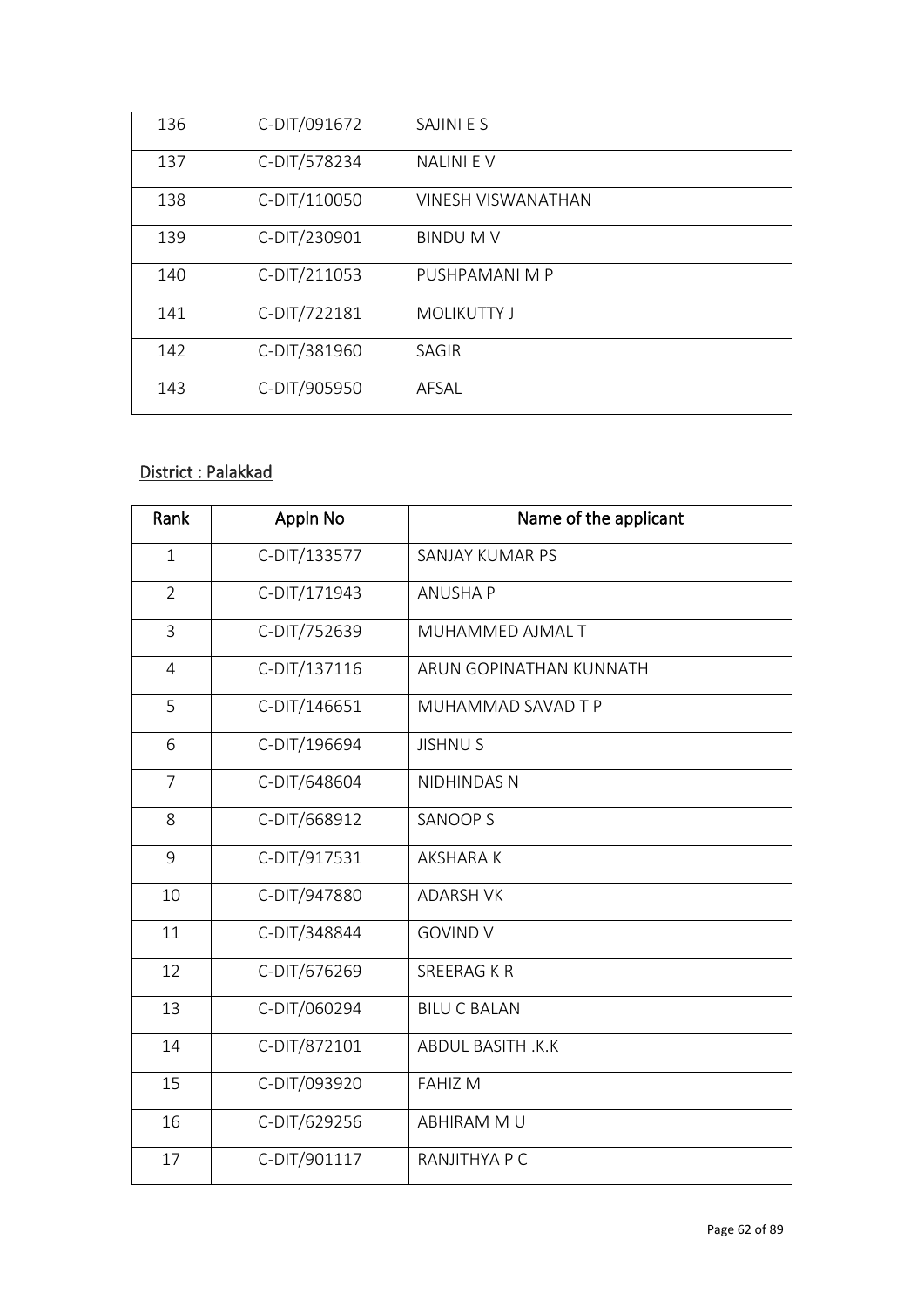| 136 | C-DIT/091672 | SAJINI E S |
|---|---|---|
| 137 | C-DIT/578234 | NALINI E V |
| 138 | C-DIT/110050 | VINESH VISWANATHAN |
| 139 | C-DIT/230901 | BINDU M V |
| 140 | C-DIT/211053 | PUSHPAMANI M P |
| 141 | C-DIT/722181 | MOLIKUTTY J |
| 142 | C-DIT/381960 | SAGIR |
| 143 | C-DIT/905950 | AFSAL |

District : Palakkad

| Rank | Appln No | Name of the applicant |
|---|---|---|
| 1 | C-DIT/133577 | SANJAY KUMAR PS |
| 2 | C-DIT/171943 | ANUSHA P |
| 3 | C-DIT/752639 | MUHAMMED AJMAL T |
| 4 | C-DIT/137116 | ARUN GOPINATHAN KUNNATH |
| 5 | C-DIT/146651 | MUHAMMAD SAVAD T P |
| 6 | C-DIT/196694 | JISHNU S |
| 7 | C-DIT/648604 | NIDHINDAS N |
| 8 | C-DIT/668912 | SANOOP S |
| 9 | C-DIT/917531 | AKSHARA K |
| 10 | C-DIT/947880 | ADARSH VK |
| 11 | C-DIT/348844 | GOVIND V |
| 12 | C-DIT/676269 | SREERAG K R |
| 13 | C-DIT/060294 | BILU C BALAN |
| 14 | C-DIT/872101 | ABDUL BASITH .K.K |
| 15 | C-DIT/093920 | FAHIZ M |
| 16 | C-DIT/629256 | ABHIRAM M U |
| 17 | C-DIT/901117 | RANJITHYA P C |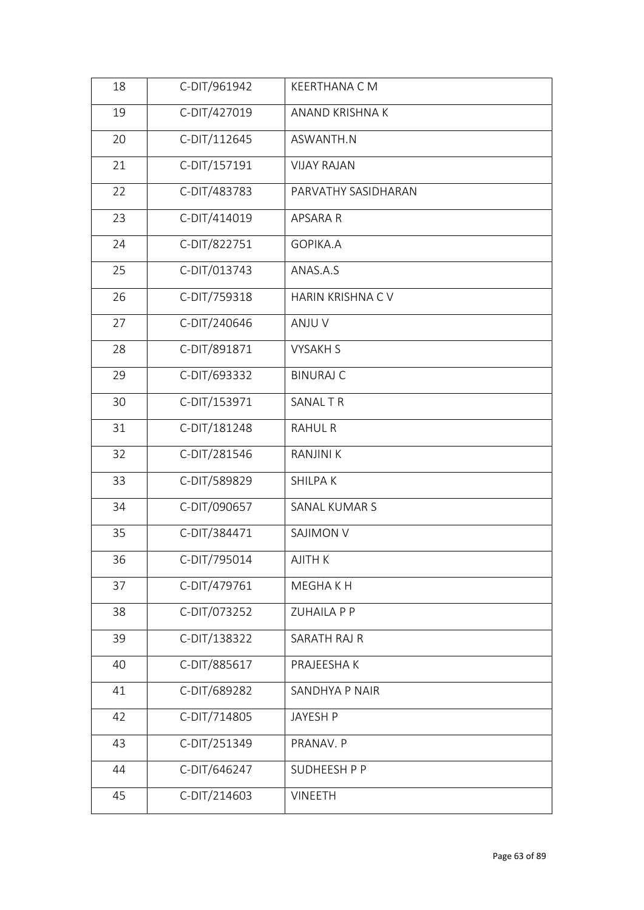| 18 | C-DIT/961942 | KEERTHANA C M |
|---|---|---|
| 19 | C-DIT/427019 | ANAND KRISHNA K |
| 20 | C-DIT/112645 | ASWANTH.N |
| 21 | C-DIT/157191 | VIJAY RAJAN |
| 22 | C-DIT/483783 | PARVATHY SASIDHARAN |
| 23 | C-DIT/414019 | APSARA R |
| 24 | C-DIT/822751 | GOPIKA.A |
| 25 | C-DIT/013743 | ANAS.A.S |
| 26 | C-DIT/759318 | HARIN KRISHNA C V |
| 27 | C-DIT/240646 | ANJU V |
| 28 | C-DIT/891871 | VYSAKH S |
| 29 | C-DIT/693332 | BINURAJ C |
| 30 | C-DIT/153971 | SANAL T R |
| 31 | C-DIT/181248 | RAHUL R |
| 32 | C-DIT/281546 | RANJINI K |
| 33 | C-DIT/589829 | SHILPA K |
| 34 | C-DIT/090657 | SANAL KUMAR S |
| 35 | C-DIT/384471 | SAJIMON V |
| 36 | C-DIT/795014 | AJITH K |
| 37 | C-DIT/479761 | MEGHA K H |
| 38 | C-DIT/073252 | ZUHAILA P P |
| 39 | C-DIT/138322 | SARATH RAJ R |
| 40 | C-DIT/885617 | PRAJEESHA K |
| 41 | C-DIT/689282 | SANDHYA P NAIR |
| 42 | C-DIT/714805 | JAYESH P |
| 43 | C-DIT/251349 | PRANAV. P |
| 44 | C-DIT/646247 | SUDHEESH P P |
| 45 | C-DIT/214603 | VINEETH |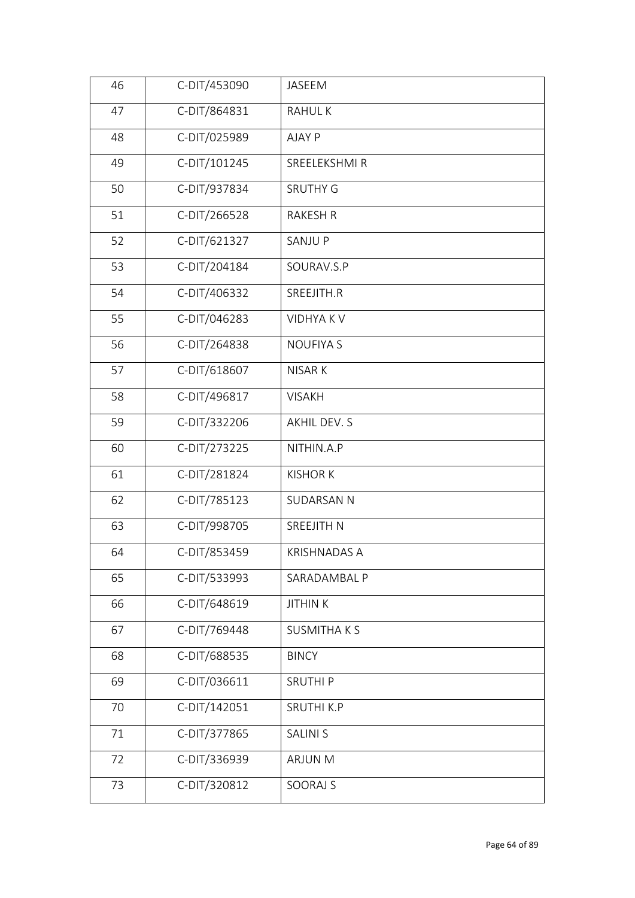| 46 | C-DIT/453090 | JASEEM |
|---|---|---|
| 47 | C-DIT/864831 | RAHUL K |
| 48 | C-DIT/025989 | AJAY P |
| 49 | C-DIT/101245 | SREELEKSHMI R |
| 50 | C-DIT/937834 | SRUTHY G |
| 51 | C-DIT/266528 | RAKESH R |
| 52 | C-DIT/621327 | SANJU P |
| 53 | C-DIT/204184 | SOURAV.S.P |
| 54 | C-DIT/406332 | SREEJITH.R |
| 55 | C-DIT/046283 | VIDHYA K V |
| 56 | C-DIT/264838 | NOUFIYA S |
| 57 | C-DIT/618607 | NISAR K |
| 58 | C-DIT/496817 | VISAKH |
| 59 | C-DIT/332206 | AKHIL DEV. S |
| 60 | C-DIT/273225 | NITHIN.A.P |
| 61 | C-DIT/281824 | KISHOR K |
| 62 | C-DIT/785123 | SUDARSAN N |
| 63 | C-DIT/998705 | SREEJITH N |
| 64 | C-DIT/853459 | KRISHNADAS A |
| 65 | C-DIT/533993 | SARADAMBAL P |
| 66 | C-DIT/648619 | JITHIN K |
| 67 | C-DIT/769448 | SUSMITHA K S |
| 68 | C-DIT/688535 | BINCY |
| 69 | C-DIT/036611 | SRUTHI P |
| 70 | C-DIT/142051 | SRUTHI K.P |
| 71 | C-DIT/377865 | SALINI S |
| 72 | C-DIT/336939 | ARJUN M |
| 73 | C-DIT/320812 | SOORAJ S |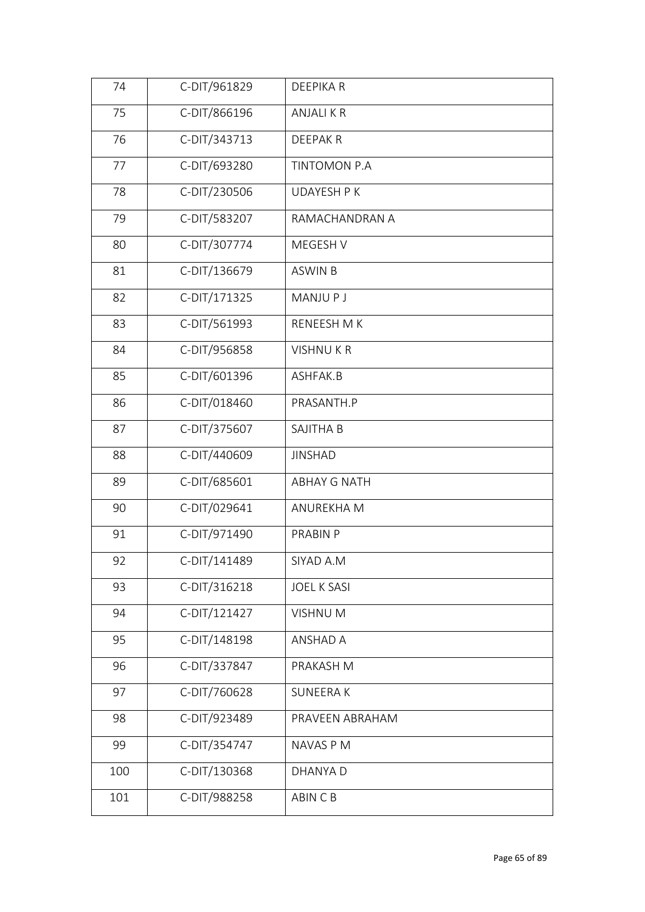| 74 | C-DIT/961829 | DEEPIKA R |
|---|---|---|
| 75 | C-DIT/866196 | ANJALI K R |
| 76 | C-DIT/343713 | DEEPAK R |
| 77 | C-DIT/693280 | TINTOMON P.A |
| 78 | C-DIT/230506 | UDAYESH P K |
| 79 | C-DIT/583207 | RAMACHANDRAN A |
| 80 | C-DIT/307774 | MEGESH V |
| 81 | C-DIT/136679 | ASWIN B |
| 82 | C-DIT/171325 | MANJU P J |
| 83 | C-DIT/561993 | RENEESH M K |
| 84 | C-DIT/956858 | VISHNU K R |
| 85 | C-DIT/601396 | ASHFAK.B |
| 86 | C-DIT/018460 | PRASANTH.P |
| 87 | C-DIT/375607 | SAJITHA B |
| 88 | C-DIT/440609 | JINSHAD |
| 89 | C-DIT/685601 | ABHAY G NATH |
| 90 | C-DIT/029641 | ANUREKHA M |
| 91 | C-DIT/971490 | PRABIN P |
| 92 | C-DIT/141489 | SIYAD A.M |
| 93 | C-DIT/316218 | JOEL K SASI |
| 94 | C-DIT/121427 | VISHNU M |
| 95 | C-DIT/148198 | ANSHAD A |
| 96 | C-DIT/337847 | PRAKASH M |
| 97 | C-DIT/760628 | SUNEERA K |
| 98 | C-DIT/923489 | PRAVEEN ABRAHAM |
| 99 | C-DIT/354747 | NAVAS P M |
| 100 | C-DIT/130368 | DHANYA D |
| 101 | C-DIT/988258 | ABIN C B |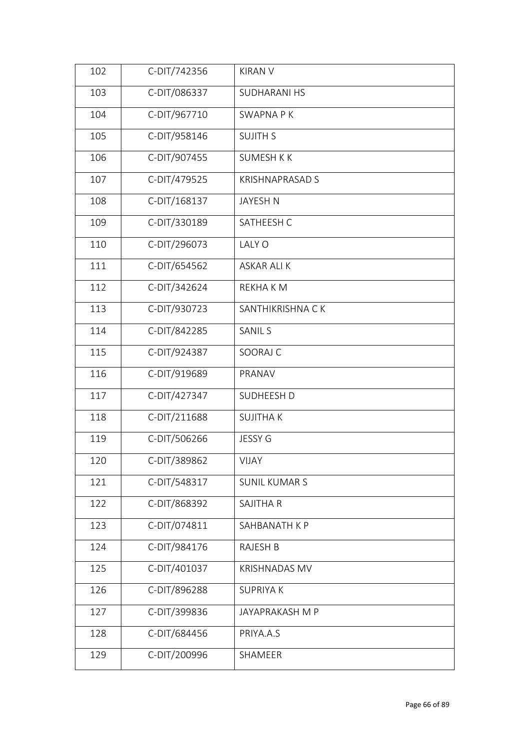| 102 | C-DIT/742356 | KIRAN V |
|---|---|---|
| 103 | C-DIT/086337 | SUDHARANI HS |
| 104 | C-DIT/967710 | SWAPNA P K |
| 105 | C-DIT/958146 | SUJITH S |
| 106 | C-DIT/907455 | SUMESH K K |
| 107 | C-DIT/479525 | KRISHNAPRASAD S |
| 108 | C-DIT/168137 | JAYESH N |
| 109 | C-DIT/330189 | SATHEESH C |
| 110 | C-DIT/296073 | LALY O |
| 111 | C-DIT/654562 | ASKAR ALI K |
| 112 | C-DIT/342624 | REKHA K M |
| 113 | C-DIT/930723 | SANTHIKRISHNA C K |
| 114 | C-DIT/842285 | SANIL S |
| 115 | C-DIT/924387 | SOORAJ C |
| 116 | C-DIT/919689 | PRANAV |
| 117 | C-DIT/427347 | SUDHEESH D |
| 118 | C-DIT/211688 | SUJITHA K |
| 119 | C-DIT/506266 | JESSY G |
| 120 | C-DIT/389862 | VIJAY |
| 121 | C-DIT/548317 | SUNIL KUMAR S |
| 122 | C-DIT/868392 | SAJITHA R |
| 123 | C-DIT/074811 | SAHBANATH K P |
| 124 | C-DIT/984176 | RAJESH B |
| 125 | C-DIT/401037 | KRISHNADAS MV |
| 126 | C-DIT/896288 | SUPRIYA K |
| 127 | C-DIT/399836 | JAYAPRAKASH M P |
| 128 | C-DIT/684456 | PRIYA.A.S |
| 129 | C-DIT/200996 | SHAMEER |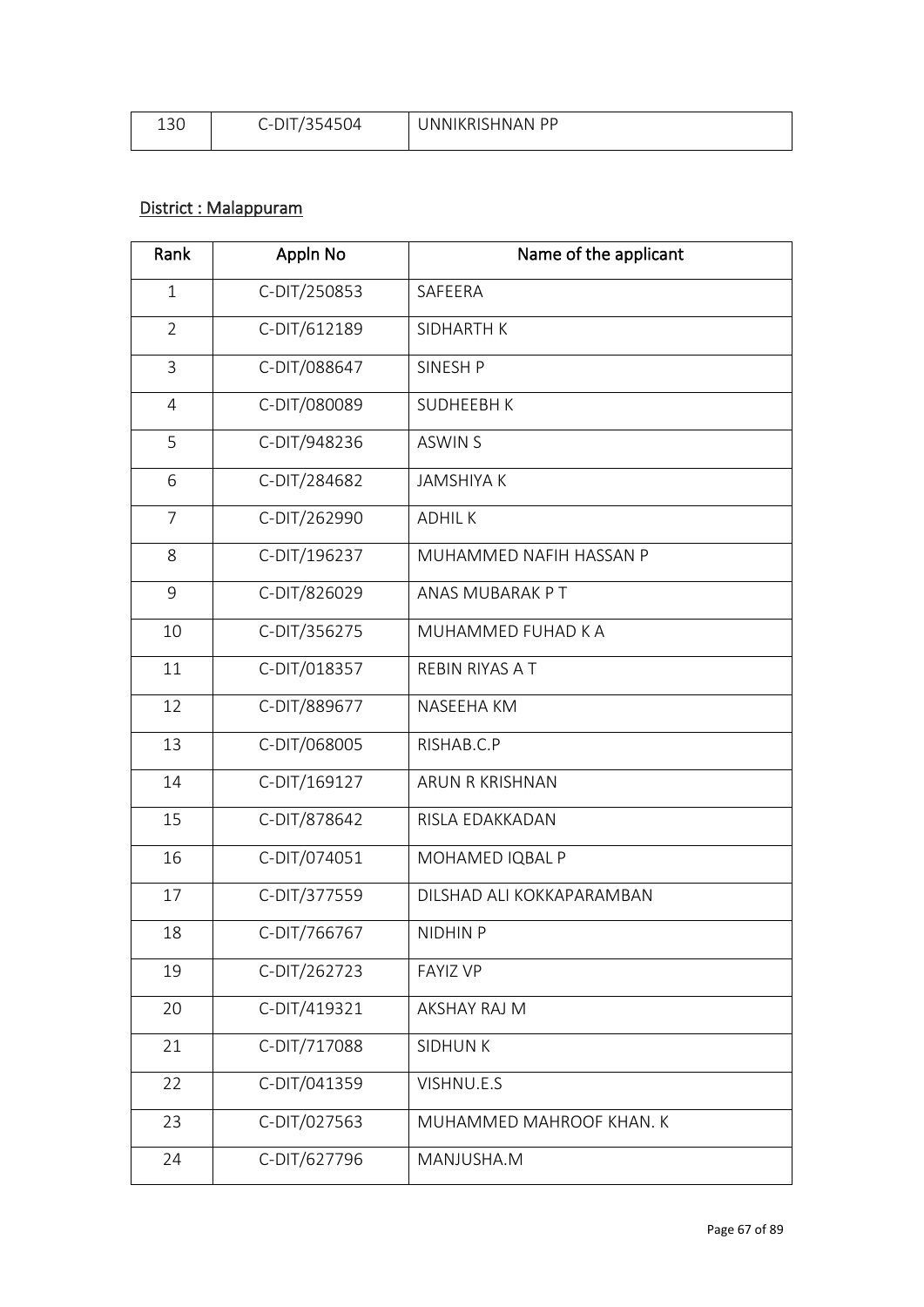| 130 | C-DIT/354504 | UNNIKRISHNAN PP |
|---|---|---|

District : Malappuram

| Rank | Appln No | Name of the applicant |
|---|---|---|
| 1 | C-DIT/250853 | SAFEERA |
| 2 | C-DIT/612189 | SIDHARTH K |
| 3 | C-DIT/088647 | SINESH P |
| 4 | C-DIT/080089 | SUDHEEBH K |
| 5 | C-DIT/948236 | ASWIN S |
| 6 | C-DIT/284682 | JAMSHIYA K |
| 7 | C-DIT/262990 | ADHIL K |
| 8 | C-DIT/196237 | MUHAMMED NAFIH HASSAN P |
| 9 | C-DIT/826029 | ANAS MUBARAK P T |
| 10 | C-DIT/356275 | MUHAMMED FUHAD K A |
| 11 | C-DIT/018357 | REBIN RIYAS A T |
| 12 | C-DIT/889677 | NASEEHA KM |
| 13 | C-DIT/068005 | RISHAB.C.P |
| 14 | C-DIT/169127 | ARUN R KRISHNAN |
| 15 | C-DIT/878642 | RISLA EDAKKADAN |
| 16 | C-DIT/074051 | MOHAMED IQBAL P |
| 17 | C-DIT/377559 | DILSHAD ALI KOKKAPARAMBAN |
| 18 | C-DIT/766767 | NIDHIN P |
| 19 | C-DIT/262723 | FAYIZ VP |
| 20 | C-DIT/419321 | AKSHAY RAJ M |
| 21 | C-DIT/717088 | SIDHUN K |
| 22 | C-DIT/041359 | VISHNU.E.S |
| 23 | C-DIT/027563 | MUHAMMED MAHROOF KHAN. K |
| 24 | C-DIT/627796 | MANJUSHA.M |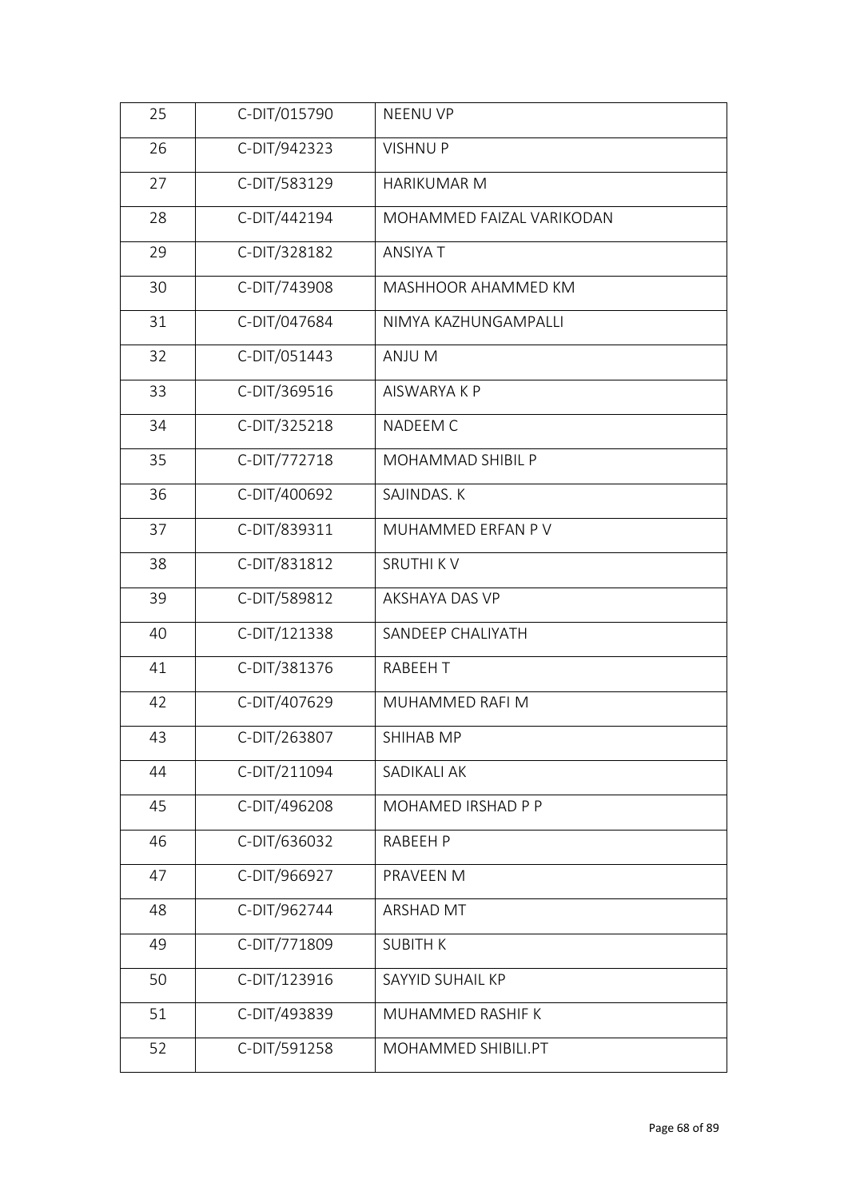| 25 | C-DIT/015790 | NEENU VP |
|---|---|---|
| 26 | C-DIT/942323 | VISHNU P |
| 27 | C-DIT/583129 | HARIKUMAR M |
| 28 | C-DIT/442194 | MOHAMMED FAIZAL VARIKODAN |
| 29 | C-DIT/328182 | ANSIYA T |
| 30 | C-DIT/743908 | MASHHOOR AHAMMED KM |
| 31 | C-DIT/047684 | NIMYA KAZHUNGAMPALLI |
| 32 | C-DIT/051443 | ANJU M |
| 33 | C-DIT/369516 | AISWARYA K P |
| 34 | C-DIT/325218 | NADEEM C |
| 35 | C-DIT/772718 | MOHAMMAD SHIBIL P |
| 36 | C-DIT/400692 | SAJINDAS. K |
| 37 | C-DIT/839311 | MUHAMMED ERFAN P V |
| 38 | C-DIT/831812 | SRUTHI K V |
| 39 | C-DIT/589812 | AKSHAYA DAS VP |
| 40 | C-DIT/121338 | SANDEEP CHALIYATH |
| 41 | C-DIT/381376 | RABEEH T |
| 42 | C-DIT/407629 | MUHAMMED RAFI M |
| 43 | C-DIT/263807 | SHIHAB MP |
| 44 | C-DIT/211094 | SADIKALI AK |
| 45 | C-DIT/496208 | MOHAMED IRSHAD P P |
| 46 | C-DIT/636032 | RABEEH P |
| 47 | C-DIT/966927 | PRAVEEN M |
| 48 | C-DIT/962744 | ARSHAD MT |
| 49 | C-DIT/771809 | SUBITH K |
| 50 | C-DIT/123916 | SAYYID SUHAIL KP |
| 51 | C-DIT/493839 | MUHAMMED RASHIF K |
| 52 | C-DIT/591258 | MOHAMMED SHIBILI.PT |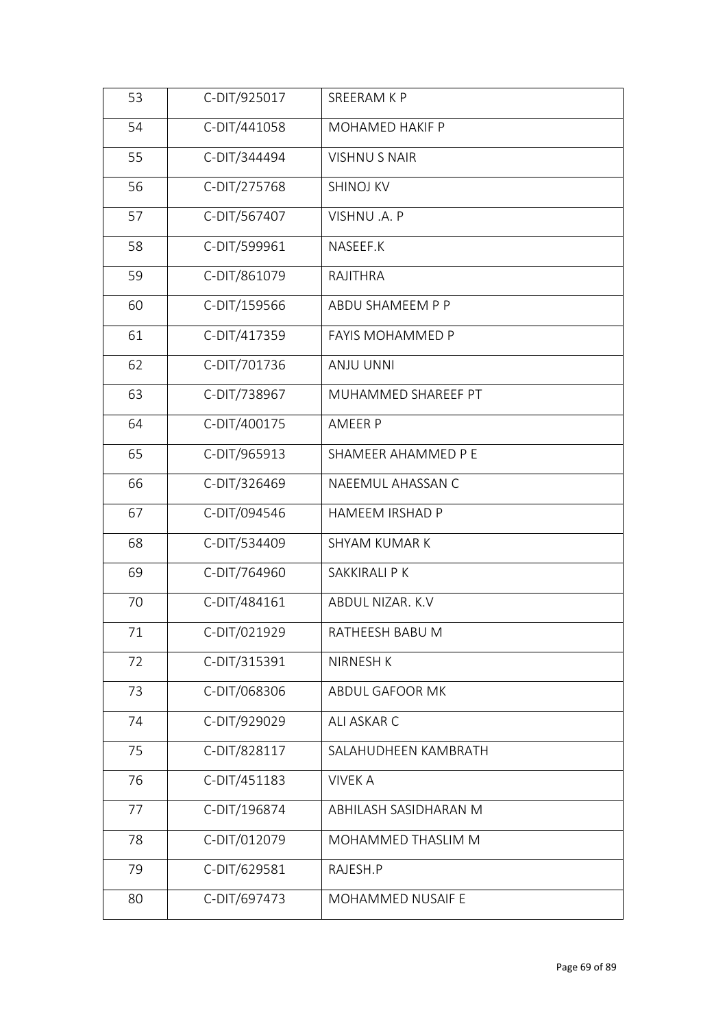| 53 | C-DIT/925017 | SREERAM K P |
|---|---|---|
| 54 | C-DIT/441058 | MOHAMED HAKIF P |
| 55 | C-DIT/344494 | VISHNU S NAIR |
| 56 | C-DIT/275768 | SHINOJ KV |
| 57 | C-DIT/567407 | VISHNU .A. P |
| 58 | C-DIT/599961 | NASEEF.K |
| 59 | C-DIT/861079 | RAJITHRA |
| 60 | C-DIT/159566 | ABDU SHAMEEM P P |
| 61 | C-DIT/417359 | FAYIS MOHAMMED P |
| 62 | C-DIT/701736 | ANJU UNNI |
| 63 | C-DIT/738967 | MUHAMMED SHAREEF PT |
| 64 | C-DIT/400175 | AMEER P |
| 65 | C-DIT/965913 | SHAMEER AHAMMED P E |
| 66 | C-DIT/326469 | NAEEMUL AHASSAN C |
| 67 | C-DIT/094546 | HAMEEM IRSHAD P |
| 68 | C-DIT/534409 | SHYAM KUMAR K |
| 69 | C-DIT/764960 | SAKKIRALI P K |
| 70 | C-DIT/484161 | ABDUL NIZAR. K.V |
| 71 | C-DIT/021929 | RATHEESH BABU M |
| 72 | C-DIT/315391 | NIRNESH K |
| 73 | C-DIT/068306 | ABDUL GAFOOR MK |
| 74 | C-DIT/929029 | ALI ASKAR C |
| 75 | C-DIT/828117 | SALAHUDHEEN KAMBRATH |
| 76 | C-DIT/451183 | VIVEK A |
| 77 | C-DIT/196874 | ABHILASH SASIDHARAN M |
| 78 | C-DIT/012079 | MOHAMMED THASLIM M |
| 79 | C-DIT/629581 | RAJESH.P |
| 80 | C-DIT/697473 | MOHAMMED NUSAIF E |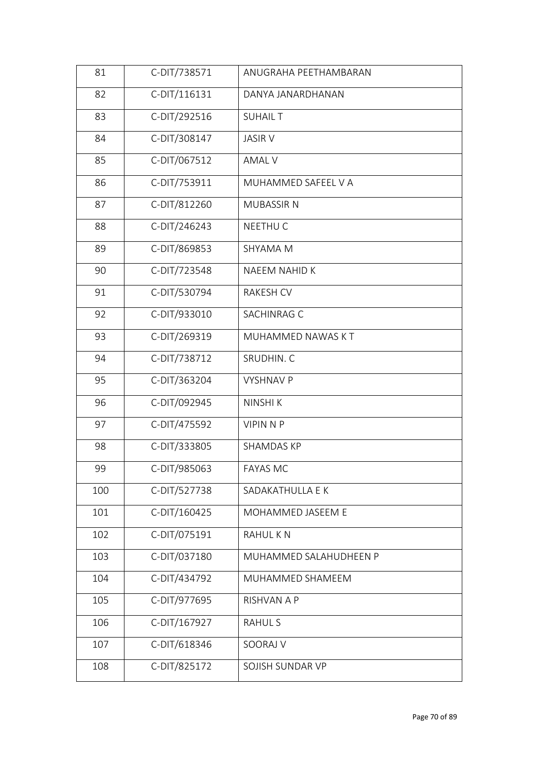| 81 | C-DIT/738571 | ANUGRAHA PEETHAMBARAN |
|---|---|---|
| 82 | C-DIT/116131 | DANYA JANARDHANAN |
| 83 | C-DIT/292516 | SUHAIL T |
| 84 | C-DIT/308147 | JASIR V |
| 85 | C-DIT/067512 | AMAL V |
| 86 | C-DIT/753911 | MUHAMMED SAFEEL V A |
| 87 | C-DIT/812260 | MUBASSIR N |
| 88 | C-DIT/246243 | NEETHU C |
| 89 | C-DIT/869853 | SHYAMA M |
| 90 | C-DIT/723548 | NAEEM NAHID K |
| 91 | C-DIT/530794 | RAKESH CV |
| 92 | C-DIT/933010 | SACHINRAG C |
| 93 | C-DIT/269319 | MUHAMMED NAWAS K T |
| 94 | C-DIT/738712 | SRUDHIN. C |
| 95 | C-DIT/363204 | VYSHNAV P |
| 96 | C-DIT/092945 | NINSHI K |
| 97 | C-DIT/475592 | VIPIN N P |
| 98 | C-DIT/333805 | SHAMDAS KP |
| 99 | C-DIT/985063 | FAYAS MC |
| 100 | C-DIT/527738 | SADAKATHULLA E K |
| 101 | C-DIT/160425 | MOHAMMED JASEEM E |
| 102 | C-DIT/075191 | RAHUL K N |
| 103 | C-DIT/037180 | MUHAMMED SALAHUDHEEN P |
| 104 | C-DIT/434792 | MUHAMMED SHAMEEM |
| 105 | C-DIT/977695 | RISHVAN A P |
| 106 | C-DIT/167927 | RAHUL S |
| 107 | C-DIT/618346 | SOORAJ V |
| 108 | C-DIT/825172 | SOJISH SUNDAR VP |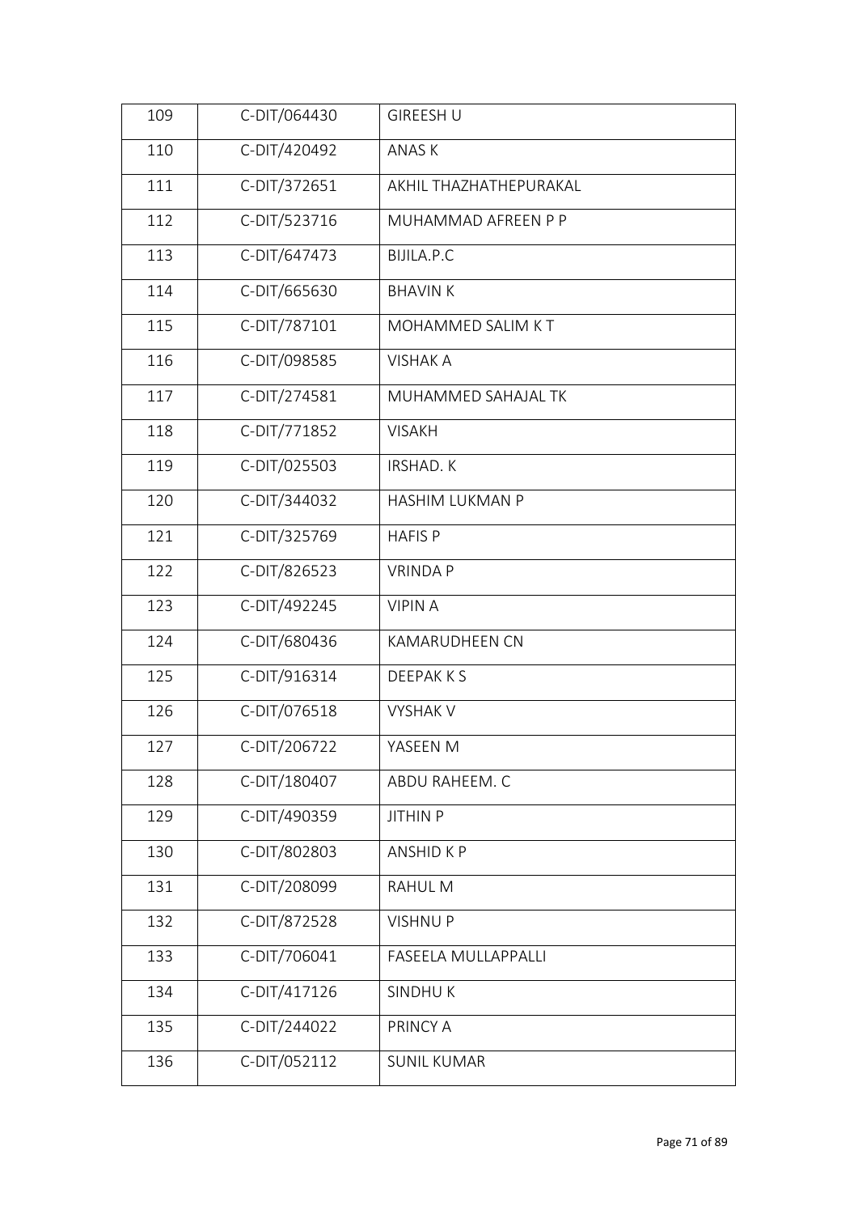| 109 | C-DIT/064430 | GIREESH U |
|---|---|---|
| 110 | C-DIT/420492 | ANAS K |
| 111 | C-DIT/372651 | AKHIL THAZHATHEPURAKAL |
| 112 | C-DIT/523716 | MUHAMMAD AFREEN P P |
| 113 | C-DIT/647473 | BIJILA.P.C |
| 114 | C-DIT/665630 | BHAVIN K |
| 115 | C-DIT/787101 | MOHAMMED SALIM K T |
| 116 | C-DIT/098585 | VISHAK A |
| 117 | C-DIT/274581 | MUHAMMED SAHAJAL TK |
| 118 | C-DIT/771852 | VISAKH |
| 119 | C-DIT/025503 | IRSHAD. K |
| 120 | C-DIT/344032 | HASHIM LUKMAN P |
| 121 | C-DIT/325769 | HAFIS P |
| 122 | C-DIT/826523 | VRINDA P |
| 123 | C-DIT/492245 | VIPIN A |
| 124 | C-DIT/680436 | KAMARUDHEEN CN |
| 125 | C-DIT/916314 | DEEPAK K S |
| 126 | C-DIT/076518 | VYSHAK V |
| 127 | C-DIT/206722 | YASEEN M |
| 128 | C-DIT/180407 | ABDU RAHEEM. C |
| 129 | C-DIT/490359 | JITHIN P |
| 130 | C-DIT/802803 | ANSHID K P |
| 131 | C-DIT/208099 | RAHUL M |
| 132 | C-DIT/872528 | VISHNU P |
| 133 | C-DIT/706041 | FASEELA MULLAPPALLI |
| 134 | C-DIT/417126 | SINDHU K |
| 135 | C-DIT/244022 | PRINCY A |
| 136 | C-DIT/052112 | SUNIL KUMAR |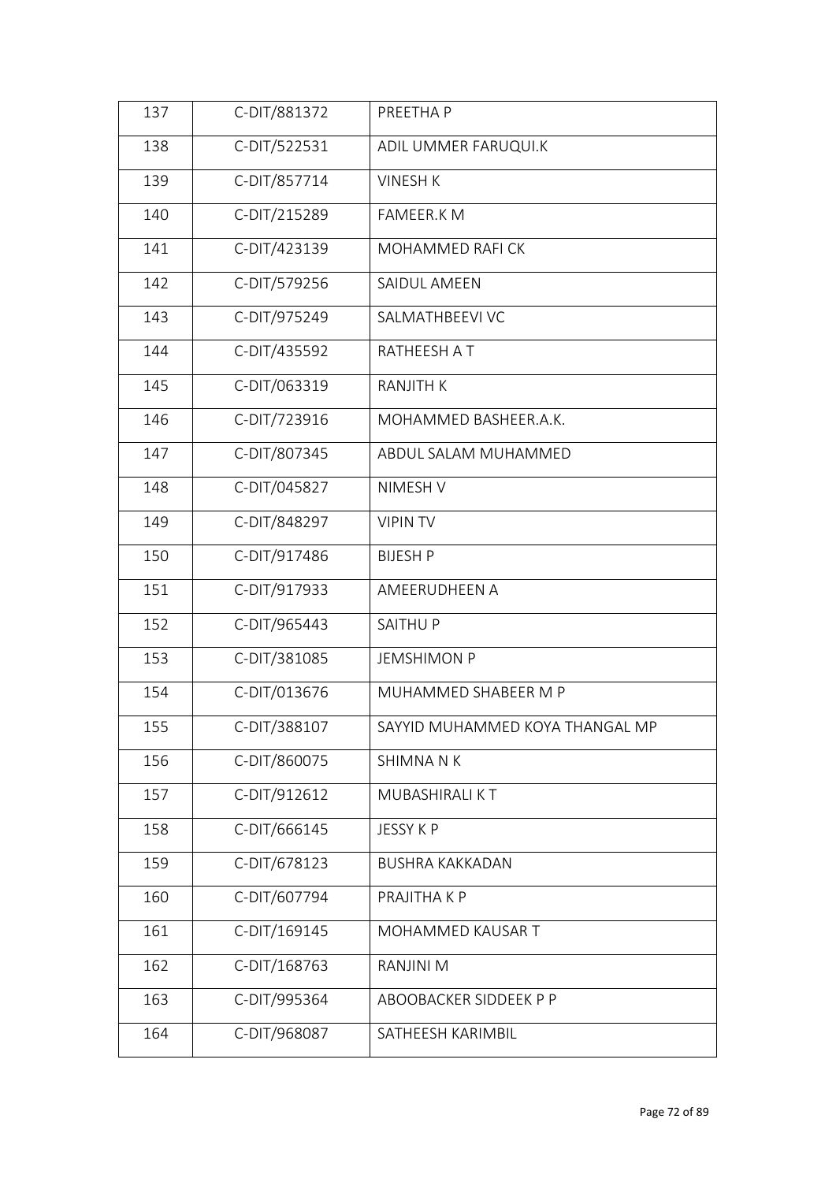| 137 | C-DIT/881372 | PREETHA P |
|---|---|---|
| 138 | C-DIT/522531 | ADIL UMMER FARUQUI.K |
| 139 | C-DIT/857714 | VINESH K |
| 140 | C-DIT/215289 | FAMEER.K M |
| 141 | C-DIT/423139 | MOHAMMED RAFI CK |
| 142 | C-DIT/579256 | SAIDUL AMEEN |
| 143 | C-DIT/975249 | SALMATHBEEVI VC |
| 144 | C-DIT/435592 | RATHEESH A T |
| 145 | C-DIT/063319 | RANJITH K |
| 146 | C-DIT/723916 | MOHAMMED BASHEER.A.K. |
| 147 | C-DIT/807345 | ABDUL SALAM MUHAMMED |
| 148 | C-DIT/045827 | NIMESH V |
| 149 | C-DIT/848297 | VIPIN TV |
| 150 | C-DIT/917486 | BIJESH P |
| 151 | C-DIT/917933 | AMEERUDHEEN A |
| 152 | C-DIT/965443 | SAITHU P |
| 153 | C-DIT/381085 | JEMSHIMON P |
| 154 | C-DIT/013676 | MUHAMMED SHABEER M P |
| 155 | C-DIT/388107 | SAYYID MUHAMMED KOYA THANGAL MP |
| 156 | C-DIT/860075 | SHIMNA N K |
| 157 | C-DIT/912612 | MUBASHIRALI K T |
| 158 | C-DIT/666145 | JESSY K P |
| 159 | C-DIT/678123 | BUSHRA KAKKADAN |
| 160 | C-DIT/607794 | PRAJITHA K P |
| 161 | C-DIT/169145 | MOHAMMED KAUSAR T |
| 162 | C-DIT/168763 | RANJINI M |
| 163 | C-DIT/995364 | ABOOBACKER SIDDEEK P P |
| 164 | C-DIT/968087 | SATHEESH KARIMBIL |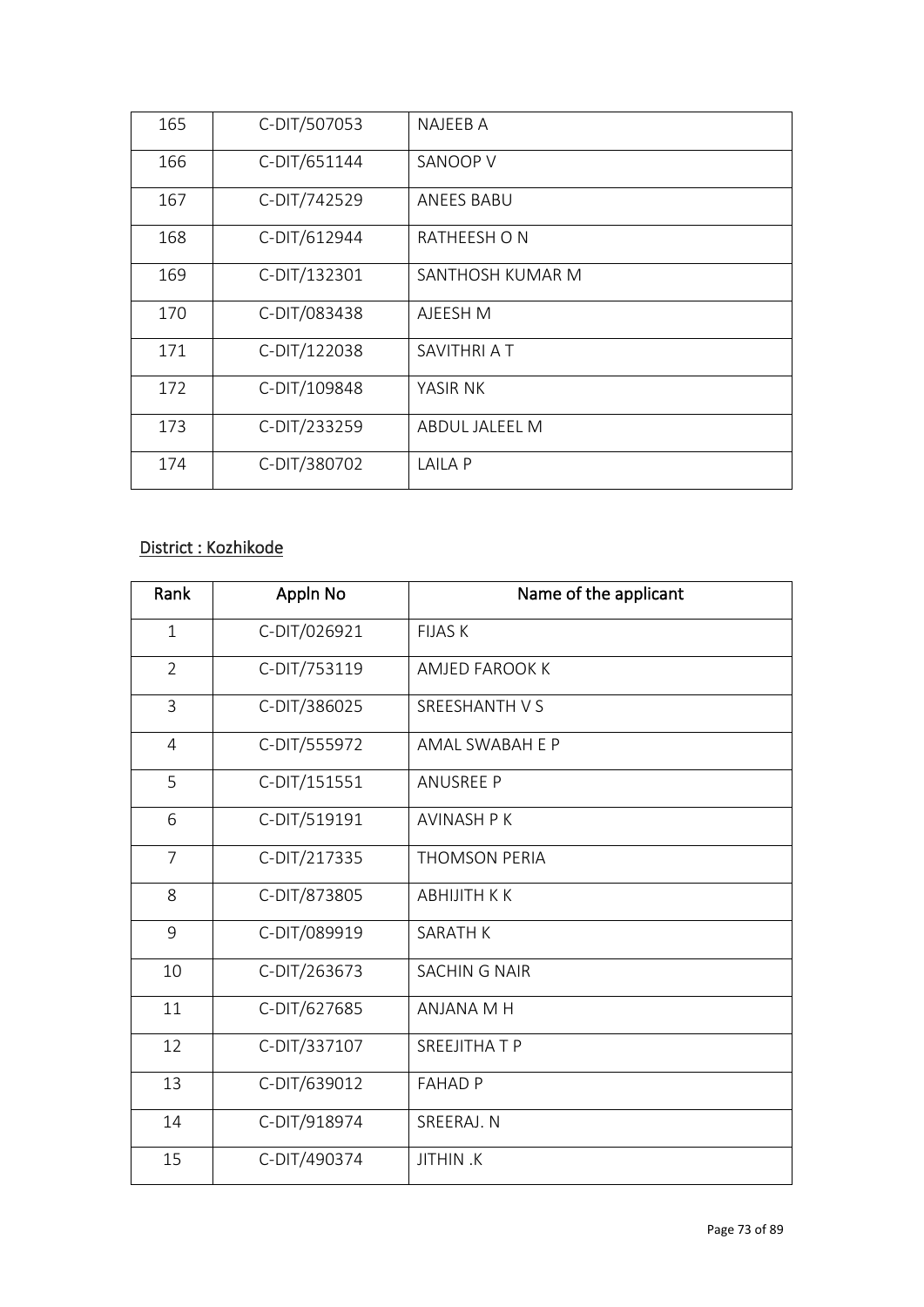| | | |
|---|---|---|
| 165 | C-DIT/507053 | NAJEEB A |
| 166 | C-DIT/651144 | SANOOP V |
| 167 | C-DIT/742529 | ANEES BABU |
| 168 | C-DIT/612944 | RATHEESH O N |
| 169 | C-DIT/132301 | SANTHOSH KUMAR M |
| 170 | C-DIT/083438 | AJEESH M |
| 171 | C-DIT/122038 | SAVITHRI A T |
| 172 | C-DIT/109848 | YASIR NK |
| 173 | C-DIT/233259 | ABDUL JALEEL M |
| 174 | C-DIT/380702 | LAILA P |

District : Kozhikode

| Rank | Appln No | Name of the applicant |
|---|---|---|
| 1 | C-DIT/026921 | FIJAS K |
| 2 | C-DIT/753119 | AMJED FAROOK K |
| 3 | C-DIT/386025 | SREESHANTH V S |
| 4 | C-DIT/555972 | AMAL SWABAH E P |
| 5 | C-DIT/151551 | ANUSREE P |
| 6 | C-DIT/519191 | AVINASH P K |
| 7 | C-DIT/217335 | THOMSON PERIA |
| 8 | C-DIT/873805 | ABHIJITH K K |
| 9 | C-DIT/089919 | SARATH K |
| 10 | C-DIT/263673 | SACHIN G NAIR |
| 11 | C-DIT/627685 | ANJANA M H |
| 12 | C-DIT/337107 | SREEJITHA T P |
| 13 | C-DIT/639012 | FAHAD P |
| 14 | C-DIT/918974 | SREERAJ. N |
| 15 | C-DIT/490374 | JITHIN .K |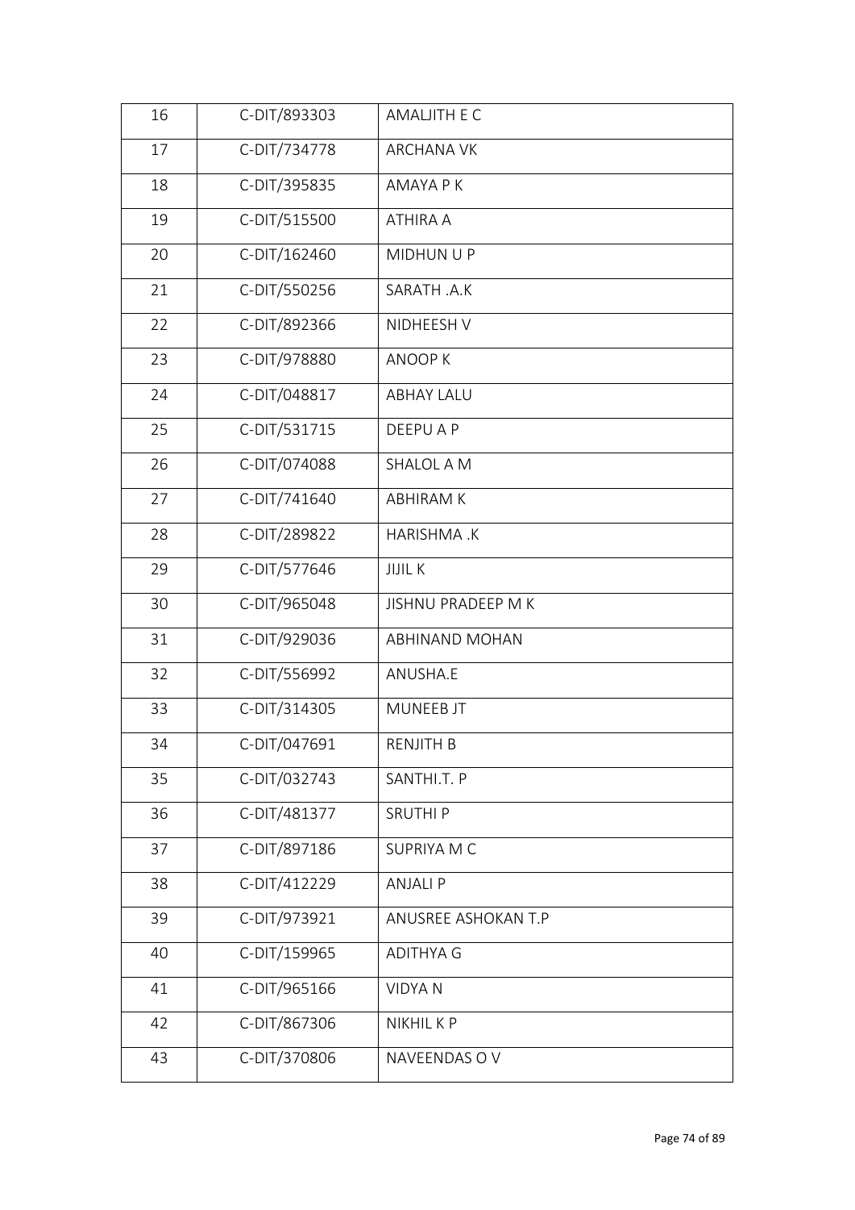| 16 | C-DIT/893303 | AMALJITH E C |
|---|---|---|
| 17 | C-DIT/734778 | ARCHANA VK |
| 18 | C-DIT/395835 | AMAYA P K |
| 19 | C-DIT/515500 | ATHIRA A |
| 20 | C-DIT/162460 | MIDHUN U P |
| 21 | C-DIT/550256 | SARATH .A.K |
| 22 | C-DIT/892366 | NIDHEESH V |
| 23 | C-DIT/978880 | ANOOP K |
| 24 | C-DIT/048817 | ABHAY LALU |
| 25 | C-DIT/531715 | DEEPU A P |
| 26 | C-DIT/074088 | SHALOL A M |
| 27 | C-DIT/741640 | ABHIRAM K |
| 28 | C-DIT/289822 | HARISHMA .K |
| 29 | C-DIT/577646 | JIJIL K |
| 30 | C-DIT/965048 | JISHNU PRADEEP M K |
| 31 | C-DIT/929036 | ABHINAND MOHAN |
| 32 | C-DIT/556992 | ANUSHA.E |
| 33 | C-DIT/314305 | MUNEEB JT |
| 34 | C-DIT/047691 | RENJITH B |
| 35 | C-DIT/032743 | SANTHI.T. P |
| 36 | C-DIT/481377 | SRUTHI P |
| 37 | C-DIT/897186 | SUPRIYA M C |
| 38 | C-DIT/412229 | ANJALI P |
| 39 | C-DIT/973921 | ANUSREE ASHOKAN T.P |
| 40 | C-DIT/159965 | ADITHYA G |
| 41 | C-DIT/965166 | VIDYA N |
| 42 | C-DIT/867306 | NIKHIL K P |
| 43 | C-DIT/370806 | NAVEENDAS O V |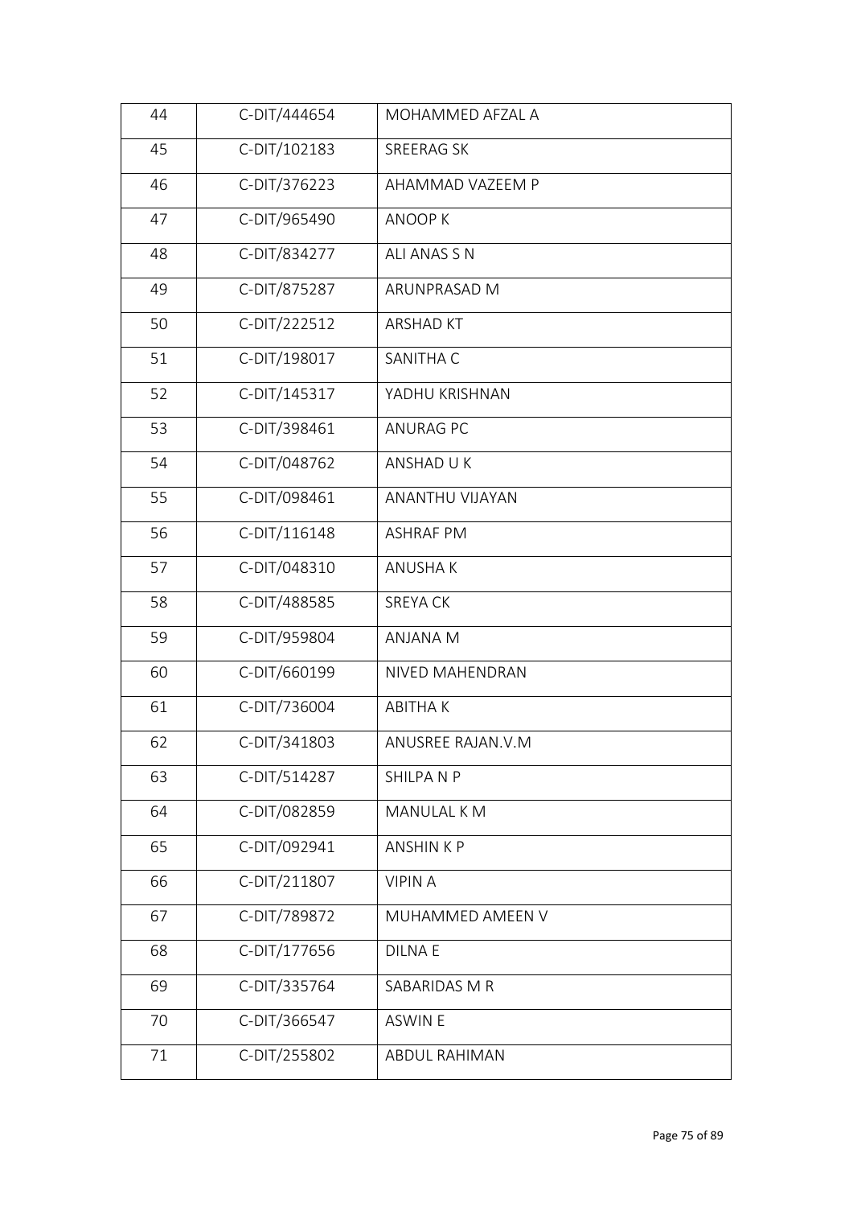| 44 | C-DIT/444654 | MOHAMMED AFZAL A |
|---|---|---|
| 45 | C-DIT/102183 | SREERAG SK |
| 46 | C-DIT/376223 | AHAMMAD VAZEEM P |
| 47 | C-DIT/965490 | ANOOP K |
| 48 | C-DIT/834277 | ALI ANAS S N |
| 49 | C-DIT/875287 | ARUNPRASAD M |
| 50 | C-DIT/222512 | ARSHAD KT |
| 51 | C-DIT/198017 | SANITHA C |
| 52 | C-DIT/145317 | YADHU KRISHNAN |
| 53 | C-DIT/398461 | ANURAG PC |
| 54 | C-DIT/048762 | ANSHAD U K |
| 55 | C-DIT/098461 | ANANTHU VIJAYAN |
| 56 | C-DIT/116148 | ASHRAF PM |
| 57 | C-DIT/048310 | ANUSHA K |
| 58 | C-DIT/488585 | SREYA CK |
| 59 | C-DIT/959804 | ANJANA M |
| 60 | C-DIT/660199 | NIVED MAHENDRAN |
| 61 | C-DIT/736004 | ABITHA K |
| 62 | C-DIT/341803 | ANUSREE RAJAN.V.M |
| 63 | C-DIT/514287 | SHILPA N P |
| 64 | C-DIT/082859 | MANULAL K M |
| 65 | C-DIT/092941 | ANSHIN K P |
| 66 | C-DIT/211807 | VIPIN A |
| 67 | C-DIT/789872 | MUHAMMED AMEEN V |
| 68 | C-DIT/177656 | DILNA E |
| 69 | C-DIT/335764 | SABARIDAS M R |
| 70 | C-DIT/366547 | ASWIN E |
| 71 | C-DIT/255802 | ABDUL RAHIMAN |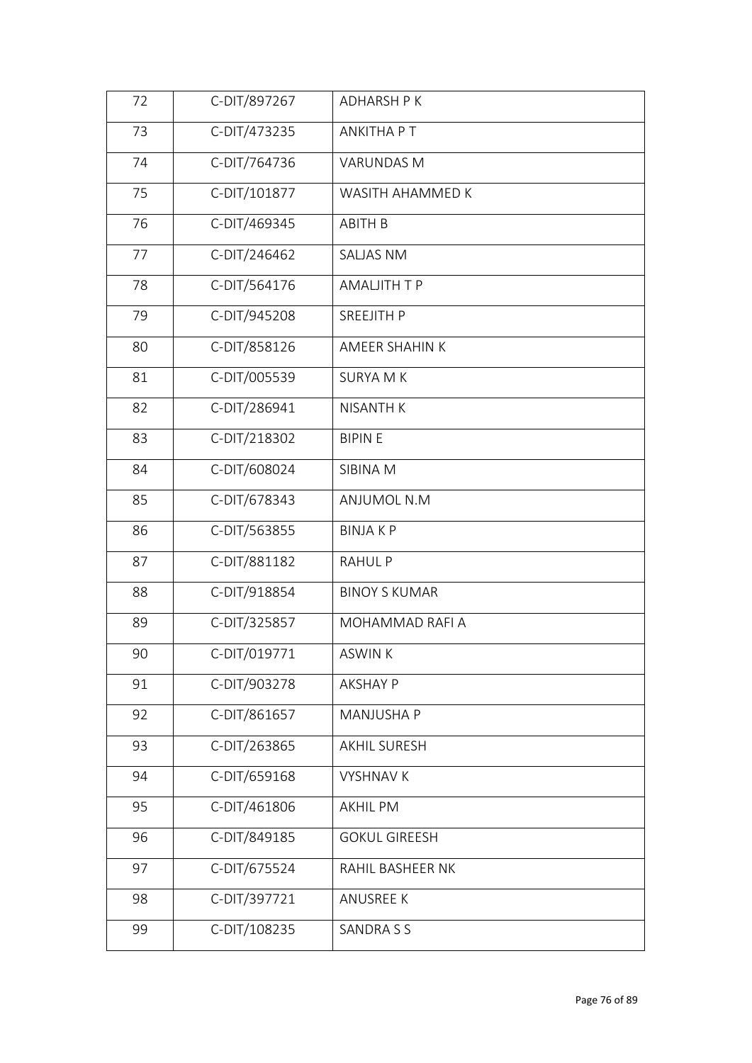| 72 | C-DIT/897267 | ADHARSH P K |
|---|---|---|
| 73 | C-DIT/473235 | ANKITHA P T |
| 74 | C-DIT/764736 | VARUNDAS M |
| 75 | C-DIT/101877 | WASITH AHAMMED K |
| 76 | C-DIT/469345 | ABITH B |
| 77 | C-DIT/246462 | SALJAS NM |
| 78 | C-DIT/564176 | AMALJITH T P |
| 79 | C-DIT/945208 | SREEJITH P |
| 80 | C-DIT/858126 | AMEER SHAHIN K |
| 81 | C-DIT/005539 | SURYA M K |
| 82 | C-DIT/286941 | NISANTH K |
| 83 | C-DIT/218302 | BIPIN E |
| 84 | C-DIT/608024 | SIBINA M |
| 85 | C-DIT/678343 | ANJUMOL N.M |
| 86 | C-DIT/563855 | BINJA K P |
| 87 | C-DIT/881182 | RAHUL P |
| 88 | C-DIT/918854 | BINOY S KUMAR |
| 89 | C-DIT/325857 | MOHAMMAD RAFI A |
| 90 | C-DIT/019771 | ASWIN K |
| 91 | C-DIT/903278 | AKSHAY P |
| 92 | C-DIT/861657 | MANJUSHA P |
| 93 | C-DIT/263865 | AKHIL SURESH |
| 94 | C-DIT/659168 | VYSHNAV K |
| 95 | C-DIT/461806 | AKHIL PM |
| 96 | C-DIT/849185 | GOKUL GIREESH |
| 97 | C-DIT/675524 | RAHIL BASHEER NK |
| 98 | C-DIT/397721 | ANUSREE K |
| 99 | C-DIT/108235 | SANDRA S S |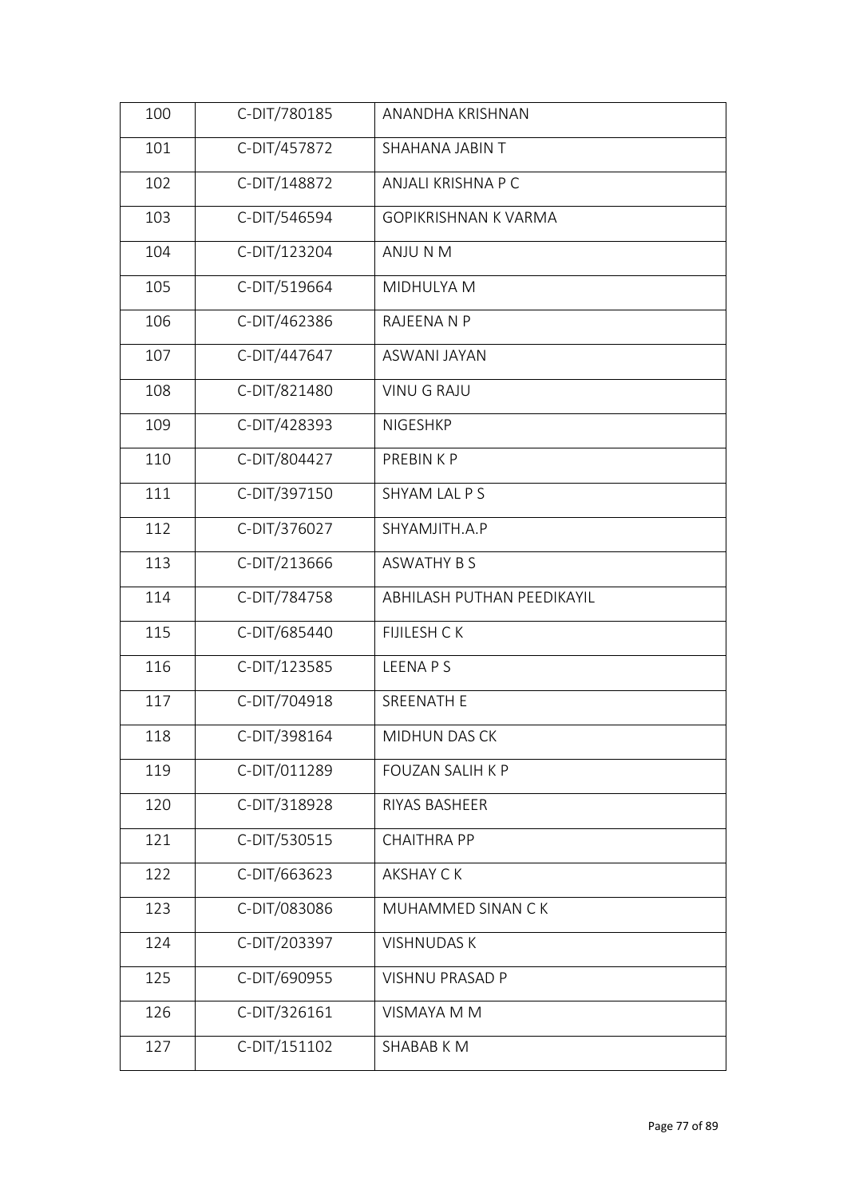| 100 | C-DIT/780185 | ANANDHA KRISHNAN |
|---|---|---|
| 101 | C-DIT/457872 | SHAHANA JABIN T |
| 102 | C-DIT/148872 | ANJALI KRISHNA P C |
| 103 | C-DIT/546594 | GOPIKRISHNAN K VARMA |
| 104 | C-DIT/123204 | ANJU N M |
| 105 | C-DIT/519664 | MIDHULYA M |
| 106 | C-DIT/462386 | RAJEENA N P |
| 107 | C-DIT/447647 | ASWANI JAYAN |
| 108 | C-DIT/821480 | VINU G RAJU |
| 109 | C-DIT/428393 | NIGESHKP |
| 110 | C-DIT/804427 | PREBIN K P |
| 111 | C-DIT/397150 | SHYAM LAL P S |
| 112 | C-DIT/376027 | SHYAMJITH.A.P |
| 113 | C-DIT/213666 | ASWATHY B S |
| 114 | C-DIT/784758 | ABHILASH PUTHAN PEEDIKAYIL |
| 115 | C-DIT/685440 | FIJILESH C K |
| 116 | C-DIT/123585 | LEENA P S |
| 117 | C-DIT/704918 | SREENATH E |
| 118 | C-DIT/398164 | MIDHUN DAS CK |
| 119 | C-DIT/011289 | FOUZAN SALIH K P |
| 120 | C-DIT/318928 | RIYAS BASHEER |
| 121 | C-DIT/530515 | CHAITHRA PP |
| 122 | C-DIT/663623 | AKSHAY C K |
| 123 | C-DIT/083086 | MUHAMMED SINAN C K |
| 124 | C-DIT/203397 | VISHNUDAS K |
| 125 | C-DIT/690955 | VISHNU PRASAD P |
| 126 | C-DIT/326161 | VISMAYA M M |
| 127 | C-DIT/151102 | SHABAB K M |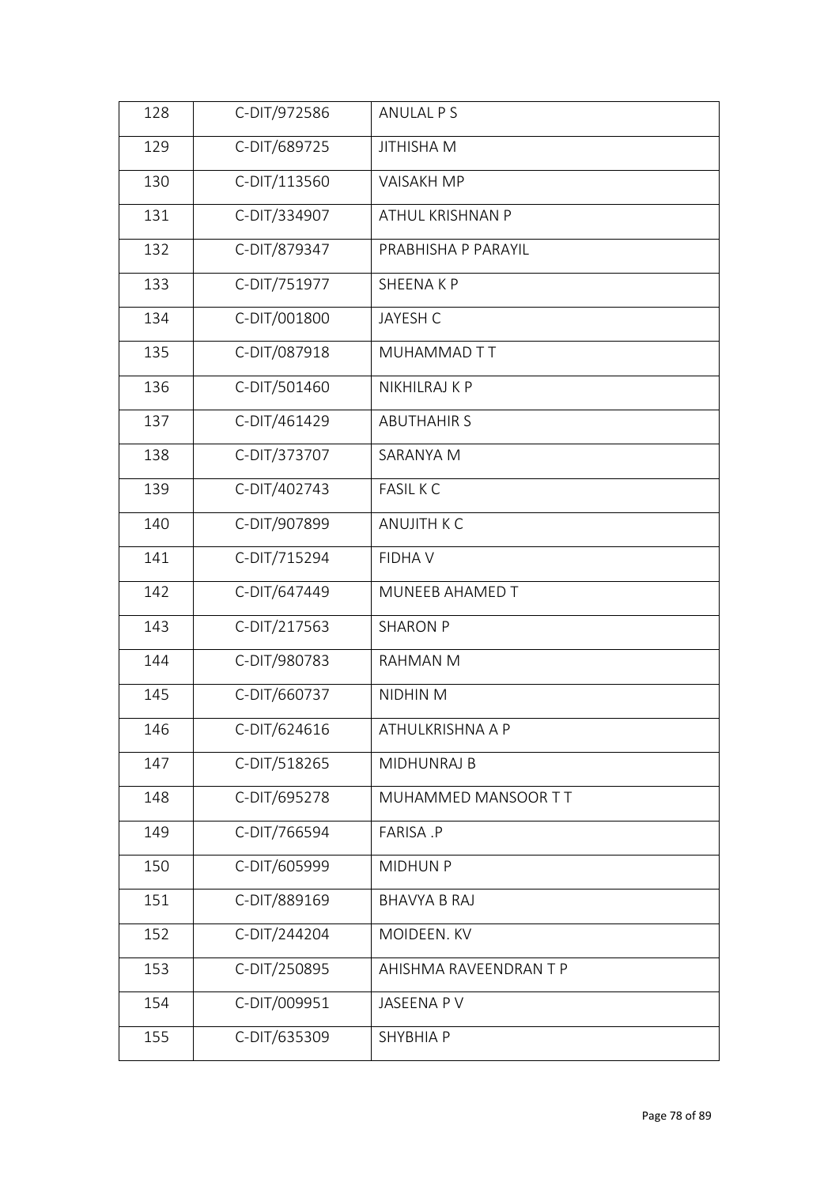| 128 | C-DIT/972586 | ANULAL P S |
|---|---|---|
| 129 | C-DIT/689725 | JITHISHA M |
| 130 | C-DIT/113560 | VAISAKH MP |
| 131 | C-DIT/334907 | ATHUL KRISHNAN P |
| 132 | C-DIT/879347 | PRABHISHA P PARAYIL |
| 133 | C-DIT/751977 | SHEENA K P |
| 134 | C-DIT/001800 | JAYESH C |
| 135 | C-DIT/087918 | MUHAMMAD T T |
| 136 | C-DIT/501460 | NIKHILRAJ K P |
| 137 | C-DIT/461429 | ABUTHAHIR S |
| 138 | C-DIT/373707 | SARANYA M |
| 139 | C-DIT/402743 | FASIL K C |
| 140 | C-DIT/907899 | ANUJITH K C |
| 141 | C-DIT/715294 | FIDHA V |
| 142 | C-DIT/647449 | MUNEEB AHAMED T |
| 143 | C-DIT/217563 | SHARON P |
| 144 | C-DIT/980783 | RAHMAN M |
| 145 | C-DIT/660737 | NIDHIN M |
| 146 | C-DIT/624616 | ATHULKRISHNA A P |
| 147 | C-DIT/518265 | MIDHUNRAJ B |
| 148 | C-DIT/695278 | MUHAMMED MANSOOR T T |
| 149 | C-DIT/766594 | FARISA .P |
| 150 | C-DIT/605999 | MIDHUN P |
| 151 | C-DIT/889169 | BHAVYA B RAJ |
| 152 | C-DIT/244204 | MOIDEEN. KV |
| 153 | C-DIT/250895 | AHISHMA RAVEENDRAN T P |
| 154 | C-DIT/009951 | JASEENA P V |
| 155 | C-DIT/635309 | SHYBHIA P |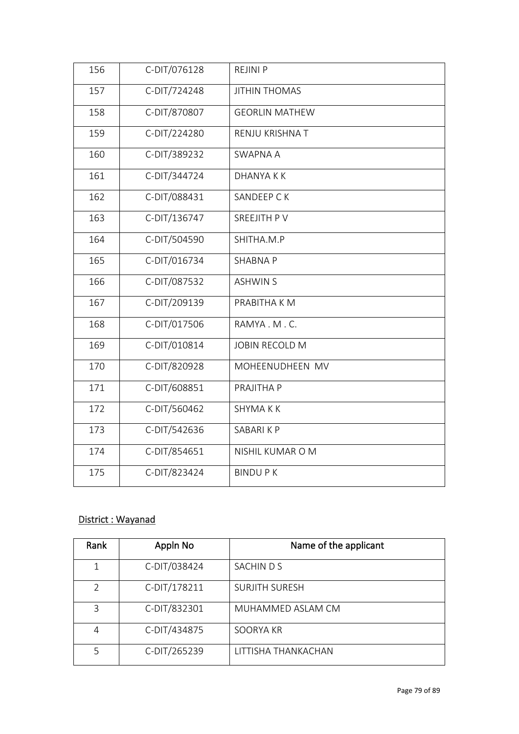| | | |
|---|---|---|
| 156 | C-DIT/076128 | REJINI P |
| 157 | C-DIT/724248 | JITHIN THOMAS |
| 158 | C-DIT/870807 | GEORLIN MATHEW |
| 159 | C-DIT/224280 | RENJU KRISHNA T |
| 160 | C-DIT/389232 | SWAPNA A |
| 161 | C-DIT/344724 | DHANYA K K |
| 162 | C-DIT/088431 | SANDEEP C K |
| 163 | C-DIT/136747 | SREEJITH P V |
| 164 | C-DIT/504590 | SHITHA.M.P |
| 165 | C-DIT/016734 | SHABNA P |
| 166 | C-DIT/087532 | ASHWIN S |
| 167 | C-DIT/209139 | PRABITHA K M |
| 168 | C-DIT/017506 | RAMYA . M . C. |
| 169 | C-DIT/010814 | JOBIN RECOLD M |
| 170 | C-DIT/820928 | MOHEENUDHEEN MV |
| 171 | C-DIT/608851 | PRAJITHA P |
| 172 | C-DIT/560462 | SHYMA K K |
| 173 | C-DIT/542636 | SABARI K P |
| 174 | C-DIT/854651 | NISHIL KUMAR O M |
| 175 | C-DIT/823424 | BINDU P K |

District : Wayanad

| Rank | Appln No | Name of the applicant |
|---|---|---|
| 1 | C-DIT/038424 | SACHIN D S |
| 2 | C-DIT/178211 | SURJITH SURESH |
| 3 | C-DIT/832301 | MUHAMMED ASLAM CM |
| 4 | C-DIT/434875 | SOORYA KR |
| 5 | C-DIT/265239 | LITTISHA THANKACHAN |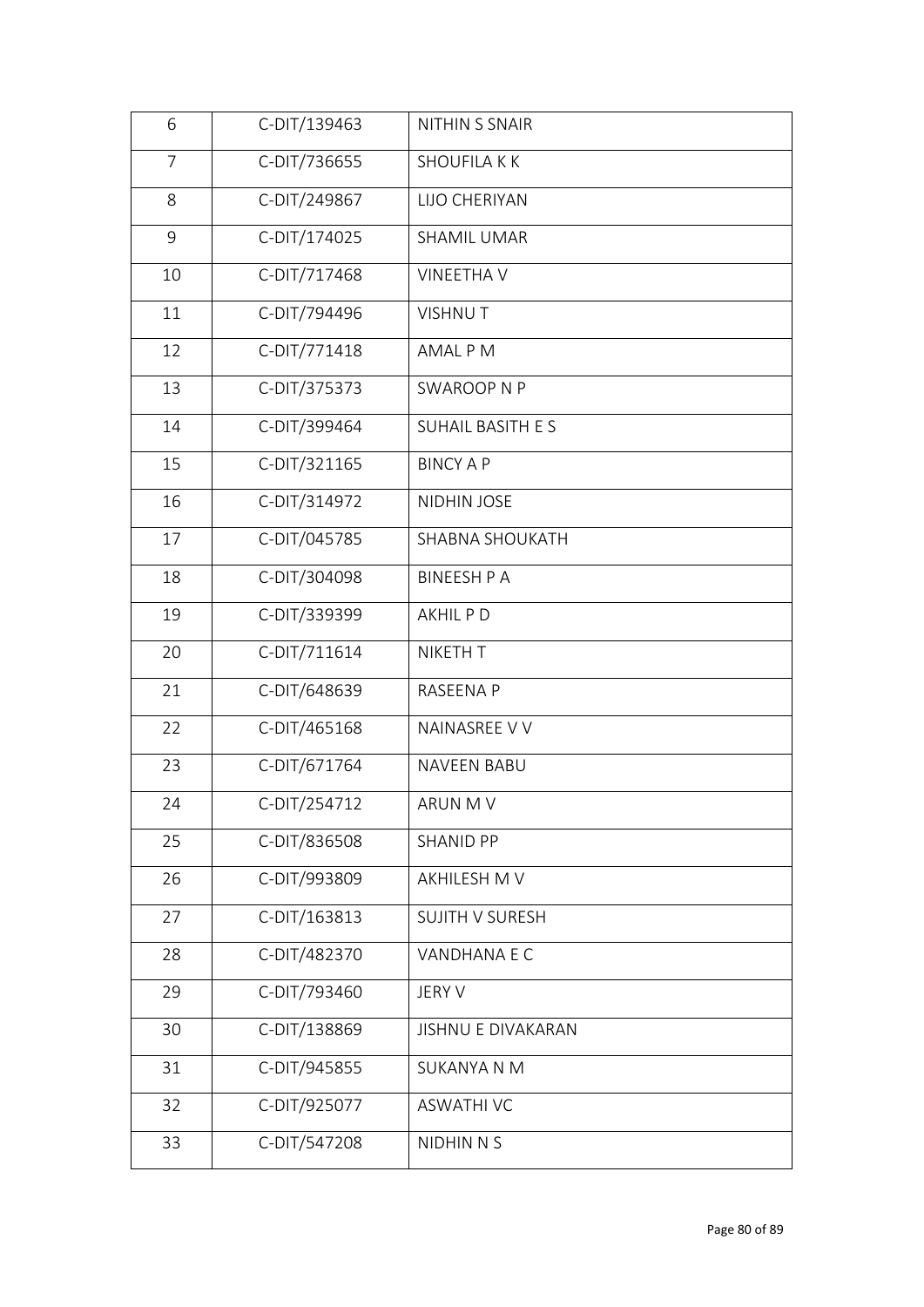| 6 | C-DIT/139463 | NITHIN S SNAIR |
|---|---|---|
| 7 | C-DIT/736655 | SHOUFILA K K |
| 8 | C-DIT/249867 | LIJO CHERIYAN |
| 9 | C-DIT/174025 | SHAMIL UMAR |
| 10 | C-DIT/717468 | VINEETHA V |
| 11 | C-DIT/794496 | VISHNU T |
| 12 | C-DIT/771418 | AMAL P M |
| 13 | C-DIT/375373 | SWAROOP N P |
| 14 | C-DIT/399464 | SUHAIL BASITH E S |
| 15 | C-DIT/321165 | BINCY A P |
| 16 | C-DIT/314972 | NIDHIN JOSE |
| 17 | C-DIT/045785 | SHABNA SHOUKATH |
| 18 | C-DIT/304098 | BINEESH P A |
| 19 | C-DIT/339399 | AKHIL P D |
| 20 | C-DIT/711614 | NIKETH T |
| 21 | C-DIT/648639 | RASEENA P |
| 22 | C-DIT/465168 | NAINASREE V V |
| 23 | C-DIT/671764 | NAVEEN BABU |
| 24 | C-DIT/254712 | ARUN M V |
| 25 | C-DIT/836508 | SHANID PP |
| 26 | C-DIT/993809 | AKHILESH M V |
| 27 | C-DIT/163813 | SUJITH V SURESH |
| 28 | C-DIT/482370 | VANDHANA E C |
| 29 | C-DIT/793460 | JERY V |
| 30 | C-DIT/138869 | JISHNU E DIVAKARAN |
| 31 | C-DIT/945855 | SUKANYA N M |
| 32 | C-DIT/925077 | ASWATHI VC |
| 33 | C-DIT/547208 | NIDHIN N S |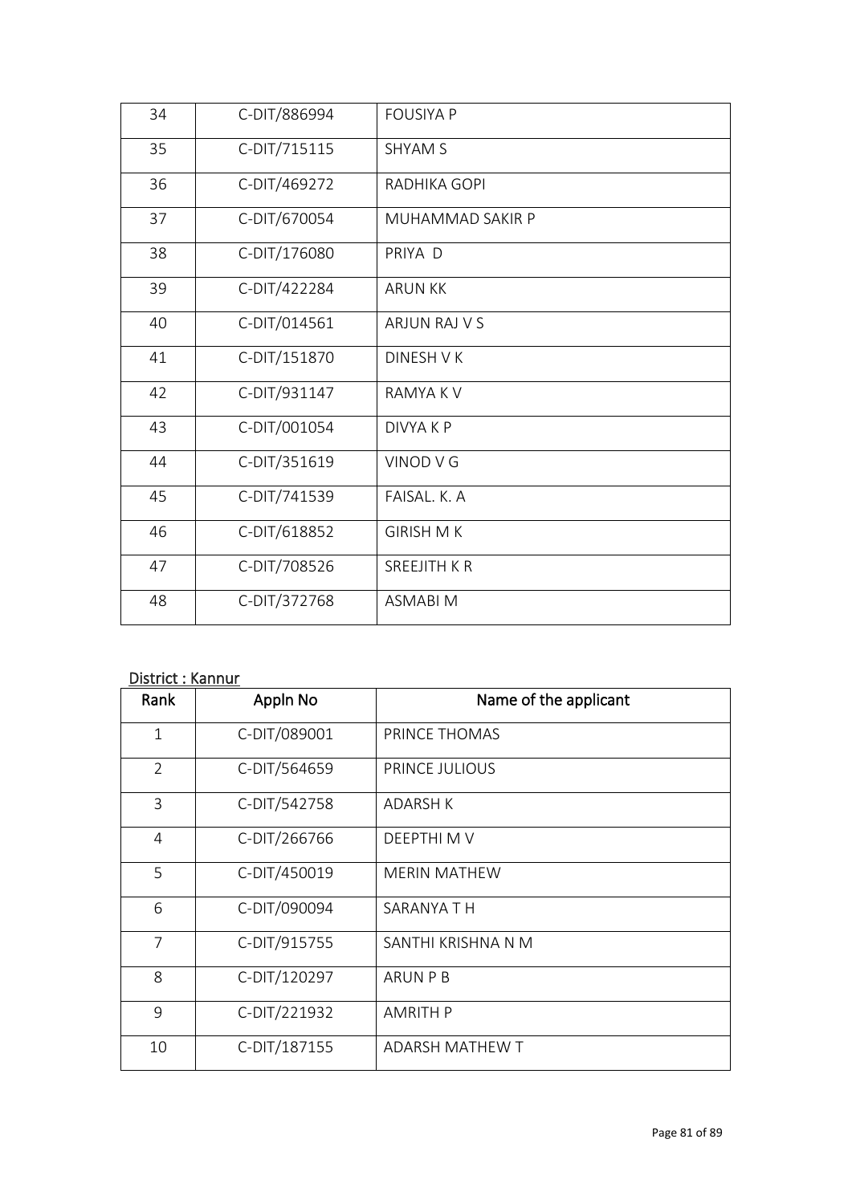| 34 | C-DIT/886994 | FOUSIYA P |
|---|---|---|
| 35 | C-DIT/715115 | SHYAM S |
| 36 | C-DIT/469272 | RADHIKA GOPI |
| 37 | C-DIT/670054 | MUHAMMAD SAKIR P |
| 38 | C-DIT/176080 | PRIYA D |
| 39 | C-DIT/422284 | ARUN KK |
| 40 | C-DIT/014561 | ARJUN RAJ V S |
| 41 | C-DIT/151870 | DINESH V K |
| 42 | C-DIT/931147 | RAMYA K V |
| 43 | C-DIT/001054 | DIVYA K P |
| 44 | C-DIT/351619 | VINOD V G |
| 45 | C-DIT/741539 | FAISAL. K. A |
| 46 | C-DIT/618852 | GIRISH M K |
| 47 | C-DIT/708526 | SREEJITH K R |
| 48 | C-DIT/372768 | ASMABI M |

District : Kannur

| Rank | Appln No | Name of the applicant |
|---|---|---|
| 1 | C-DIT/089001 | PRINCE THOMAS |
| 2 | C-DIT/564659 | PRINCE JULIOUS |
| 3 | C-DIT/542758 | ADARSH K |
| 4 | C-DIT/266766 | DEEPTHI M V |
| 5 | C-DIT/450019 | MERIN MATHEW |
| 6 | C-DIT/090094 | SARANYA T H |
| 7 | C-DIT/915755 | SANTHI KRISHNA N M |
| 8 | C-DIT/120297 | ARUN P B |
| 9 | C-DIT/221932 | AMRITH P |
| 10 | C-DIT/187155 | ADARSH MATHEW T |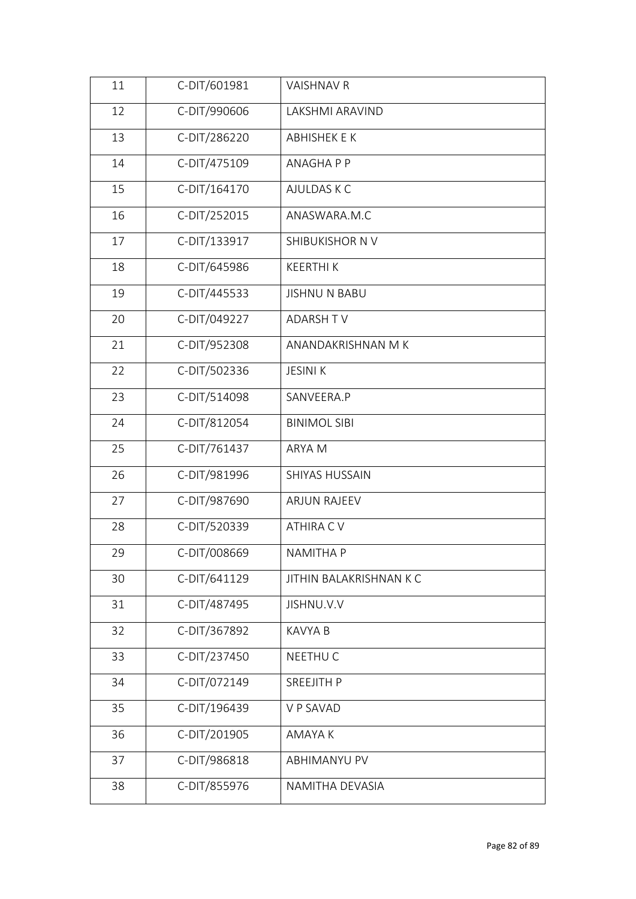| 11 | C-DIT/601981 | VAISHNAV R |
|---|---|---|
| 12 | C-DIT/990606 | LAKSHMI ARAVIND |
| 13 | C-DIT/286220 | ABHISHEK E K |
| 14 | C-DIT/475109 | ANAGHA P P |
| 15 | C-DIT/164170 | AJULDAS K C |
| 16 | C-DIT/252015 | ANASWARA.M.C |
| 17 | C-DIT/133917 | SHIBUKISHOR N V |
| 18 | C-DIT/645986 | KEERTHI K |
| 19 | C-DIT/445533 | JISHNU N BABU |
| 20 | C-DIT/049227 | ADARSH T V |
| 21 | C-DIT/952308 | ANANDAKRISHNAN M K |
| 22 | C-DIT/502336 | JESINI K |
| 23 | C-DIT/514098 | SANVEERA.P |
| 24 | C-DIT/812054 | BINIMOL SIBI |
| 25 | C-DIT/761437 | ARYA M |
| 26 | C-DIT/981996 | SHIYAS HUSSAIN |
| 27 | C-DIT/987690 | ARJUN RAJEEV |
| 28 | C-DIT/520339 | ATHIRA C V |
| 29 | C-DIT/008669 | NAMITHA P |
| 30 | C-DIT/641129 | JITHIN BALAKRISHNAN K C |
| 31 | C-DIT/487495 | JISHNU.V.V |
| 32 | C-DIT/367892 | KAVYA B |
| 33 | C-DIT/237450 | NEETHU C |
| 34 | C-DIT/072149 | SREEJITH P |
| 35 | C-DIT/196439 | V P SAVAD |
| 36 | C-DIT/201905 | AMAYA K |
| 37 | C-DIT/986818 | ABHIMANYU PV |
| 38 | C-DIT/855976 | NAMITHA DEVASIA |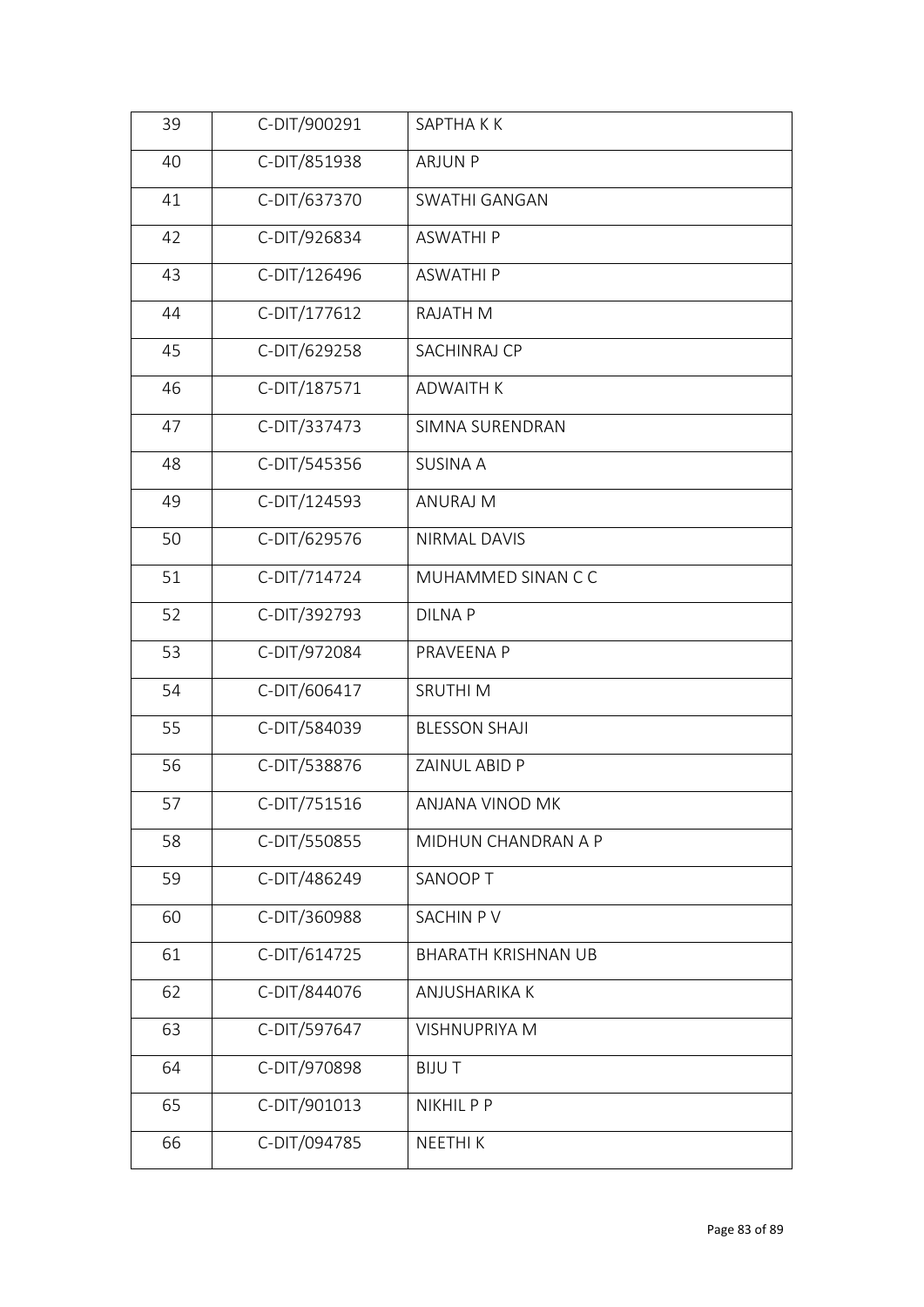| 39 | C-DIT/900291 | SAPTHA K K |
|---|---|---|
| 40 | C-DIT/851938 | ARJUN P |
| 41 | C-DIT/637370 | SWATHI GANGAN |
| 42 | C-DIT/926834 | ASWATHI P |
| 43 | C-DIT/126496 | ASWATHI P |
| 44 | C-DIT/177612 | RAJATH M |
| 45 | C-DIT/629258 | SACHINRAJ CP |
| 46 | C-DIT/187571 | ADWAITH K |
| 47 | C-DIT/337473 | SIMNA SURENDRAN |
| 48 | C-DIT/545356 | SUSINA A |
| 49 | C-DIT/124593 | ANURAJ M |
| 50 | C-DIT/629576 | NIRMAL DAVIS |
| 51 | C-DIT/714724 | MUHAMMED SINAN C C |
| 52 | C-DIT/392793 | DILNA P |
| 53 | C-DIT/972084 | PRAVEENA P |
| 54 | C-DIT/606417 | SRUTHI M |
| 55 | C-DIT/584039 | BLESSON SHAJI |
| 56 | C-DIT/538876 | ZAINUL ABID P |
| 57 | C-DIT/751516 | ANJANA VINOD MK |
| 58 | C-DIT/550855 | MIDHUN CHANDRAN A P |
| 59 | C-DIT/486249 | SANOOP T |
| 60 | C-DIT/360988 | SACHIN P V |
| 61 | C-DIT/614725 | BHARATH KRISHNAN UB |
| 62 | C-DIT/844076 | ANJUSHARIKA K |
| 63 | C-DIT/597647 | VISHNUPRIYA M |
| 64 | C-DIT/970898 | BIJU T |
| 65 | C-DIT/901013 | NIKHIL P P |
| 66 | C-DIT/094785 | NEETHI K |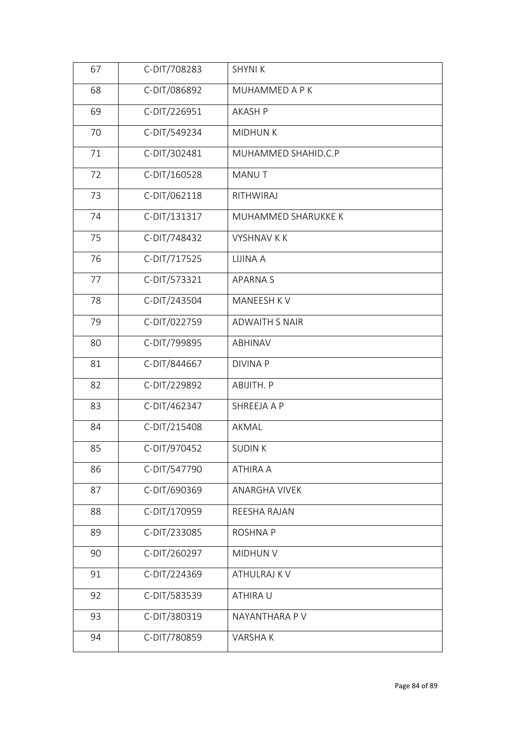| 67 | C-DIT/708283 | SHYNI K |
|---|---|---|
| 68 | C-DIT/086892 | MUHAMMED A P K |
| 69 | C-DIT/226951 | AKASH P |
| 70 | C-DIT/549234 | MIDHUN K |
| 71 | C-DIT/302481 | MUHAMMED SHAHID.C.P |
| 72 | C-DIT/160528 | MANU T |
| 73 | C-DIT/062118 | RITHWIRAJ |
| 74 | C-DIT/131317 | MUHAMMED SHARUKKE K |
| 75 | C-DIT/748432 | VYSHNAV K K |
| 76 | C-DIT/717525 | LIJINA A |
| 77 | C-DIT/573321 | APARNA S |
| 78 | C-DIT/243504 | MANEESH K V |
| 79 | C-DIT/022759 | ADWAITH S NAIR |
| 80 | C-DIT/799895 | ABHINAV |
| 81 | C-DIT/844667 | DIVINA P |
| 82 | C-DIT/229892 | ABIJITH. P |
| 83 | C-DIT/462347 | SHREEJA A P |
| 84 | C-DIT/215408 | AKMAL |
| 85 | C-DIT/970452 | SUDIN K |
| 86 | C-DIT/547790 | ATHIRA A |
| 87 | C-DIT/690369 | ANARGHA VIVEK |
| 88 | C-DIT/170959 | REESHA RAJAN |
| 89 | C-DIT/233085 | ROSHNA P |
| 90 | C-DIT/260297 | MIDHUN V |
| 91 | C-DIT/224369 | ATHULRAJ K V |
| 92 | C-DIT/583539 | ATHIRA U |
| 93 | C-DIT/380319 | NAYANTHARA P V |
| 94 | C-DIT/780859 | VARSHA K |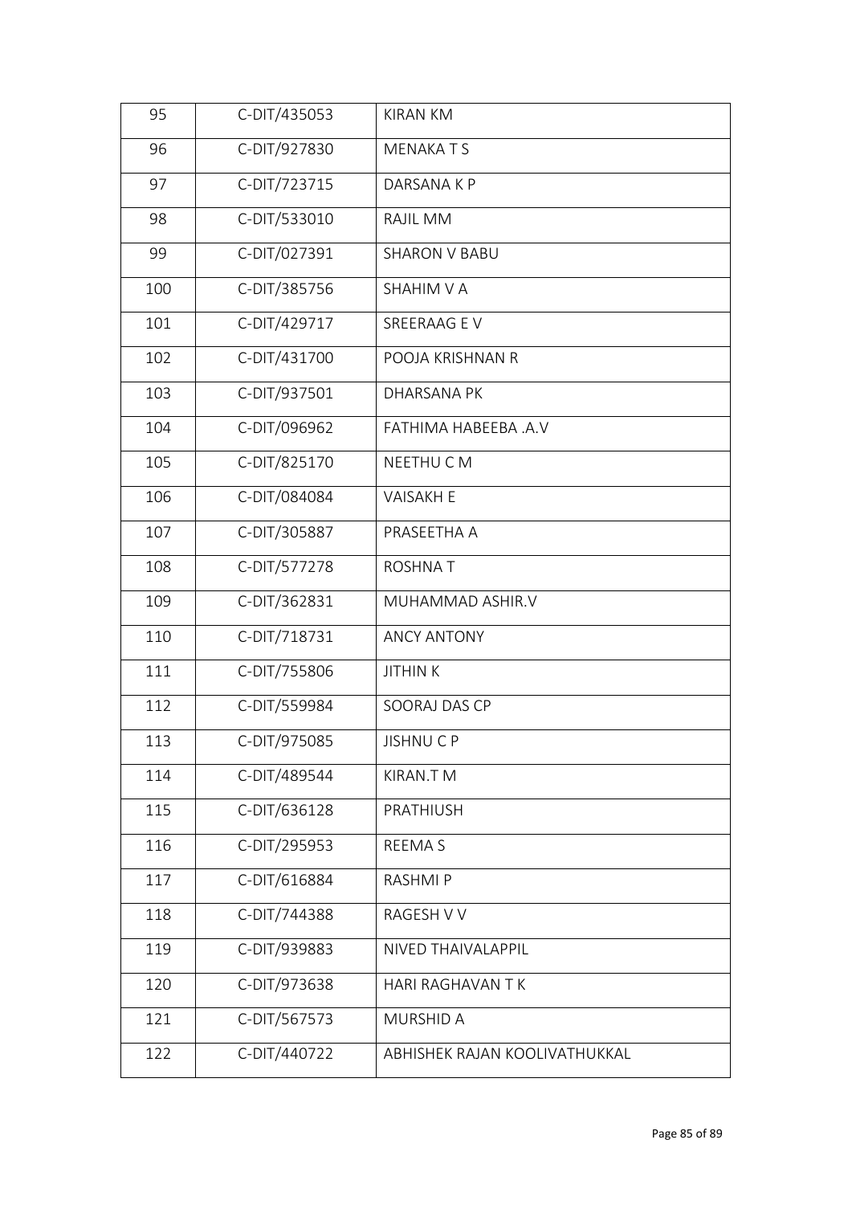| 95 | C-DIT/435053 | KIRAN KM |
|---|---|---|
| 96 | C-DIT/927830 | MENAKA T S |
| 97 | C-DIT/723715 | DARSANA K P |
| 98 | C-DIT/533010 | RAJIL MM |
| 99 | C-DIT/027391 | SHARON V BABU |
| 100 | C-DIT/385756 | SHAHIM V A |
| 101 | C-DIT/429717 | SREERAAG E V |
| 102 | C-DIT/431700 | POOJA KRISHNAN R |
| 103 | C-DIT/937501 | DHARSANA PK |
| 104 | C-DIT/096962 | FATHIMA HABEEBA .A.V |
| 105 | C-DIT/825170 | NEETHU C M |
| 106 | C-DIT/084084 | VAISAKH E |
| 107 | C-DIT/305887 | PRASEETHA A |
| 108 | C-DIT/577278 | ROSHNA T |
| 109 | C-DIT/362831 | MUHAMMAD ASHIR.V |
| 110 | C-DIT/718731 | ANCY ANTONY |
| 111 | C-DIT/755806 | JITHIN K |
| 112 | C-DIT/559984 | SOORAJ DAS CP |
| 113 | C-DIT/975085 | JISHNU C P |
| 114 | C-DIT/489544 | KIRAN.T M |
| 115 | C-DIT/636128 | PRATHIUSH |
| 116 | C-DIT/295953 | REEMA S |
| 117 | C-DIT/616884 | RASHMI P |
| 118 | C-DIT/744388 | RAGESH V V |
| 119 | C-DIT/939883 | NIVED THAIVALAPPIL |
| 120 | C-DIT/973638 | HARI RAGHAVAN T K |
| 121 | C-DIT/567573 | MURSHID A |
| 122 | C-DIT/440722 | ABHISHEK RAJAN KOOLIVATHUKKAL |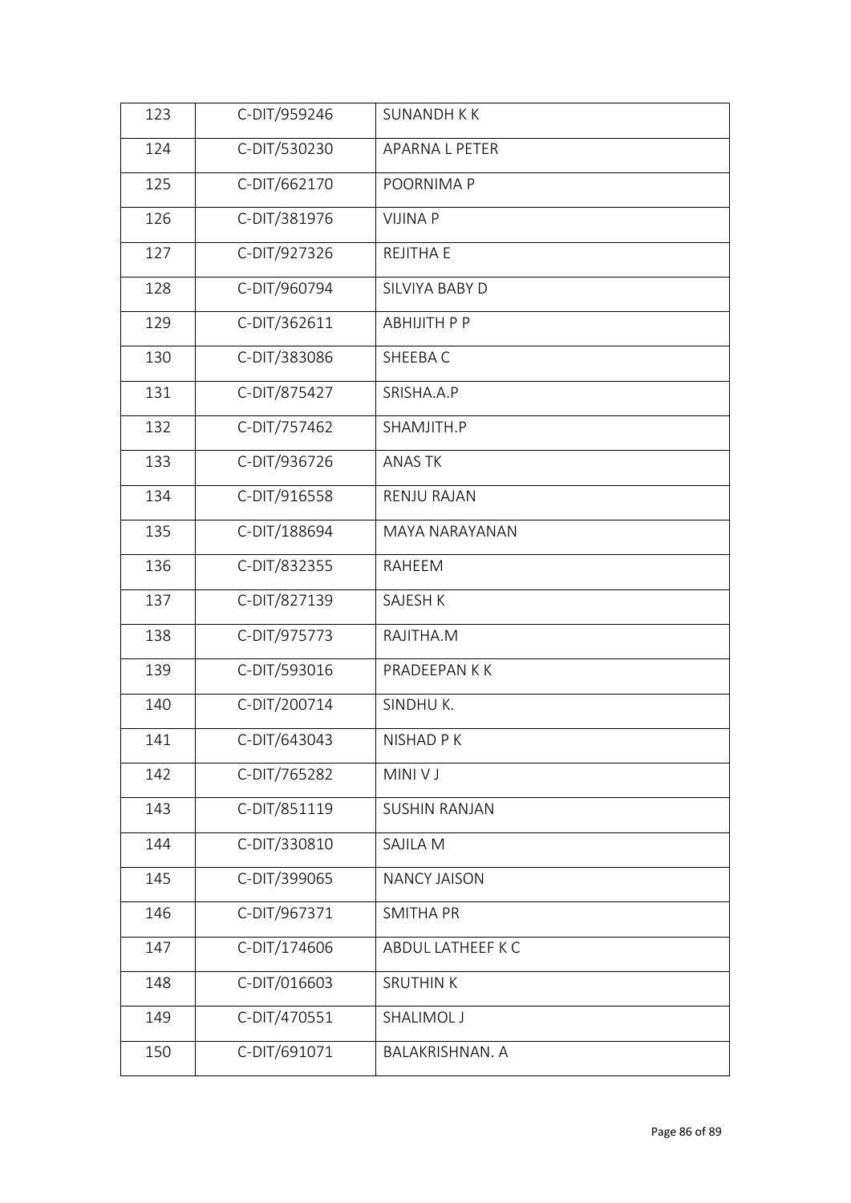| 123 | C-DIT/959246 | SUNANDH K K |
|---|---|---|
| 124 | C-DIT/530230 | APARNA L PETER |
| 125 | C-DIT/662170 | POORNIMA P |
| 126 | C-DIT/381976 | VIJINA P |
| 127 | C-DIT/927326 | REJITHA E |
| 128 | C-DIT/960794 | SILVIYA BABY D |
| 129 | C-DIT/362611 | ABHIJITH P P |
| 130 | C-DIT/383086 | SHEEBA C |
| 131 | C-DIT/875427 | SRISHA.A.P |
| 132 | C-DIT/757462 | SHAMJITH.P |
| 133 | C-DIT/936726 | ANAS TK |
| 134 | C-DIT/916558 | RENJU RAJAN |
| 135 | C-DIT/188694 | MAYA NARAYANAN |
| 136 | C-DIT/832355 | RAHEEM |
| 137 | C-DIT/827139 | SAJESH K |
| 138 | C-DIT/975773 | RAJITHA.M |
| 139 | C-DIT/593016 | PRADEEPAN K K |
| 140 | C-DIT/200714 | SINDHU K. |
| 141 | C-DIT/643043 | NISHAD P K |
| 142 | C-DIT/765282 | MINI V J |
| 143 | C-DIT/851119 | SUSHIN RANJAN |
| 144 | C-DIT/330810 | SAJILA M |
| 145 | C-DIT/399065 | NANCY JAISON |
| 146 | C-DIT/967371 | SMITHA PR |
| 147 | C-DIT/174606 | ABDUL LATHEEF K C |
| 148 | C-DIT/016603 | SRUTHIN K |
| 149 | C-DIT/470551 | SHALIMOL J |
| 150 | C-DIT/691071 | BALAKRISHNAN. A |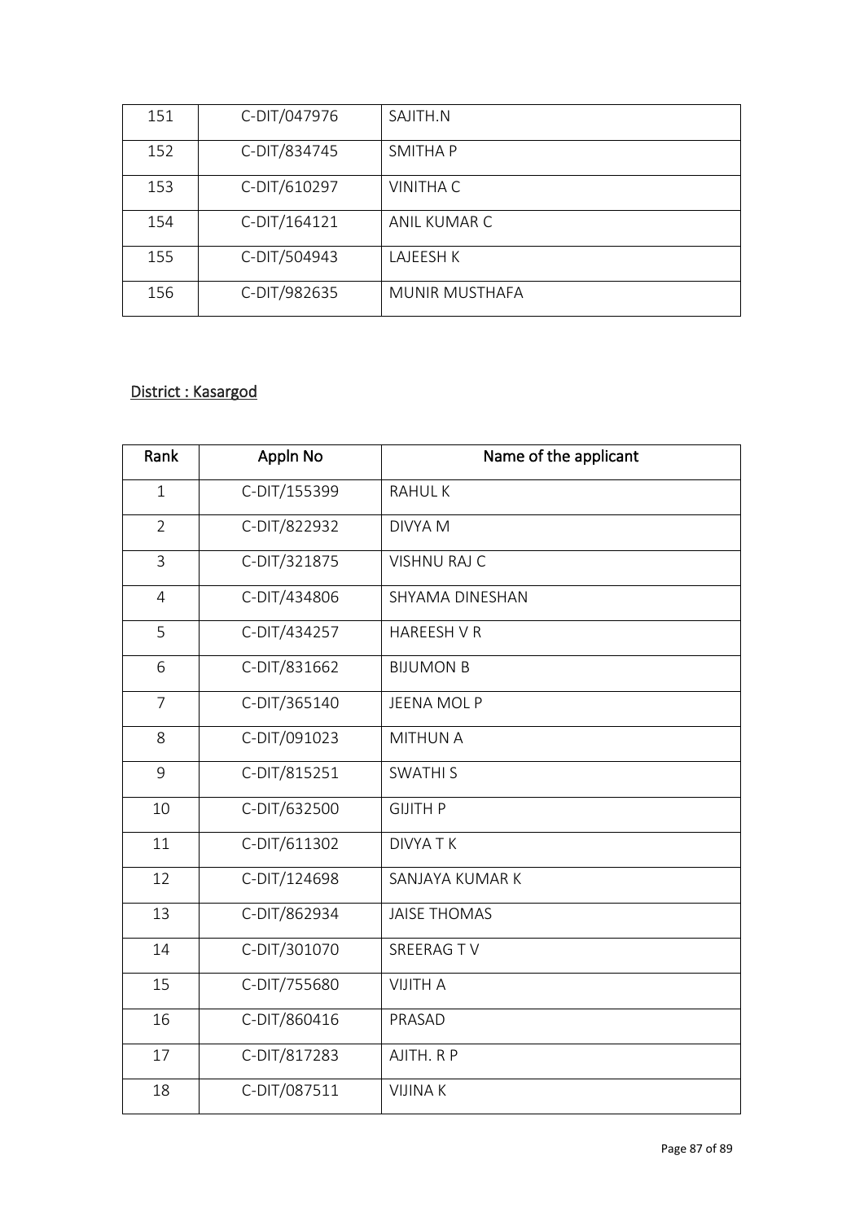| 151 | C-DIT/047976 | SAJITH.N |
|---|---|---|
| 152 | C-DIT/834745 | SMITHA P |
| 153 | C-DIT/610297 | VINITHA C |
| 154 | C-DIT/164121 | ANIL KUMAR C |
| 155 | C-DIT/504943 | LAJEESH K |
| 156 | C-DIT/982635 | MUNIR MUSTHAFA |

District : Kasargod

| Rank | Appln No | Name of the applicant |
|---|---|---|
| 1 | C-DIT/155399 | RAHUL K |
| 2 | C-DIT/822932 | DIVYA M |
| 3 | C-DIT/321875 | VISHNU RAJ C |
| 4 | C-DIT/434806 | SHYAMA DINESHAN |
| 5 | C-DIT/434257 | HAREESH V R |
| 6 | C-DIT/831662 | BIJUMON B |
| 7 | C-DIT/365140 | JEENA MOL P |
| 8 | C-DIT/091023 | MITHUN A |
| 9 | C-DIT/815251 | SWATHI S |
| 10 | C-DIT/632500 | GIJITH P |
| 11 | C-DIT/611302 | DIVYA T K |
| 12 | C-DIT/124698 | SANJAYA KUMAR K |
| 13 | C-DIT/862934 | JAISE THOMAS |
| 14 | C-DIT/301070 | SREERAG T V |
| 15 | C-DIT/755680 | VIJITH A |
| 16 | C-DIT/860416 | PRASAD |
| 17 | C-DIT/817283 | AJITH. R P |
| 18 | C-DIT/087511 | VIJINA K |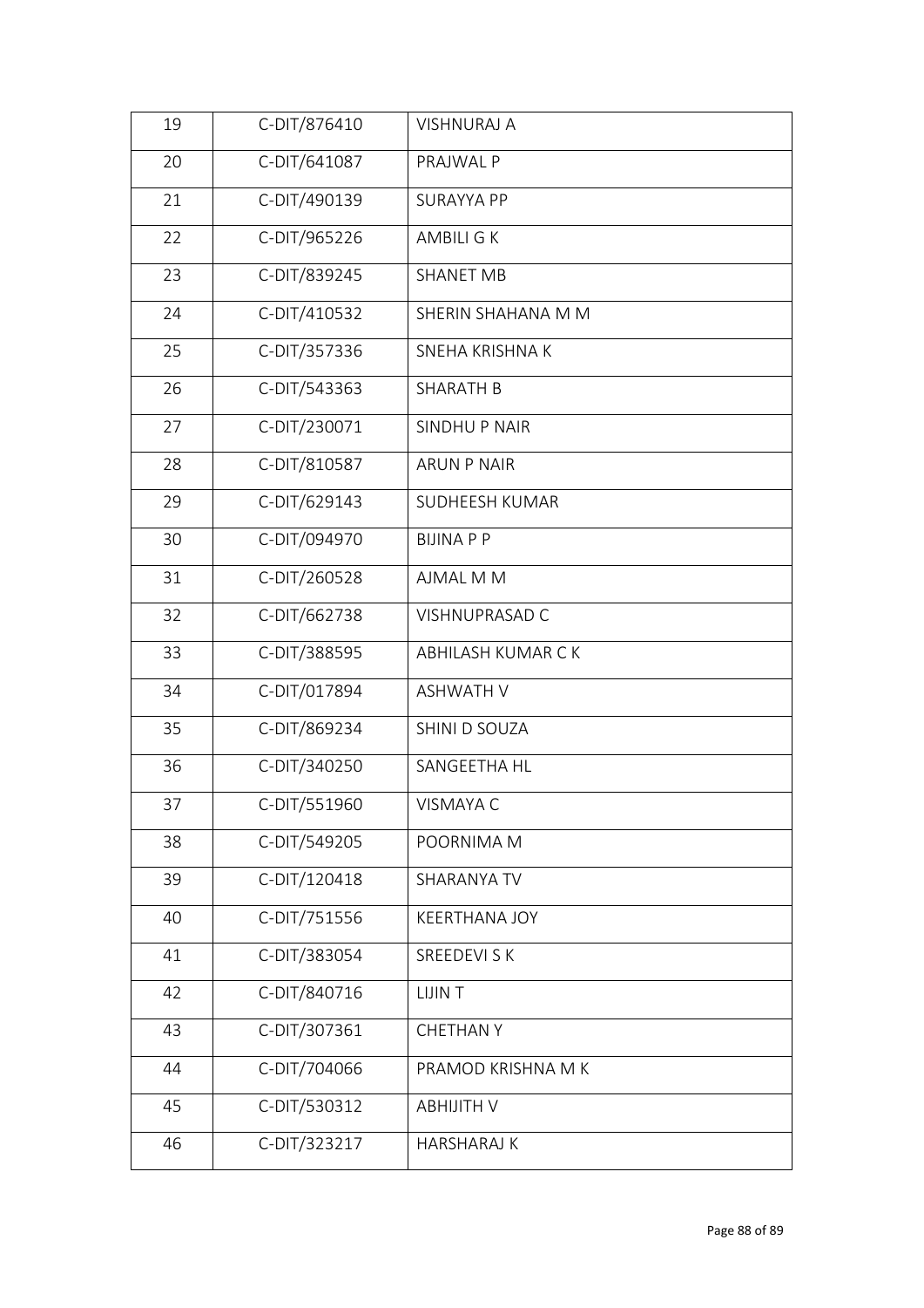| 19 | C-DIT/876410 | VISHNURAJ A |
|---|---|---|
| 20 | C-DIT/641087 | PRAJWAL P |
| 21 | C-DIT/490139 | SURAYYA PP |
| 22 | C-DIT/965226 | AMBILI G K |
| 23 | C-DIT/839245 | SHANET MB |
| 24 | C-DIT/410532 | SHERIN SHAHANA M M |
| 25 | C-DIT/357336 | SNEHA KRISHNA K |
| 26 | C-DIT/543363 | SHARATH B |
| 27 | C-DIT/230071 | SINDHU P NAIR |
| 28 | C-DIT/810587 | ARUN P NAIR |
| 29 | C-DIT/629143 | SUDHEESH KUMAR |
| 30 | C-DIT/094970 | BIJINA P P |
| 31 | C-DIT/260528 | AJMAL M M |
| 32 | C-DIT/662738 | VISHNUPRASAD C |
| 33 | C-DIT/388595 | ABHILASH KUMAR C K |
| 34 | C-DIT/017894 | ASHWATH V |
| 35 | C-DIT/869234 | SHINI D SOUZA |
| 36 | C-DIT/340250 | SANGEETHA HL |
| 37 | C-DIT/551960 | VISMAYA C |
| 38 | C-DIT/549205 | POORNIMA M |
| 39 | C-DIT/120418 | SHARANYA TV |
| 40 | C-DIT/751556 | KEERTHANA JOY |
| 41 | C-DIT/383054 | SREEDEVI S K |
| 42 | C-DIT/840716 | LIJIN T |
| 43 | C-DIT/307361 | CHETHAN Y |
| 44 | C-DIT/704066 | PRAMOD KRISHNA M K |
| 45 | C-DIT/530312 | ABHIJITH V |
| 46 | C-DIT/323217 | HARSHARAJ K |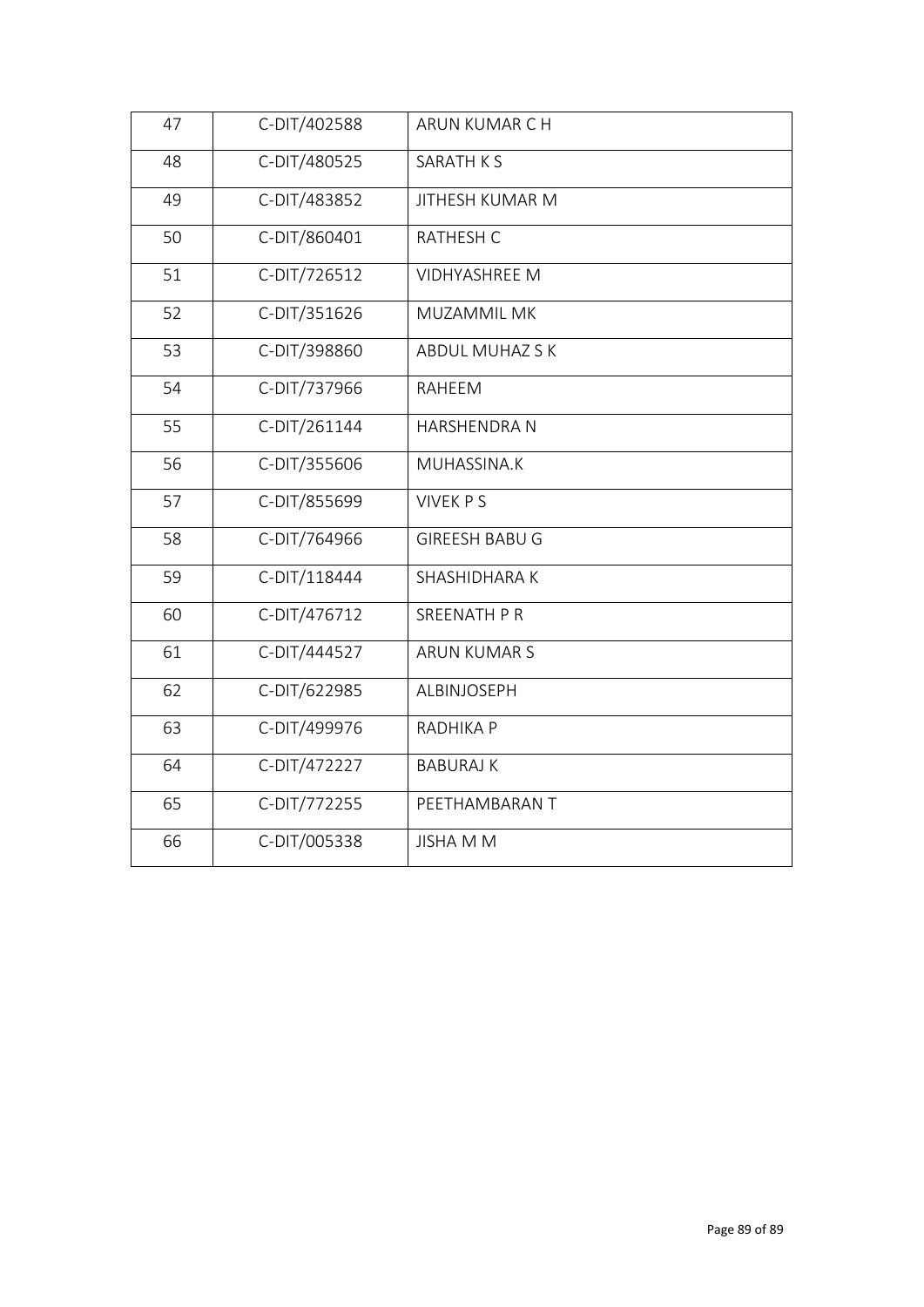| | | |
|---|---|---|
| 47 | C-DIT/402588 | ARUN KUMAR C H |
| 48 | C-DIT/480525 | SARATH K S |
| 49 | C-DIT/483852 | JITHESH KUMAR M |
| 50 | C-DIT/860401 | RATHESH C |
| 51 | C-DIT/726512 | VIDHYASHREE M |
| 52 | C-DIT/351626 | MUZAMMIL MK |
| 53 | C-DIT/398860 | ABDUL MUHAZ S K |
| 54 | C-DIT/737966 | RAHEEM |
| 55 | C-DIT/261144 | HARSHENDRA N |
| 56 | C-DIT/355606 | MUHASSINA.K |
| 57 | C-DIT/855699 | VIVEK P S |
| 58 | C-DIT/764966 | GIREESH BABU G |
| 59 | C-DIT/118444 | SHASHIDHARA K |
| 60 | C-DIT/476712 | SREENATH P R |
| 61 | C-DIT/444527 | ARUN KUMAR S |
| 62 | C-DIT/622985 | ALBINJOSEPH |
| 63 | C-DIT/499976 | RADHIKA P |
| 64 | C-DIT/472227 | BABURAJ K |
| 65 | C-DIT/772255 | PEETHAMBARAN T |
| 66 | C-DIT/005338 | JISHA M M |